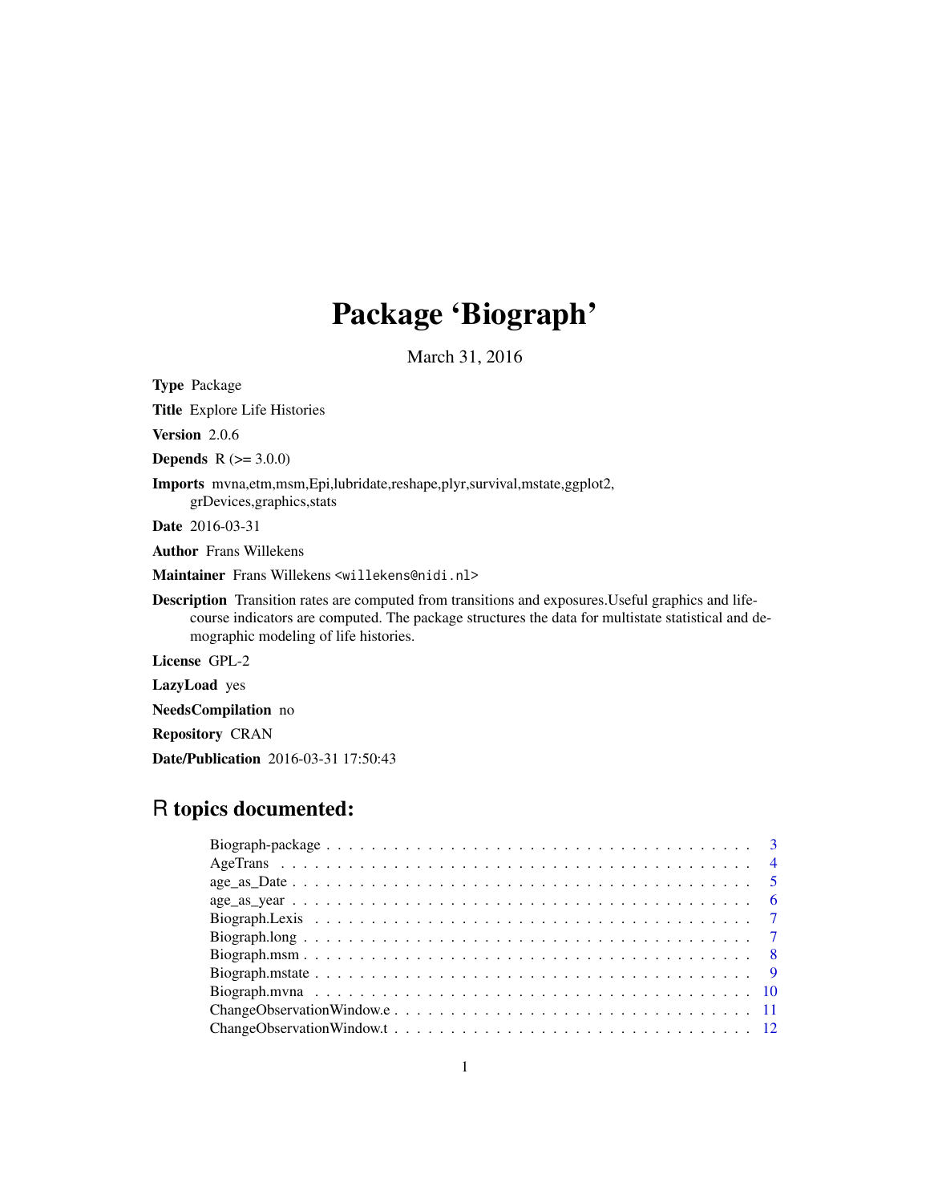# Package 'Biograph'

March 31, 2016

**Type** Package

**Title** Explore Life Histories

**Version** 2.0.6

**Depends** R (>= 3.0.0)

**Imports** mvna,etm,msm,Epi,lubridate,reshape,plyr,survival,mstate,ggplot2, grDevices,graphics,stats

**Date** 2016-03-31

**Author** Frans Willekens

**Maintainer** Frans Willekens <willekens@nidi.nl>

**Description** Transition rates are computed from transitions and exposures.Useful graphics and life-course indicators are computed. The package structures the data for multistate statistical and demographic modeling of life histories.

**License** GPL-2

**LazyLoad** yes

**NeedsCompilation** no

**Repository** CRAN

**Date/Publication** 2016-03-31 17:50:43

## R topics documented:

Biograph-package . . . . . . . . . . . . . . . . . . . . . . . . . . . . . . . . . . . . 3
AgeTrans . . . . . . . . . . . . . . . . . . . . . . . . . . . . . . . . . . . . . . . . 4
age_as_Date . . . . . . . . . . . . . . . . . . . . . . . . . . . . . . . . . . . . . . 5
age_as_year . . . . . . . . . . . . . . . . . . . . . . . . . . . . . . . . . . . . . . 6
Biograph.Lexis . . . . . . . . . . . . . . . . . . . . . . . . . . . . . . . . . . . . . 7
Biograph.long . . . . . . . . . . . . . . . . . . . . . . . . . . . . . . . . . . . . . 7
Biograph.msm . . . . . . . . . . . . . . . . . . . . . . . . . . . . . . . . . . . . . 8
Biograph.mstate . . . . . . . . . . . . . . . . . . . . . . . . . . . . . . . . . . . . 9
Biograph.mvna . . . . . . . . . . . . . . . . . . . . . . . . . . . . . . . . . . . . . 10
ChangeObservationWindow.e . . . . . . . . . . . . . . . . . . . . . . . . . . . . . . 11
ChangeObservationWindow.t . . . . . . . . . . . . . . . . . . . . . . . . . . . . . . 12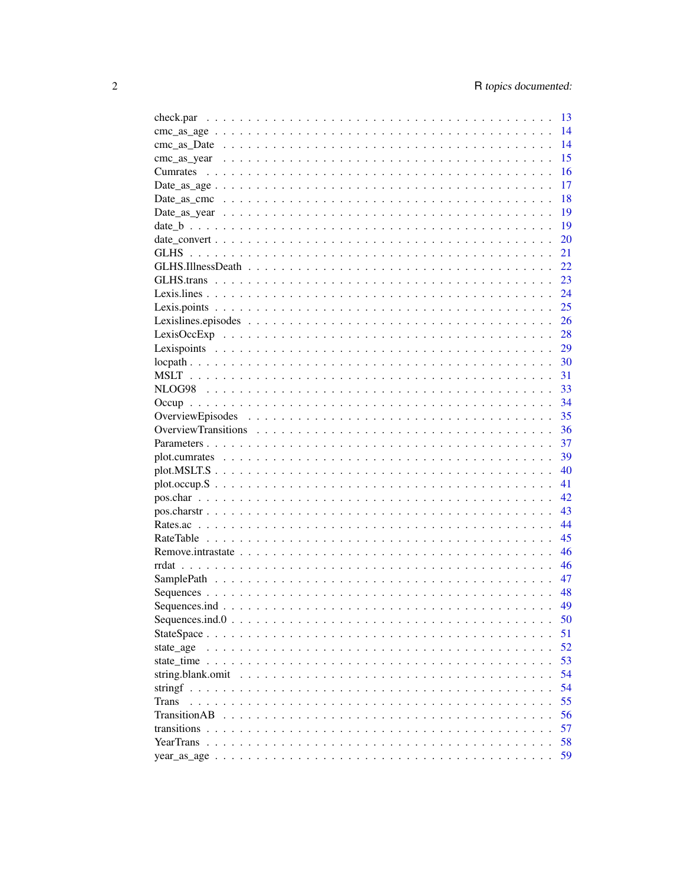check.par . . . . . . . . . . . . . . . . . . . . . . . . . . . . . . . . . . . . . . . . 13
cmc_as_age . . . . . . . . . . . . . . . . . . . . . . . . . . . . . . . . . . . . . . . 14
cmc_as_Date . . . . . . . . . . . . . . . . . . . . . . . . . . . . . . . . . . . . . . 14
cmc_as_year . . . . . . . . . . . . . . . . . . . . . . . . . . . . . . . . . . . . . . 15
Cumrates . . . . . . . . . . . . . . . . . . . . . . . . . . . . . . . . . . . . . . . 16
Date_as_age . . . . . . . . . . . . . . . . . . . . . . . . . . . . . . . . . . . . . . 17
Date_as_cmc . . . . . . . . . . . . . . . . . . . . . . . . . . . . . . . . . . . . . . 18
Date_as_year . . . . . . . . . . . . . . . . . . . . . . . . . . . . . . . . . . . . . . 19
date_b . . . . . . . . . . . . . . . . . . . . . . . . . . . . . . . . . . . . . . . . . 19
date_convert . . . . . . . . . . . . . . . . . . . . . . . . . . . . . . . . . . . . . . 20
GLHS . . . . . . . . . . . . . . . . . . . . . . . . . . . . . . . . . . . . . . . . . . 21
GLHS.IllnessDeath . . . . . . . . . . . . . . . . . . . . . . . . . . . . . . . . . . . 22
GLHS.trans . . . . . . . . . . . . . . . . . . . . . . . . . . . . . . . . . . . . . . . 23
Lexis.lines . . . . . . . . . . . . . . . . . . . . . . . . . . . . . . . . . . . . . . . 24
Lexis.points . . . . . . . . . . . . . . . . . . . . . . . . . . . . . . . . . . . . . . 25
Lexislines.episodes . . . . . . . . . . . . . . . . . . . . . . . . . . . . . . . . . . 26
LexisOccExp . . . . . . . . . . . . . . . . . . . . . . . . . . . . . . . . . . . . . . 28
Lexispoints . . . . . . . . . . . . . . . . . . . . . . . . . . . . . . . . . . . . . . . 29
locpath . . . . . . . . . . . . . . . . . . . . . . . . . . . . . . . . . . . . . . . . . 30
MSLT . . . . . . . . . . . . . . . . . . . . . . . . . . . . . . . . . . . . . . . . . . 31
NLOG98 . . . . . . . . . . . . . . . . . . . . . . . . . . . . . . . . . . . . . . . . . 33
Occup . . . . . . . . . . . . . . . . . . . . . . . . . . . . . . . . . . . . . . . . . . 34
OverviewEpisodes . . . . . . . . . . . . . . . . . . . . . . . . . . . . . . . . . . . 35
OverviewTransitions . . . . . . . . . . . . . . . . . . . . . . . . . . . . . . . . . . 36
Parameters . . . . . . . . . . . . . . . . . . . . . . . . . . . . . . . . . . . . . . . 37
plot.cumrates . . . . . . . . . . . . . . . . . . . . . . . . . . . . . . . . . . . . . 39
plot.MSLT.S . . . . . . . . . . . . . . . . . . . . . . . . . . . . . . . . . . . . . . 40
plot.occup.S . . . . . . . . . . . . . . . . . . . . . . . . . . . . . . . . . . . . . . 41
pos.char . . . . . . . . . . . . . . . . . . . . . . . . . . . . . . . . . . . . . . . . 42
pos.charstr . . . . . . . . . . . . . . . . . . . . . . . . . . . . . . . . . . . . . . . 43
Rates.ac . . . . . . . . . . . . . . . . . . . . . . . . . . . . . . . . . . . . . . . . 44
RateTable . . . . . . . . . . . . . . . . . . . . . . . . . . . . . . . . . . . . . . . 45
Remove.intrastate . . . . . . . . . . . . . . . . . . . . . . . . . . . . . . . . . . . 46
rrdat . . . . . . . . . . . . . . . . . . . . . . . . . . . . . . . . . . . . . . . . . . 46
SamplePath . . . . . . . . . . . . . . . . . . . . . . . . . . . . . . . . . . . . . . . 47
Sequences . . . . . . . . . . . . . . . . . . . . . . . . . . . . . . . . . . . . . . . 48
Sequences.ind . . . . . . . . . . . . . . . . . . . . . . . . . . . . . . . . . . . . . 49
Sequences.ind.0 . . . . . . . . . . . . . . . . . . . . . . . . . . . . . . . . . . . . 50
StateSpace . . . . . . . . . . . . . . . . . . . . . . . . . . . . . . . . . . . . . . . 51
state_age . . . . . . . . . . . . . . . . . . . . . . . . . . . . . . . . . . . . . . . 52
state_time . . . . . . . . . . . . . . . . . . . . . . . . . . . . . . . . . . . . . . . 53
string.blank.omit . . . . . . . . . . . . . . . . . . . . . . . . . . . . . . . . . . . 54
stringf . . . . . . . . . . . . . . . . . . . . . . . . . . . . . . . . . . . . . . . . . 54
Trans . . . . . . . . . . . . . . . . . . . . . . . . . . . . . . . . . . . . . . . . . . 55
TransitionAB . . . . . . . . . . . . . . . . . . . . . . . . . . . . . . . . . . . . . . 56
transitions . . . . . . . . . . . . . . . . . . . . . . . . . . . . . . . . . . . . . . . 57
YearTrans . . . . . . . . . . . . . . . . . . . . . . . . . . . . . . . . . . . . . . . 58
year_as_age . . . . . . . . . . . . . . . . . . . . . . . . . . . . . . . . . . . . . . 59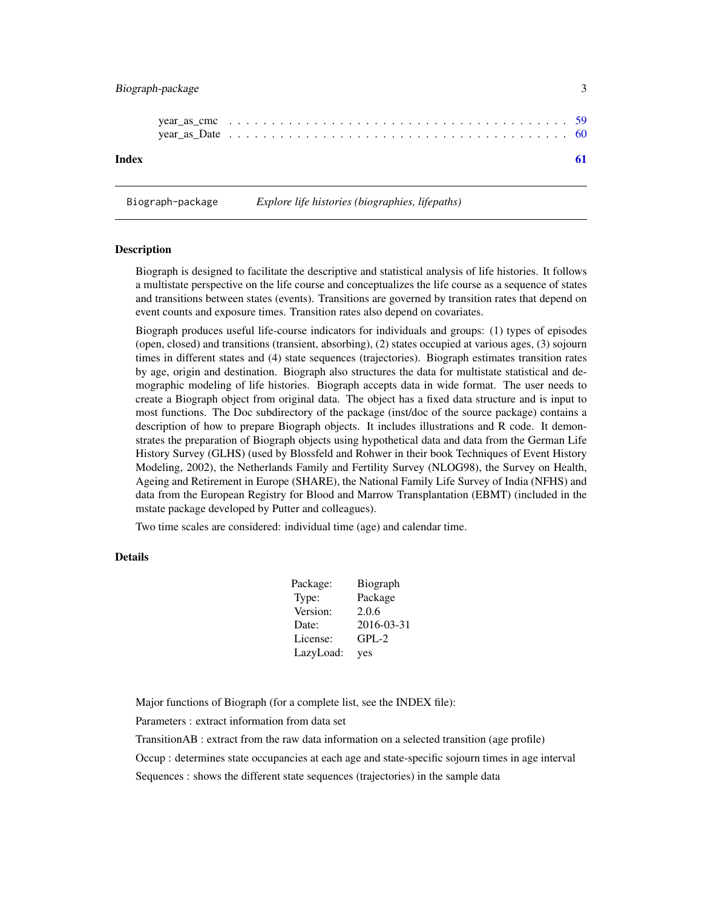year_as_cmc . . . . . . . . . . . . . . . . . . . . . . . . . . . . . . . . . . . . 59
year_as_Date . . . . . . . . . . . . . . . . . . . . . . . . . . . . . . . . . . . . 60

**Index** **61**

---

Biograph-package &nbsp;&nbsp;&nbsp;&nbsp; *Explore life histories (biographies, lifepaths)*

---

## Description

Biograph is designed to facilitate the descriptive and statistical analysis of life histories. It follows a multistate perspective on the life course and conceptualizes the life course as a sequence of states and transitions between states (events). Transitions are governed by transition rates that depend on event counts and exposure times. Transition rates also depend on covariates.

Biograph produces useful life-course indicators for individuals and groups: (1) types of episodes (open, closed) and transitions (transient, absorbing), (2) states occupied at various ages, (3) sojourn times in different states and (4) state sequences (trajectories). Biograph estimates transition rates by age, origin and destination. Biograph also structures the data for multistate statistical and demographic modeling of life histories. Biograph accepts data in wide format. The user needs to create a Biograph object from original data. The object has a fixed data structure and is input to most functions. The Doc subdirectory of the package (inst/doc of the source package) contains a description of how to prepare Biograph objects. It includes illustrations and R code. It demonstrates the preparation of Biograph objects using hypothetical data and data from the German Life History Survey (GLHS) (used by Blossfeld and Rohwer in their book Techniques of Event History Modeling, 2002), the Netherlands Family and Fertility Survey (NLOG98), the Survey on Health, Ageing and Retirement in Europe (SHARE), the National Family Life Survey of India (NFHS) and data from the European Registry for Blood and Marrow Transplantation (EBMT) (included in the mstate package developed by Putter and colleagues).

Two time scales are considered: individual time (age) and calendar time.

## Details

| | |
|---|---|
| Package: | Biograph |
| Type: | Package |
| Version: | 2.0.6 |
| Date: | 2016-03-31 |
| License: | GPL-2 |
| LazyLoad: | yes |

Major functions of Biograph (for a complete list, see the INDEX file):

Parameters : extract information from data set

TransitionAB : extract from the raw data information on a selected transition (age profile)

Occup : determines state occupancies at each age and state-specific sojourn times in age interval

Sequences : shows the different state sequences (trajectories) in the sample data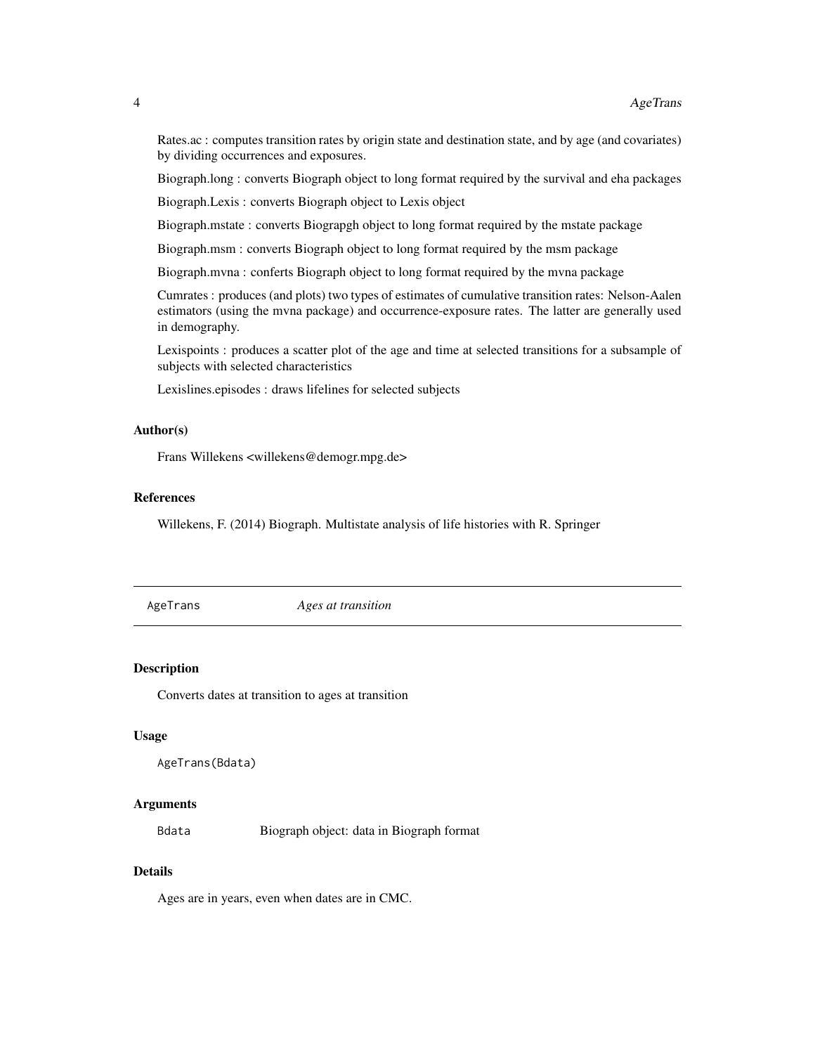Rates.ac : computes transition rates by origin state and destination state, and by age (and covariates) by dividing occurrences and exposures.

Biograph.long : converts Biograph object to long format required by the survival and eha packages

Biograph.Lexis : converts Biograph object to Lexis object

Biograph.mstate : converts Biograpgh object to long format required by the mstate package

Biograph.msm : converts Biograph object to long format required by the msm package

Biograph.mvna : conferts Biograph object to long format required by the mvna package

Cumrates : produces (and plots) two types of estimates of cumulative transition rates: Nelson-Aalen estimators (using the mvna package) and occurrence-exposure rates. The latter are generally used in demography.

Lexispoints : produces a scatter plot of the age and time at selected transitions for a subsample of subjects with selected characteristics

Lexislines.episodes : draws lifelines for selected subjects

### Author(s)

Frans Willekens <willekens@demogr.mpg.de>

### References

Willekens, F. (2014) Biograph. Multistate analysis of life histories with R. Springer

---

## AgeTrans *Ages at transition*

### Description

Converts dates at transition to ages at transition

### Usage

```
AgeTrans(Bdata)
```

### Arguments

| | |
|---|---|
| Bdata | Biograph object: data in Biograph format |

### Details

Ages are in years, even when dates are in CMC.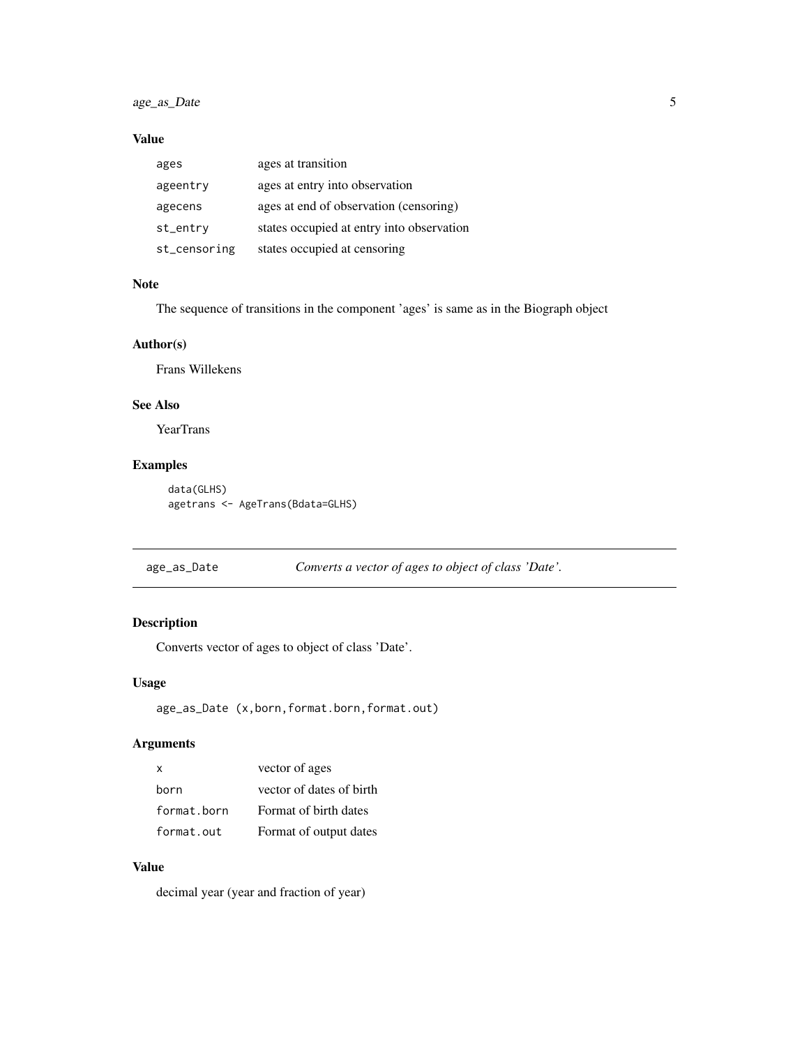### Value

| | |
|---|---|
| `ages` | ages at transition |
| `ageentry` | ages at entry into observation |
| `agecens` | ages at end of observation (censoring) |
| `st_entry` | states occupied at entry into observation |
| `st_censoring` | states occupied at censoring |

### Note

The sequence of transitions in the component 'ages' is same as in the Biograph object

### Author(s)

Frans Willekens

### See Also

YearTrans

### Examples

```
data(GLHS)
agetrans <- AgeTrans(Bdata=GLHS)
```

---

## age_as_Date — *Converts a vector of ages to object of class 'Date'.*

### Description

Converts vector of ages to object of class 'Date'.

### Usage

```
age_as_Date (x,born,format.born,format.out)
```

### Arguments

| | |
|---|---|
| `x` | vector of ages |
| `born` | vector of dates of birth |
| `format.born` | Format of birth dates |
| `format.out` | Format of output dates |

### Value

decimal year (year and fraction of year)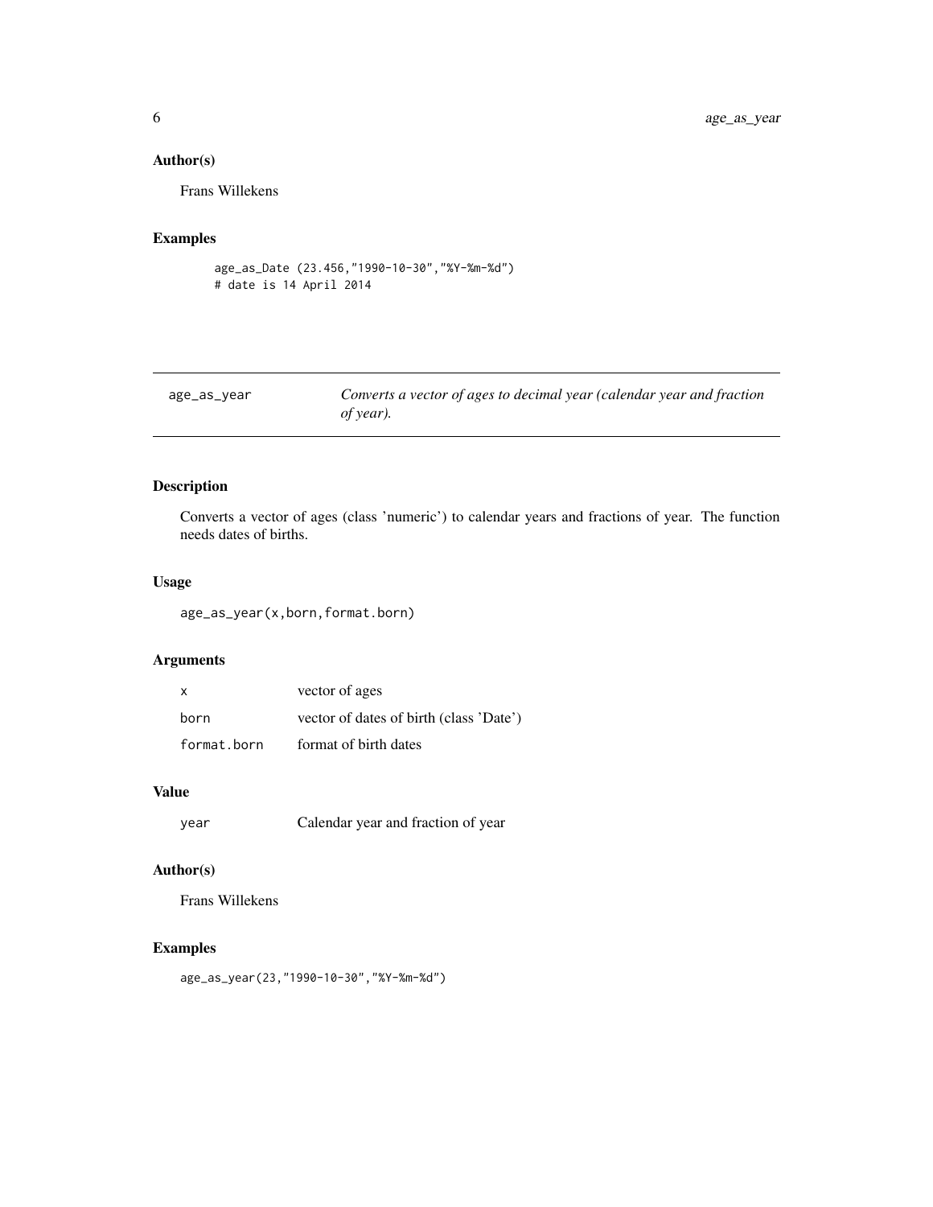### Author(s)

Frans Willekens

### Examples

```
age_as_Date (23.456,"1990-10-30","%Y-%m-%d")
# date is 14 April 2014
```

---

## age_as_year

*Converts a vector of ages to decimal year (calendar year and fraction of year).*

---

### Description

Converts a vector of ages (class 'numeric') to calendar years and fractions of year. The function needs dates of births.

### Usage

```
age_as_year(x,born,format.born)
```

### Arguments

| | |
|---|---|
| x | vector of ages |
| born | vector of dates of birth (class 'Date') |
| format.born | format of birth dates |

### Value

| | |
|---|---|
| year | Calendar year and fraction of year |

### Author(s)

Frans Willekens

### Examples

```
age_as_year(23,"1990-10-30","%Y-%m-%d")
```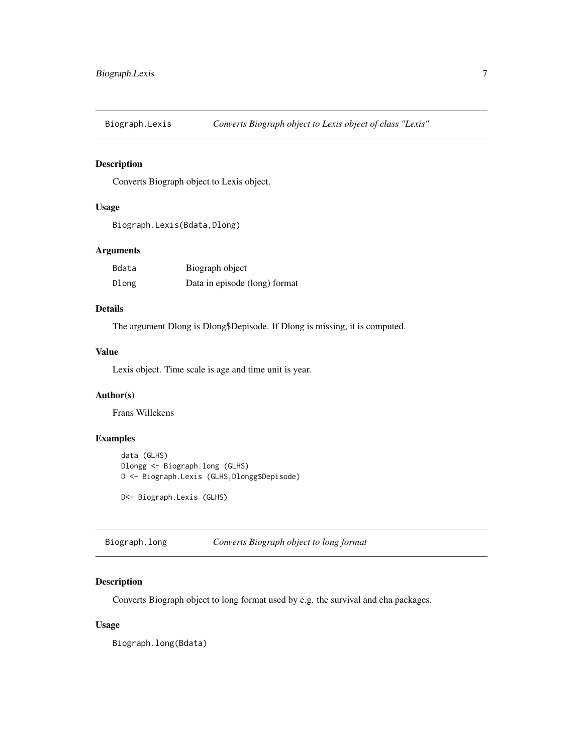## Biograph.Lexis — *Converts Biograph object to Lexis object of class "Lexis"*

### Description

Converts Biograph object to Lexis object.

### Usage

```
Biograph.Lexis(Bdata,Dlong)
```

### Arguments

| | |
|---|---|
| Bdata | Biograph object |
| Dlong | Data in episode (long) format |

### Details

The argument Dlong is Dlong$Depisode. If Dlong is missing, it is computed.

### Value

Lexis object. Time scale is age and time unit is year.

### Author(s)

Frans Willekens

### Examples

```
data (GLHS)
Dlongg <- Biograph.long (GLHS)
D <- Biograph.Lexis (GLHS,Dlongg$Depisode)

D<- Biograph.Lexis (GLHS)
```

## Biograph.long — *Converts Biograph object to long format*

### Description

Converts Biograph object to long format used by e.g. the survival and eha packages.

### Usage

```
Biograph.long(Bdata)
```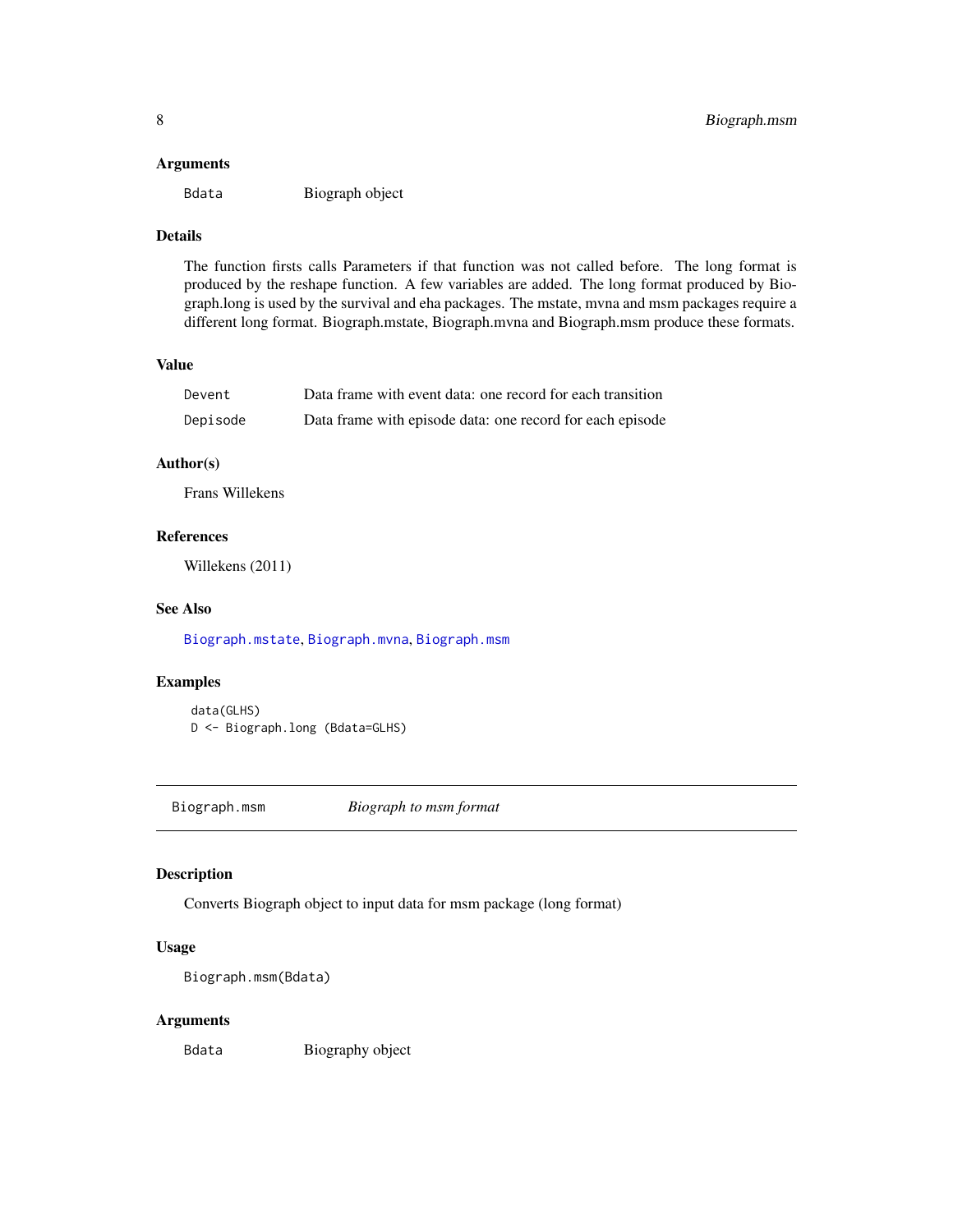### Arguments

| | |
|---|---|
| Bdata | Biograph object |

### Details

The function firsts calls Parameters if that function was not called before. The long format is produced by the reshape function. A few variables are added. The long format produced by Biograph.long is used by the survival and eha packages. The mstate, mvna and msm packages require a different long format. Biograph.mstate, Biograph.mvna and Biograph.msm produce these formats.

### Value

| | |
|---|---|
| Devent | Data frame with event data: one record for each transition |
| Depisode | Data frame with episode data: one record for each episode |

### Author(s)

Frans Willekens

### References

Willekens (2011)

### See Also

Biograph.mstate, Biograph.mvna, Biograph.msm

### Examples

```
data(GLHS)
D <- Biograph.long (Bdata=GLHS)
```

---

## Biograph.msm *Biograph to msm format*

### Description

Converts Biograph object to input data for msm package (long format)

### Usage

```
Biograph.msm(Bdata)
```

### Arguments

| | |
|---|---|
| Bdata | Biography object |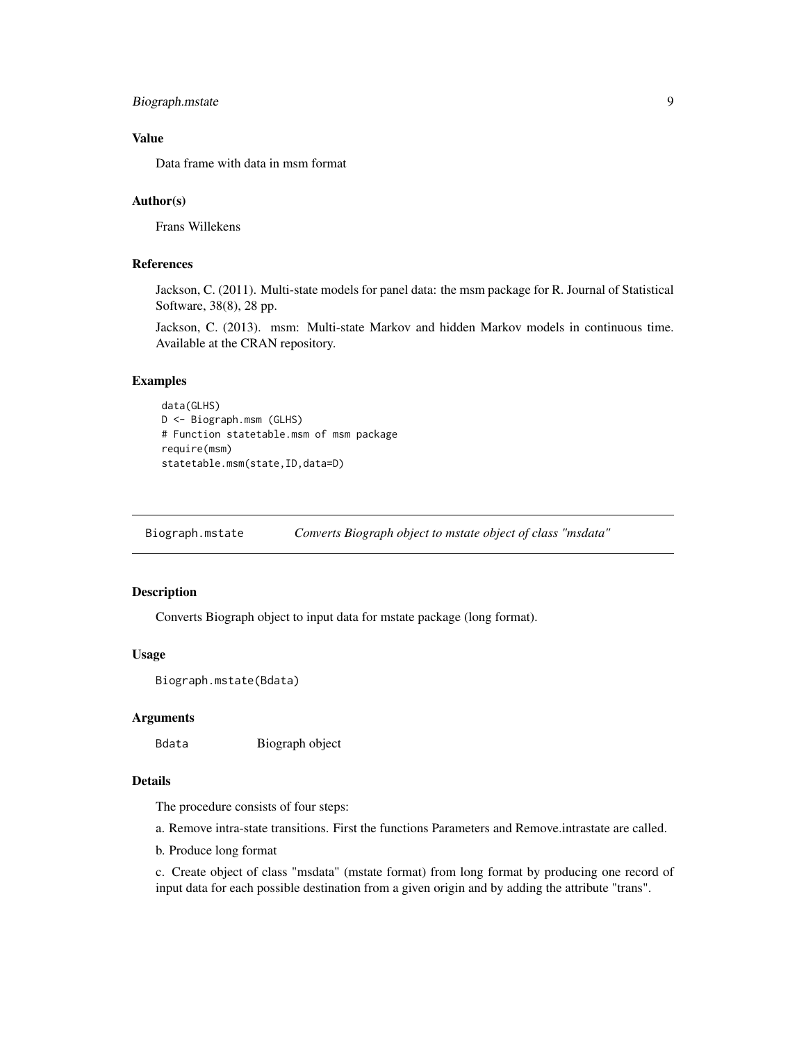### Value

Data frame with data in msm format

### Author(s)

Frans Willekens

### References

Jackson, C. (2011). Multi-state models for panel data: the msm package for R. Journal of Statistical Software, 38(8), 28 pp.

Jackson, C. (2013). msm: Multi-state Markov and hidden Markov models in continuous time. Available at the CRAN repository.

### Examples

```
data(GLHS)
D <- Biograph.msm (GLHS)
# Function statetable.msm of msm package
require(msm)
statetable.msm(state,ID,data=D)
```

---

## Biograph.mstate *Converts Biograph object to mstate object of class "msdata"*

---

### Description

Converts Biograph object to input data for mstate package (long format).

### Usage

```
Biograph.mstate(Bdata)
```

### Arguments

| | |
|---|---|
| Bdata | Biograph object |

### Details

The procedure consists of four steps:

a. Remove intra-state transitions. First the functions Parameters and Remove.intrastate are called.

b. Produce long format

c. Create object of class "msdata" (mstate format) from long format by producing one record of input data for each possible destination from a given origin and by adding the attribute "trans".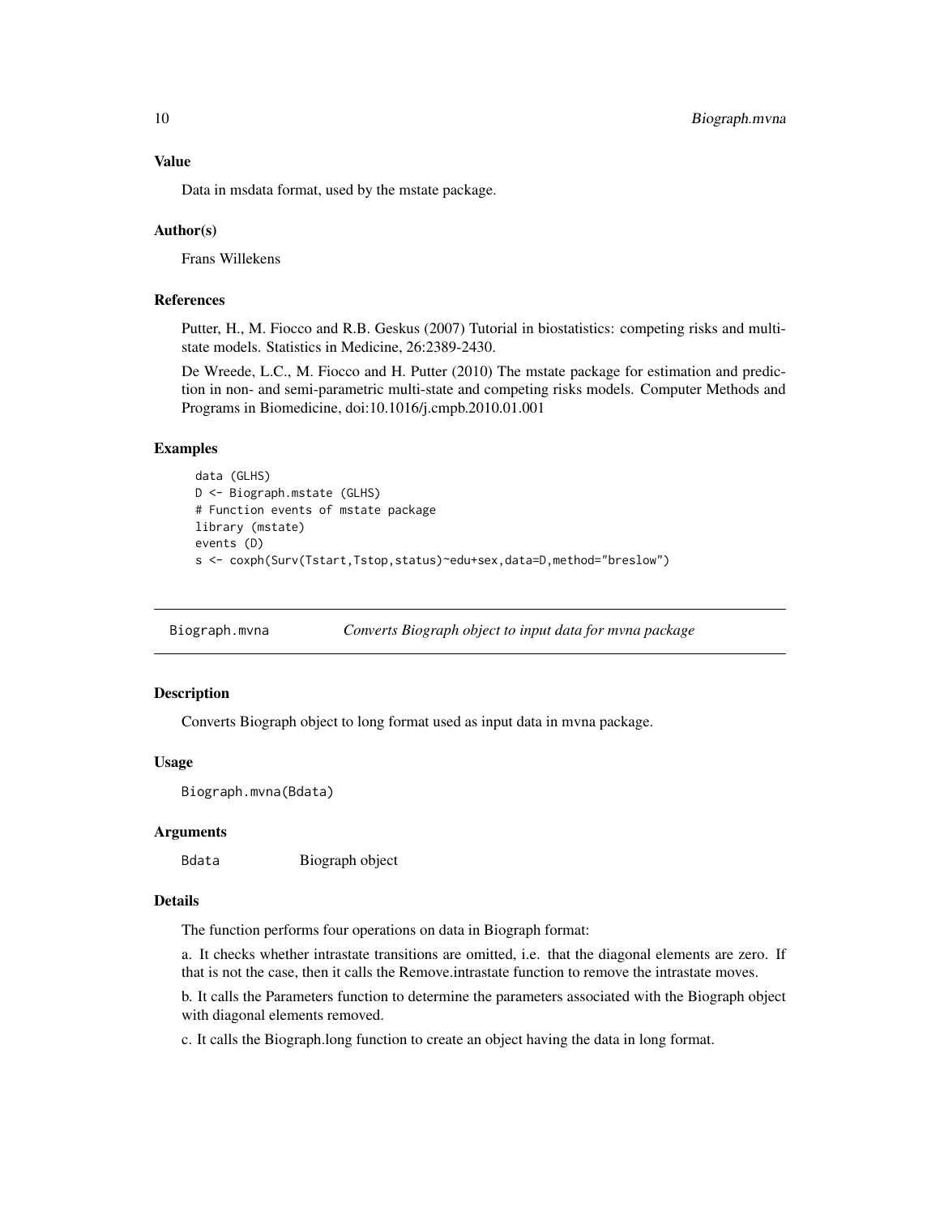### Value

Data in msdata format, used by the mstate package.

### Author(s)

Frans Willekens

### References

Putter, H., M. Fiocco and R.B. Geskus (2007) Tutorial in biostatistics: competing risks and multi-state models. Statistics in Medicine, 26:2389-2430.

De Wreede, L.C., M. Fiocco and H. Putter (2010) The mstate package for estimation and prediction in non- and semi-parametric multi-state and competing risks models. Computer Methods and Programs in Biomedicine, doi:10.1016/j.cmpb.2010.01.001

### Examples

```
data (GLHS)
D <- Biograph.mstate (GLHS)
# Function events of mstate package
library (mstate)
events (D)
s <- coxph(Surv(Tstart,Tstop,status)~edu+sex,data=D,method="breslow")
```

---

## Biograph.mvna — *Converts Biograph object to input data for mvna package*

### Description

Converts Biograph object to long format used as input data in mvna package.

### Usage

```
Biograph.mvna(Bdata)
```

### Arguments

| | |
|---|---|
| Bdata | Biograph object |

### Details

The function performs four operations on data in Biograph format:

a. It checks whether intrastate transitions are omitted, i.e. that the diagonal elements are zero. If that is not the case, then it calls the Remove.intrastate function to remove the intrastate moves.

b. It calls the Parameters function to determine the parameters associated with the Biograph object with diagonal elements removed.

c. It calls the Biograph.long function to create an object having the data in long format.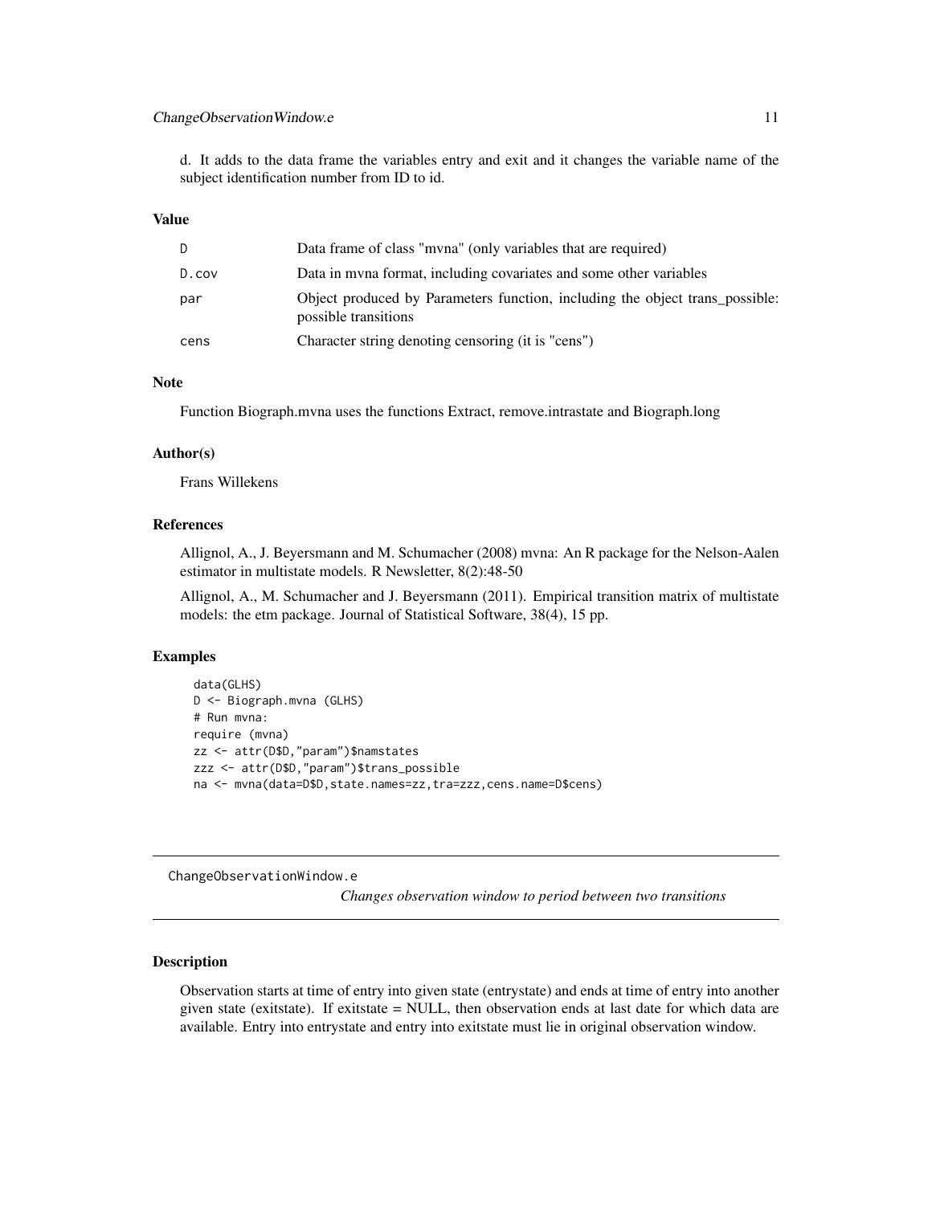d. It adds to the data frame the variables entry and exit and it changes the variable name of the subject identification number from ID to id.

### Value

| | |
|---|---|
| D | Data frame of class "mvna" (only variables that are required) |
| D.cov | Data in mvna format, including covariates and some other variables |
| par | Object produced by Parameters function, including the object trans_possible: possible transitions |
| cens | Character string denoting censoring (it is "cens") |

### Note

Function Biograph.mvna uses the functions Extract, remove.intrastate and Biograph.long

### Author(s)

Frans Willekens

### References

Allignol, A., J. Beyersmann and M. Schumacher (2008) mvna: An R package for the Nelson-Aalen estimator in multistate models. R Newsletter, 8(2):48-50

Allignol, A., M. Schumacher and J. Beyersmann (2011). Empirical transition matrix of multistate models: the etm package. Journal of Statistical Software, 38(4), 15 pp.

### Examples

```
data(GLHS)
D <- Biograph.mvna (GLHS)
# Run mvna:
require (mvna)
zz <- attr(D$D,"param")$namstates
zzz <- attr(D$D,"param")$trans_possible
na <- mvna(data=D$D,state.names=zz,tra=zzz,cens.name=D$cens)
```

---

## ChangeObservationWindow.e

*Changes observation window to period between two transitions*

### Description

Observation starts at time of entry into given state (entrystate) and ends at time of entry into another given state (exitstate). If exitstate = NULL, then observation ends at last date for which data are available. Entry into entrystate and entry into exitstate must lie in original observation window.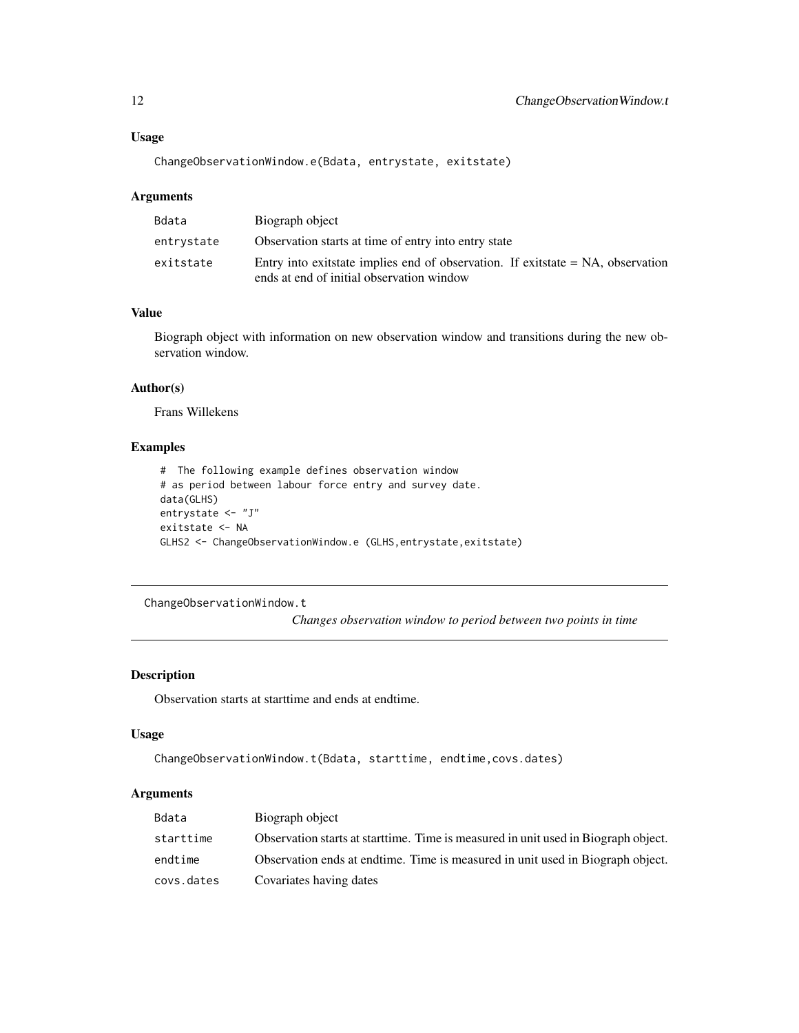### Usage

```
ChangeObservationWindow.e(Bdata, entrystate, exitstate)
```

### Arguments

| | |
|---|---|
| Bdata | Biograph object |
| entrystate | Observation starts at time of entry into entry state |
| exitstate | Entry into exitstate implies end of observation. If exitstate = NA, observation ends at end of initial observation window |

### Value

Biograph object with information on new observation window and transitions during the new observation window.

### Author(s)

Frans Willekens

### Examples

```
#  The following example defines observation window
# as period between labour force entry and survey date.
data(GLHS)
entrystate <- "J"
exitstate <- NA
GLHS2 <- ChangeObservationWindow.e (GLHS,entrystate,exitstate)
```

---

## ChangeObservationWindow.t

*Changes observation window to period between two points in time*

### Description

Observation starts at starttime and ends at endtime.

### Usage

```
ChangeObservationWindow.t(Bdata, starttime, endtime,covs.dates)
```

### Arguments

| | |
|---|---|
| Bdata | Biograph object |
| starttime | Observation starts at starttime. Time is measured in unit used in Biograph object. |
| endtime | Observation ends at endtime. Time is measured in unit used in Biograph object. |
| covs.dates | Covariates having dates |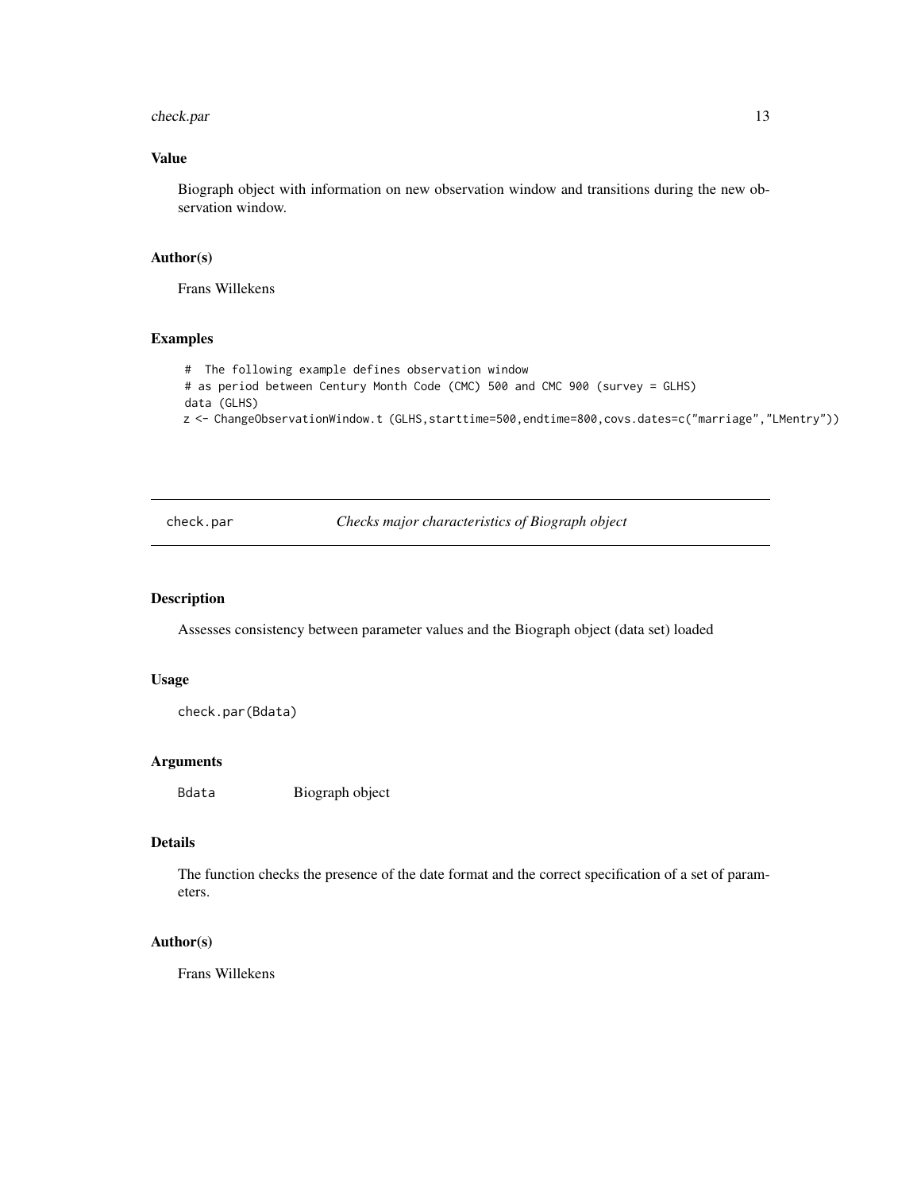### Value

Biograph object with information on new observation window and transitions during the new observation window.

### Author(s)

Frans Willekens

### Examples

```
#  The following example defines observation window
# as period between Century Month Code (CMC) 500 and CMC 900 (survey = GLHS)
data (GLHS)
z <- ChangeObservationWindow.t (GLHS,starttime=500,endtime=800,covs.dates=c("marriage","LMentry"))
```

---

## check.par — *Checks major characteristics of Biograph object*

---

### Description

Assesses consistency between parameter values and the Biograph object (data set) loaded

### Usage

```
check.par(Bdata)
```

### Arguments

| | |
|---|---|
| Bdata | Biograph object |

### Details

The function checks the presence of the date format and the correct specification of a set of parameters.

### Author(s)

Frans Willekens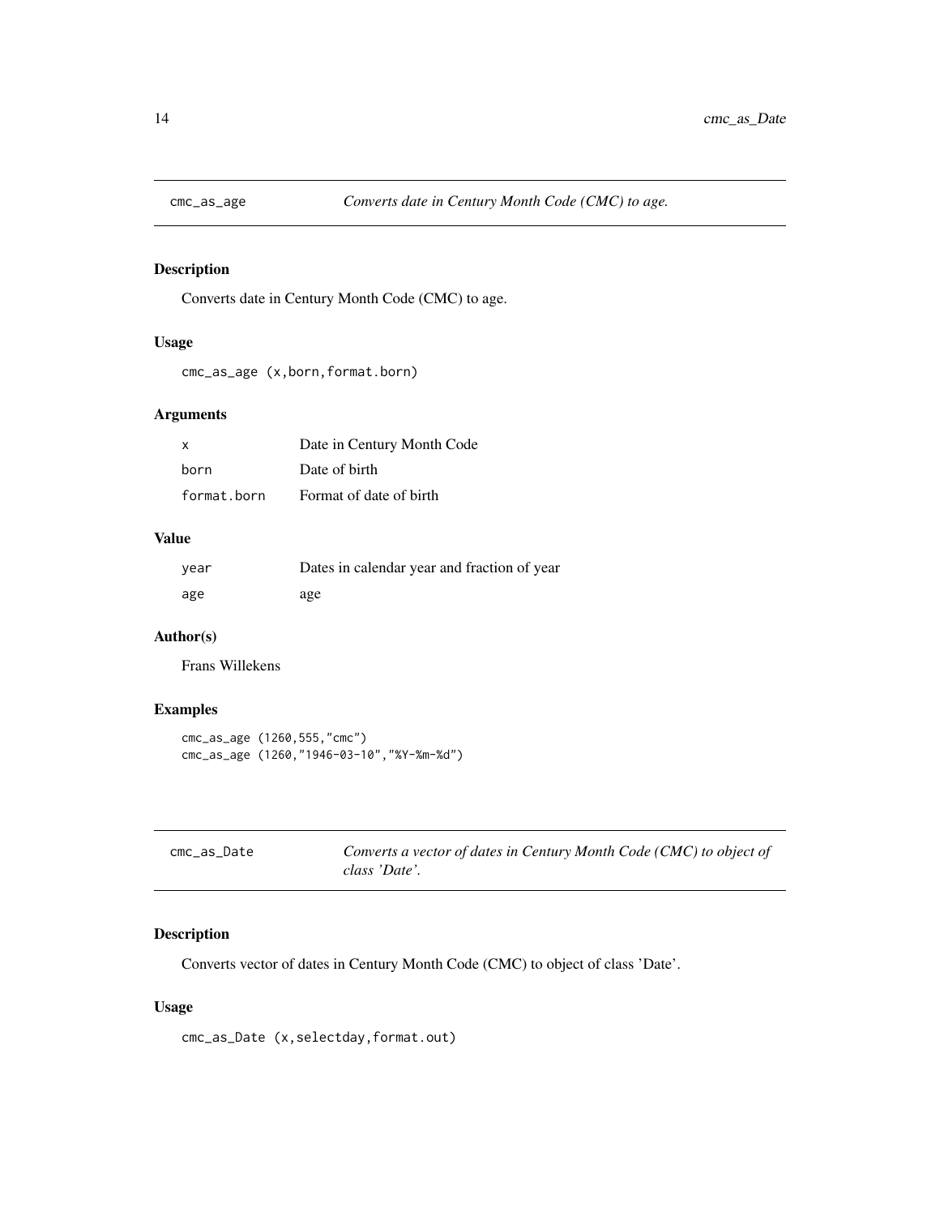## cmc_as_age — *Converts date in Century Month Code (CMC) to age.*

### Description

Converts date in Century Month Code (CMC) to age.

### Usage

```
cmc_as_age (x,born,format.born)
```

### Arguments

| | |
|---|---|
| x | Date in Century Month Code |
| born | Date of birth |
| format.born | Format of date of birth |

### Value

| | |
|---|---|
| year | Dates in calendar year and fraction of year |
| age | age |

### Author(s)

Frans Willekens

### Examples

```
cmc_as_age (1260,555,"cmc")
cmc_as_age (1260,"1946-03-10","%Y-%m-%d")
```

## cmc_as_Date — *Converts a vector of dates in Century Month Code (CMC) to object of class 'Date'.*

### Description

Converts vector of dates in Century Month Code (CMC) to object of class 'Date'.

### Usage

```
cmc_as_Date (x,selectday,format.out)
```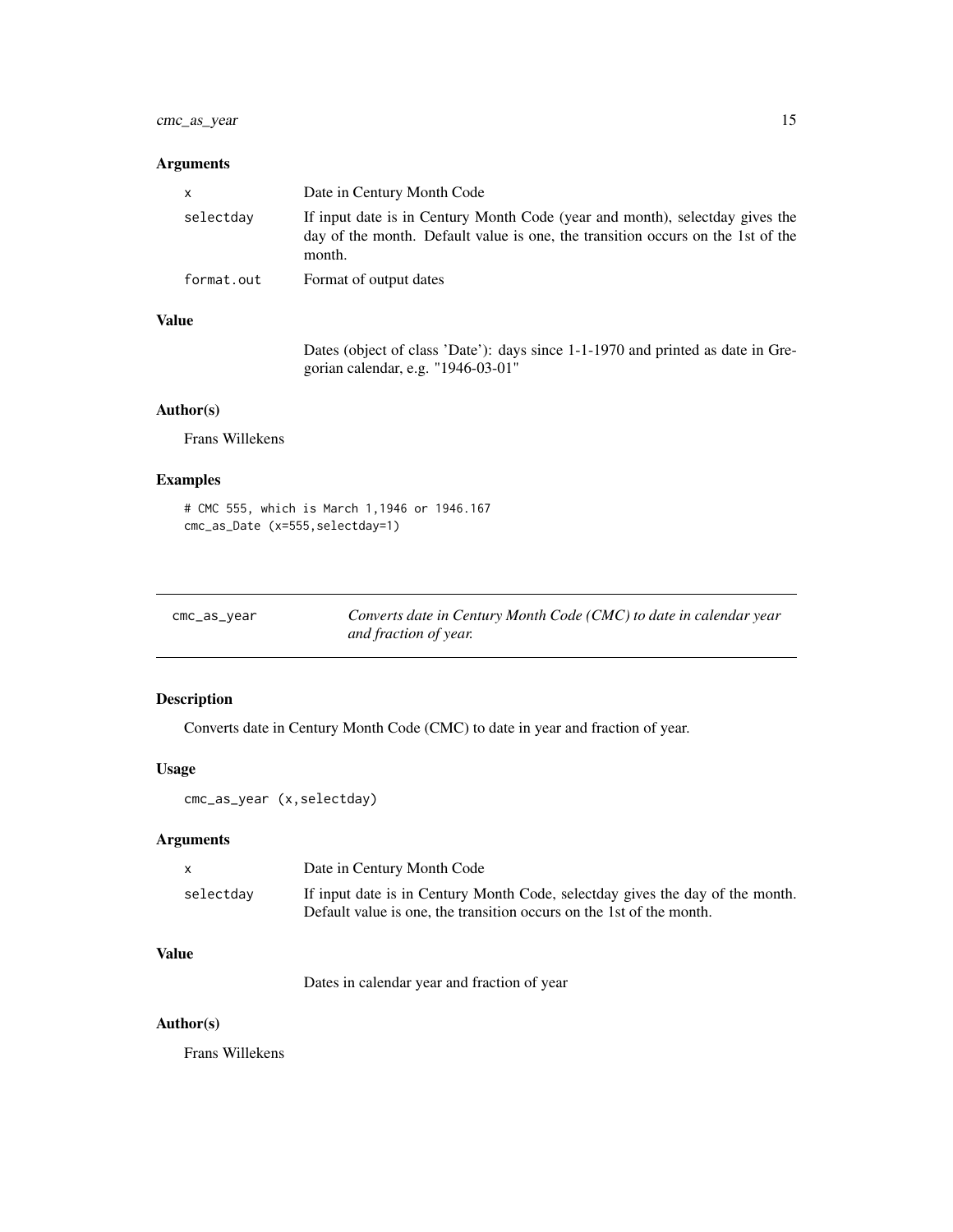## Arguments

| | |
|---|---|
| x | Date in Century Month Code |
| selectday | If input date is in Century Month Code (year and month), selectday gives the day of the month. Default value is one, the transition occurs on the 1st of the month. |
| format.out | Format of output dates |

## Value

Dates (object of class 'Date'): days since 1-1-1970 and printed as date in Gregorian calendar, e.g. "1946-03-01"

## Author(s)

Frans Willekens

## Examples

```
# CMC 555, which is March 1,1946 or 1946.167
cmc_as_Date (x=555,selectday=1)
```

---

# cmc_as_year

*Converts date in Century Month Code (CMC) to date in calendar year and fraction of year.*

---

## Description

Converts date in Century Month Code (CMC) to date in year and fraction of year.

## Usage

```
cmc_as_year (x,selectday)
```

## Arguments

| | |
|---|---|
| x | Date in Century Month Code |
| selectday | If input date is in Century Month Code, selectday gives the day of the month. Default value is one, the transition occurs on the 1st of the month. |

## Value

Dates in calendar year and fraction of year

## Author(s)

Frans Willekens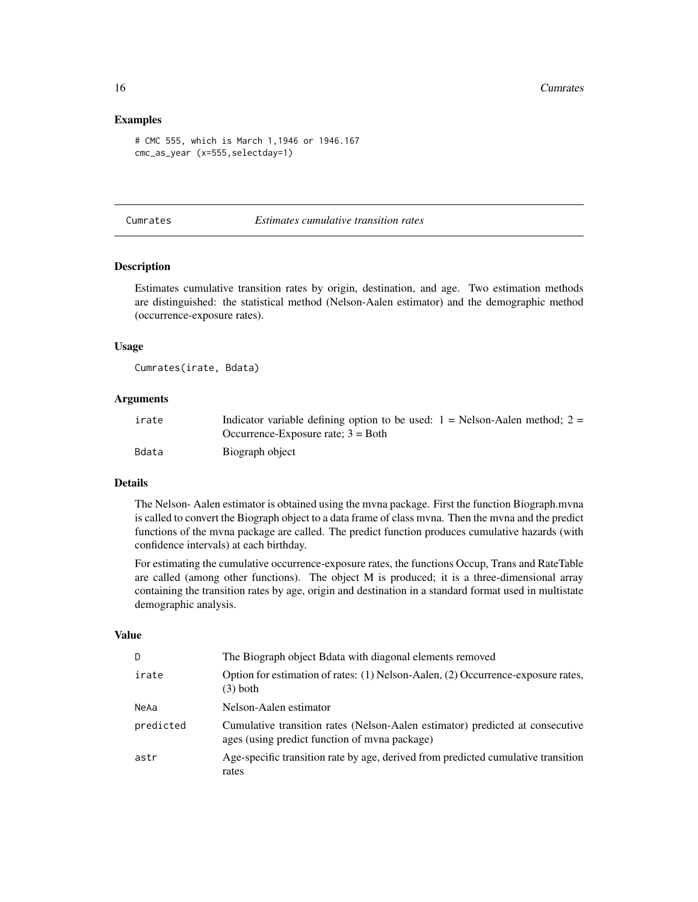## Examples

```
# CMC 555, which is March 1,1946 or 1946.167
cmc_as_year (x=555,selectday=1)
```

---

# Cumrates *Estimates cumulative transition rates*

---

## Description

Estimates cumulative transition rates by origin, destination, and age. Two estimation methods are distinguished: the statistical method (Nelson-Aalen estimator) and the demographic method (occurrence-exposure rates).

## Usage

```
Cumrates(irate, Bdata)
```

## Arguments

| | |
|---|---|
| irate | Indicator variable defining option to be used: 1 = Nelson-Aalen method; 2 = Occurrence-Exposure rate; 3 = Both |
| Bdata | Biograph object |

## Details

The Nelson- Aalen estimator is obtained using the mvna package. First the function Biograph.mvna is called to convert the Biograph object to a data frame of class mvna. Then the mvna and the predict functions of the mvna package are called. The predict function produces cumulative hazards (with confidence intervals) at each birthday.

For estimating the cumulative occurrence-exposure rates, the functions Occup, Trans and RateTable are called (among other functions). The object M is produced; it is a three-dimensional array containing the transition rates by age, origin and destination in a standard format used in multistate demographic analysis.

## Value

| | |
|---|---|
| D | The Biograph object Bdata with diagonal elements removed |
| irate | Option for estimation of rates: (1) Nelson-Aalen, (2) Occurrence-exposure rates, (3) both |
| NeAa | Nelson-Aalen estimator |
| predicted | Cumulative transition rates (Nelson-Aalen estimator) predicted at consecutive ages (using predict function of mvna package) |
| astr | Age-specific transition rate by age, derived from predicted cumulative transition rates |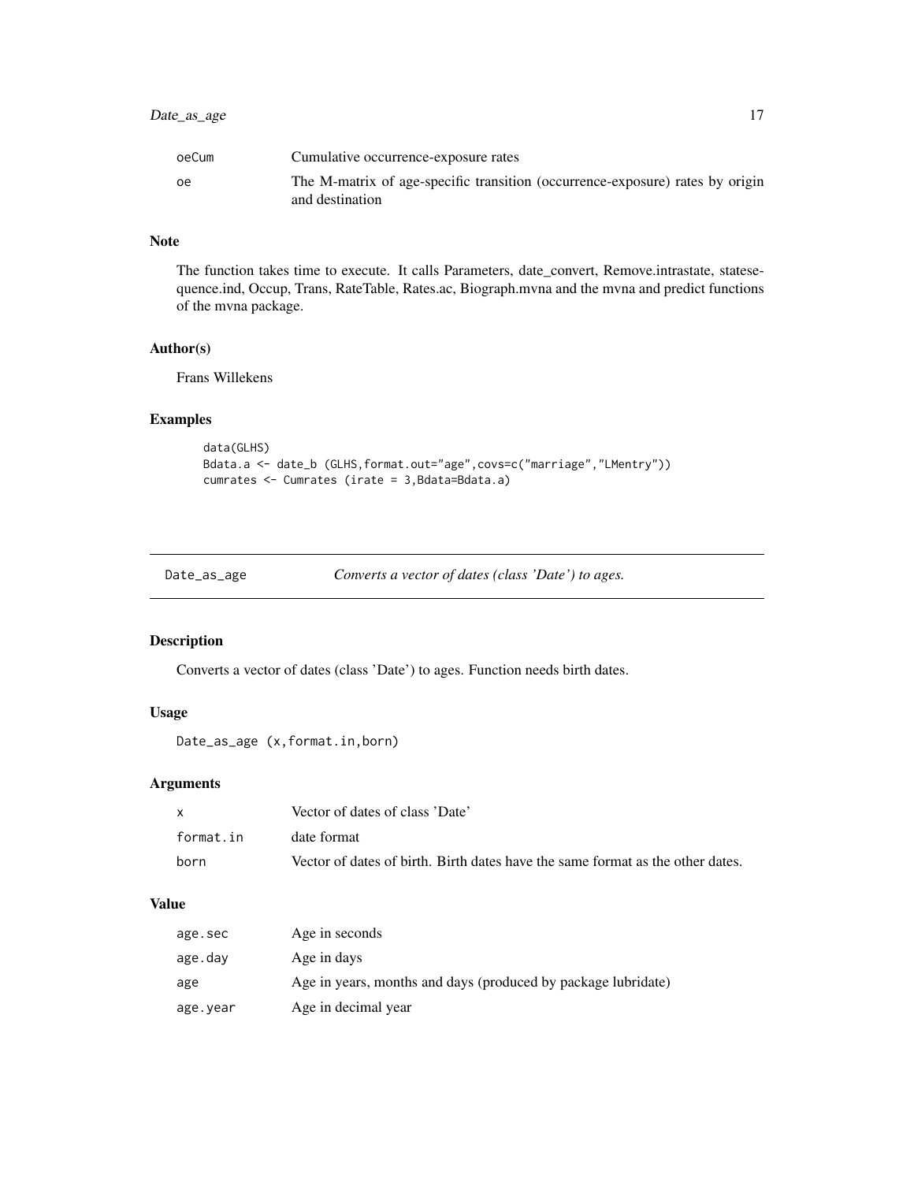| | |
|---|---|
| oeCum | Cumulative occurrence-exposure rates |
| oe | The M-matrix of age-specific transition (occurrence-exposure) rates by origin and destination |

### Note

The function takes time to execute. It calls Parameters, date_convert, Remove.intrastate, statesequence.ind, Occup, Trans, RateTable, Rates.ac, Biograph.mvna and the mvna and predict functions of the mvna package.

### Author(s)

Frans Willekens

### Examples

```
data(GLHS)
Bdata.a <- date_b (GLHS,format.out="age",covs=c("marriage","LMentry"))
cumrates <- Cumrates (irate = 3,Bdata=Bdata.a)
```

---

## Date_as_age — *Converts a vector of dates (class 'Date') to ages.*

---

### Description

Converts a vector of dates (class 'Date') to ages. Function needs birth dates.

### Usage

```
Date_as_age (x,format.in,born)
```

### Arguments

| | |
|---|---|
| x | Vector of dates of class 'Date' |
| format.in | date format |
| born | Vector of dates of birth. Birth dates have the same format as the other dates. |

### Value

| | |
|---|---|
| age.sec | Age in seconds |
| age.day | Age in days |
| age | Age in years, months and days (produced by package lubridate) |
| age.year | Age in decimal year |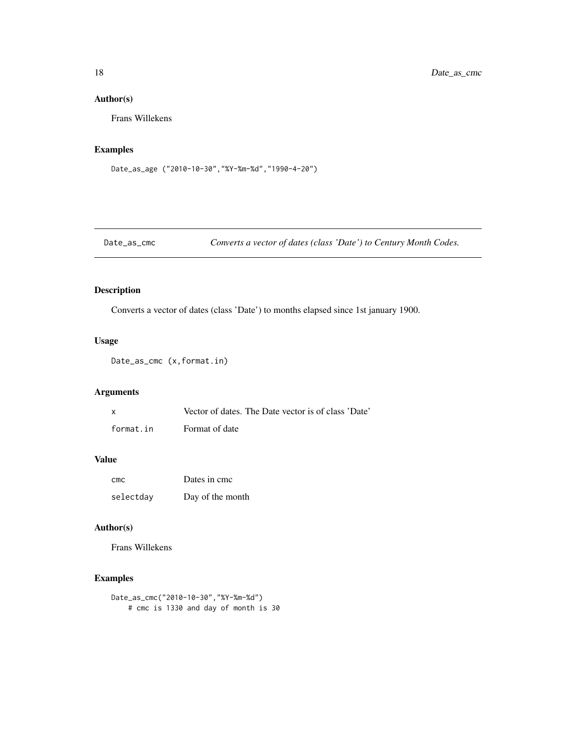## Author(s)

Frans Willekens

## Examples

```
Date_as_age ("2010-10-30","%Y-%m-%d","1990-4-20")
```

---

# Date_as_cmc — *Converts a vector of dates (class 'Date') to Century Month Codes.*

---

## Description

Converts a vector of dates (class 'Date') to months elapsed since 1st january 1900.

## Usage

```
Date_as_cmc (x,format.in)
```

## Arguments

| | |
|---|---|
| x | Vector of dates. The Date vector is of class 'Date' |
| format.in | Format of date |

## Value

| | |
|---|---|
| cmc | Dates in cmc |
| selectday | Day of the month |

## Author(s)

Frans Willekens

## Examples

```
Date_as_cmc("2010-10-30","%Y-%m-%d")
    # cmc is 1330 and day of month is 30
```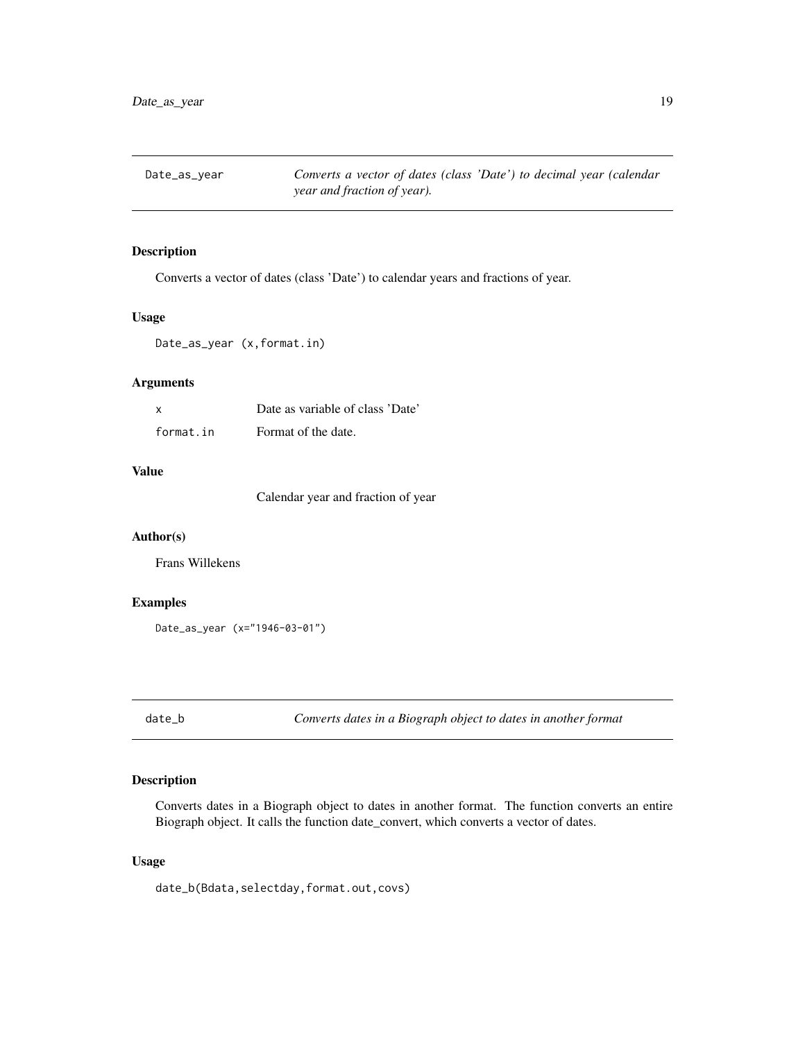## Date_as_year — *Converts a vector of dates (class 'Date') to decimal year (calendar year and fraction of year).*

### Description

Converts a vector of dates (class 'Date') to calendar years and fractions of year.

### Usage

```
Date_as_year (x,format.in)
```

### Arguments

| | |
|---|---|
| x | Date as variable of class 'Date' |
| format.in | Format of the date. |

### Value

Calendar year and fraction of year

### Author(s)

Frans Willekens

### Examples

```
Date_as_year (x="1946-03-01")
```

## date_b — *Converts dates in a Biograph object to dates in another format*

### Description

Converts dates in a Biograph object to dates in another format. The function converts an entire Biograph object. It calls the function date_convert, which converts a vector of dates.

### Usage

```
date_b(Bdata,selectday,format.out,covs)
```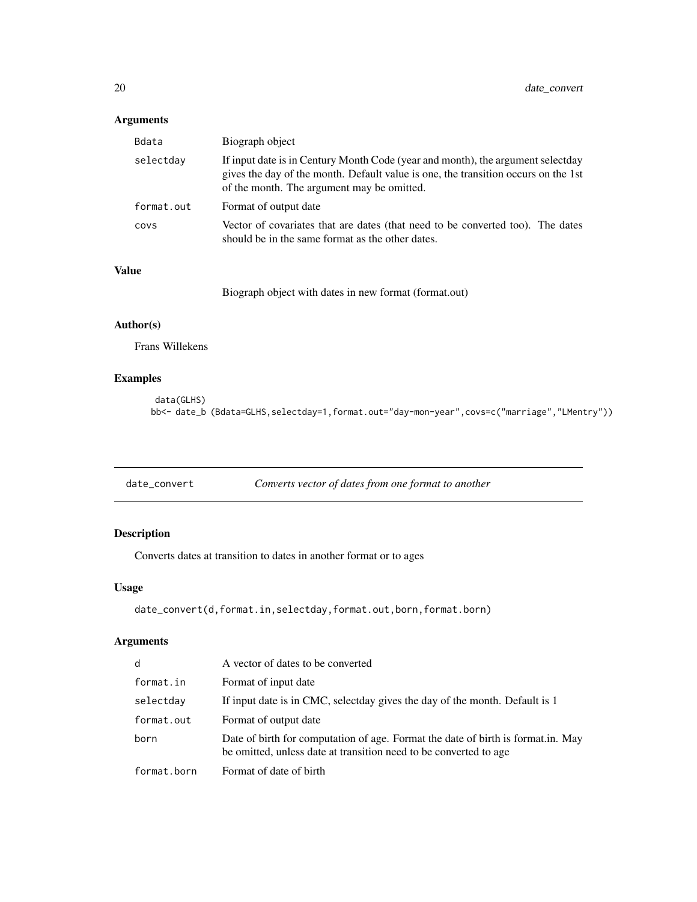## Arguments

| | |
|---|---|
| Bdata | Biograph object |
| selectday | If input date is in Century Month Code (year and month), the argument selectday gives the day of the month. Default value is one, the transition occurs on the 1st of the month. The argument may be omitted. |
| format.out | Format of output date |
| covs | Vector of covariates that are dates (that need to be converted too). The dates should be in the same format as the other dates. |

## Value

Biograph object with dates in new format (format.out)

## Author(s)

Frans Willekens

## Examples

```
data(GLHS)
bb<- date_b (Bdata=GLHS,selectday=1,format.out="day-mon-year",covs=c("marriage","LMentry"))
```

---

# date_convert *Converts vector of dates from one format to another*

## Description

Converts dates at transition to dates in another format or to ages

## Usage

```
date_convert(d,format.in,selectday,format.out,born,format.born)
```

## Arguments

| | |
|---|---|
| d | A vector of dates to be converted |
| format.in | Format of input date |
| selectday | If input date is in CMC, selectday gives the day of the month. Default is 1 |
| format.out | Format of output date |
| born | Date of birth for computation of age. Format the date of birth is format.in. May be omitted, unless date at transition need to be converted to age |
| format.born | Format of date of birth |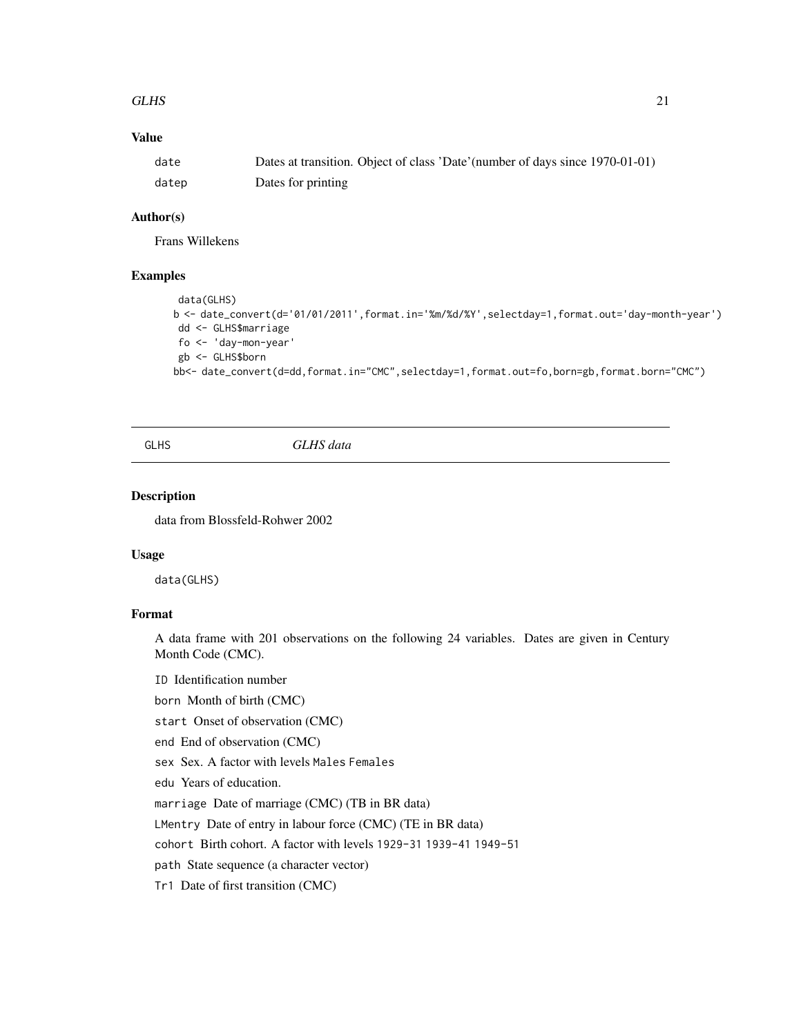## Value

| | |
|---|---|
| date | Dates at transition. Object of class 'Date'(number of days since 1970-01-01) |
| datep | Dates for printing |

## Author(s)

Frans Willekens

## Examples

```
data(GLHS)
b <- date_convert(d='01/01/2011',format.in='%m/%d/%Y',selectday=1,format.out='day-month-year')
dd <- GLHS$marriage
fo <- 'day-mon-year'
gb <- GLHS$born
bb<- date_convert(d=dd,format.in="CMC",selectday=1,format.out=fo,born=gb,format.born="CMC")
```

---

# GLHS *GLHS data*

## Description

data from Blossfeld-Rohwer 2002

## Usage

```
data(GLHS)
```

## Format

A data frame with 201 observations on the following 24 variables. Dates are given in Century Month Code (CMC).

`ID` Identification number

`born` Month of birth (CMC)

`start` Onset of observation (CMC)

`end` End of observation (CMC)

`sex` Sex. A factor with levels `Males` `Females`

`edu` Years of education.

`marriage` Date of marriage (CMC) (TB in BR data)

`LMentry` Date of entry in labour force (CMC) (TE in BR data)

`cohort` Birth cohort. A factor with levels `1929-31` `1939-41` `1949-51`

`path` State sequence (a character vector)

`Tr1` Date of first transition (CMC)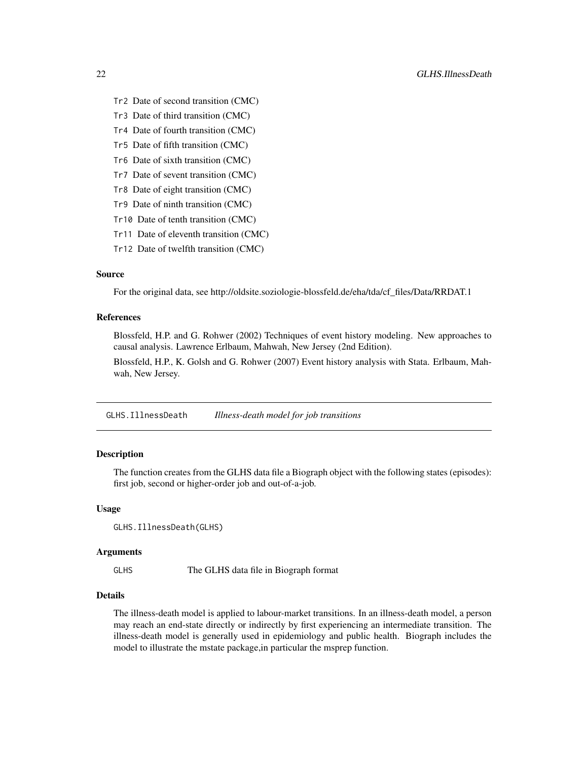Tr2 Date of second transition (CMC)

Tr3 Date of third transition (CMC)

Tr4 Date of fourth transition (CMC)

Tr5 Date of fifth transition (CMC)

Tr6 Date of sixth transition (CMC)

Tr7 Date of sevent transition (CMC)

Tr8 Date of eight transition (CMC)

Tr9 Date of ninth transition (CMC)

Tr10 Date of tenth transition (CMC)

Tr11 Date of eleventh transition (CMC)

Tr12 Date of twelfth transition (CMC)

### Source

For the original data, see http://oldsite.soziologie-blossfeld.de/eha/tda/cf_files/Data/RRDAT.1

### References

Blossfeld, H.P. and G. Rohwer (2002) Techniques of event history modeling. New approaches to causal analysis. Lawrence Erlbaum, Mahwah, New Jersey (2nd Edition).

Blossfeld, H.P., K. Golsh and G. Rohwer (2007) Event history analysis with Stata. Erlbaum, Mahwah, New Jersey.

---

## GLHS.IllnessDeath — *Illness-death model for job transitions*

### Description

The function creates from the GLHS data file a Biograph object with the following states (episodes): first job, second or higher-order job and out-of-a-job.

### Usage

```
GLHS.IllnessDeath(GLHS)
```

### Arguments

GLHS The GLHS data file in Biograph format

### Details

The illness-death model is applied to labour-market transitions. In an illness-death model, a person may reach an end-state directly or indirectly by first experiencing an intermediate transition. The illness-death model is generally used in epidemiology and public health. Biograph includes the model to illustrate the mstate package,in particular the msprep function.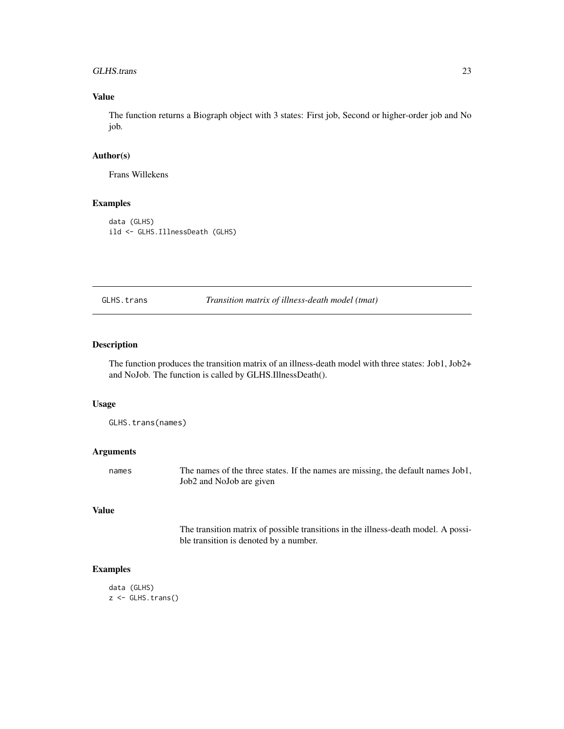### Value

The function returns a Biograph object with 3 states: First job, Second or higher-order job and No job.

### Author(s)

Frans Willekens

### Examples

```
data (GLHS)
ild <- GLHS.IllnessDeath (GLHS)
```

---

## GLHS.trans — *Transition matrix of illness-death model (tmat)*

---

### Description

The function produces the transition matrix of an illness-death model with three states: Job1, Job2+ and NoJob. The function is called by GLHS.IllnessDeath().

### Usage

```
GLHS.trans(names)
```

### Arguments

| | |
|---|---|
| names | The names of the three states. If the names are missing, the default names Job1, Job2 and NoJob are given |

### Value

The transition matrix of possible transitions in the illness-death model. A possible transition is denoted by a number.

### Examples

```
data (GLHS)
z <- GLHS.trans()
```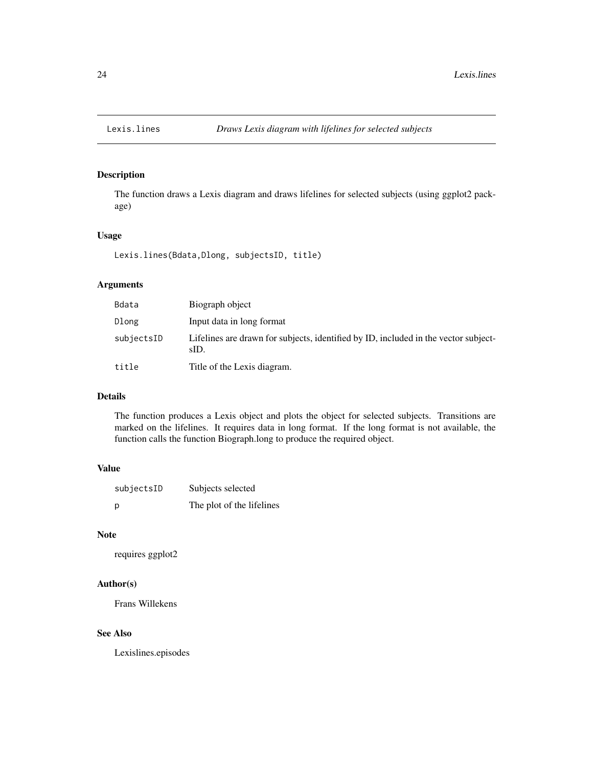# Lexis.lines

*Draws Lexis diagram with lifelines for selected subjects*

## Description

The function draws a Lexis diagram and draws lifelines for selected subjects (using ggplot2 package)

## Usage

```
Lexis.lines(Bdata,Dlong, subjectsID, title)
```

## Arguments

| | |
|---|---|
| `Bdata` | Biograph object |
| `Dlong` | Input data in long format |
| `subjectsID` | Lifelines are drawn for subjects, identified by ID, included in the vector subjectsID. |
| `title` | Title of the Lexis diagram. |

## Details

The function produces a Lexis object and plots the object for selected subjects. Transitions are marked on the lifelines. It requires data in long format. If the long format is not available, the function calls the function Biograph.long to produce the required object.

## Value

| | |
|---|---|
| `subjectsID` | Subjects selected |
| `p` | The plot of the lifelines |

## Note

requires ggplot2

## Author(s)

Frans Willekens

## See Also

Lexislines.episodes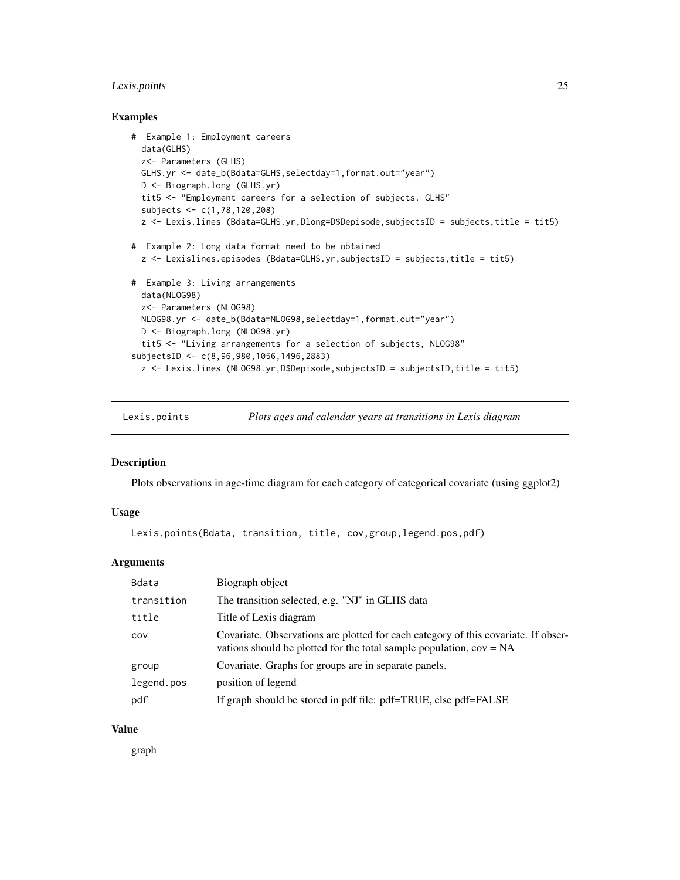## Examples

```
#  Example 1: Employment careers
  data(GLHS)
  z<- Parameters (GLHS)
  GLHS.yr <- date_b(Bdata=GLHS,selectday=1,format.out="year")
  D <- Biograph.long (GLHS.yr)
  tit5 <- "Employment careers for a selection of subjects. GLHS"
  subjects <- c(1,78,120,208)
  z <- Lexis.lines (Bdata=GLHS.yr,Dlong=D$Depisode,subjectsID = subjects,title = tit5)

#  Example 2: Long data format need to be obtained
  z <- Lexislines.episodes (Bdata=GLHS.yr,subjectsID = subjects,title = tit5)

#  Example 3: Living arrangements
  data(NLOG98)
  z<- Parameters (NLOG98)
  NLOG98.yr <- date_b(Bdata=NLOG98,selectday=1,format.out="year")
  D <- Biograph.long (NLOG98.yr)
  tit5 <- "Living arrangements for a selection of subjects, NLOG98"
subjectsID <- c(8,96,980,1056,1496,2883)
  z <- Lexis.lines (NLOG98.yr,D$Depisode,subjectsID = subjectsID,title = tit5)
```

---

# Lexis.points — *Plots ages and calendar years at transitions in Lexis diagram*

## Description

Plots observations in age-time diagram for each category of categorical covariate (using ggplot2)

## Usage

```
Lexis.points(Bdata, transition, title, cov,group,legend.pos,pdf)
```

## Arguments

| | |
|---|---|
| Bdata | Biograph object |
| transition | The transition selected, e.g. "NJ" in GLHS data |
| title | Title of Lexis diagram |
| cov | Covariate. Observations are plotted for each category of this covariate. If observations should be plotted for the total sample population, cov = NA |
| group | Covariate. Graphs for groups are in separate panels. |
| legend.pos | position of legend |
| pdf | If graph should be stored in pdf file: pdf=TRUE, else pdf=FALSE |

## Value

graph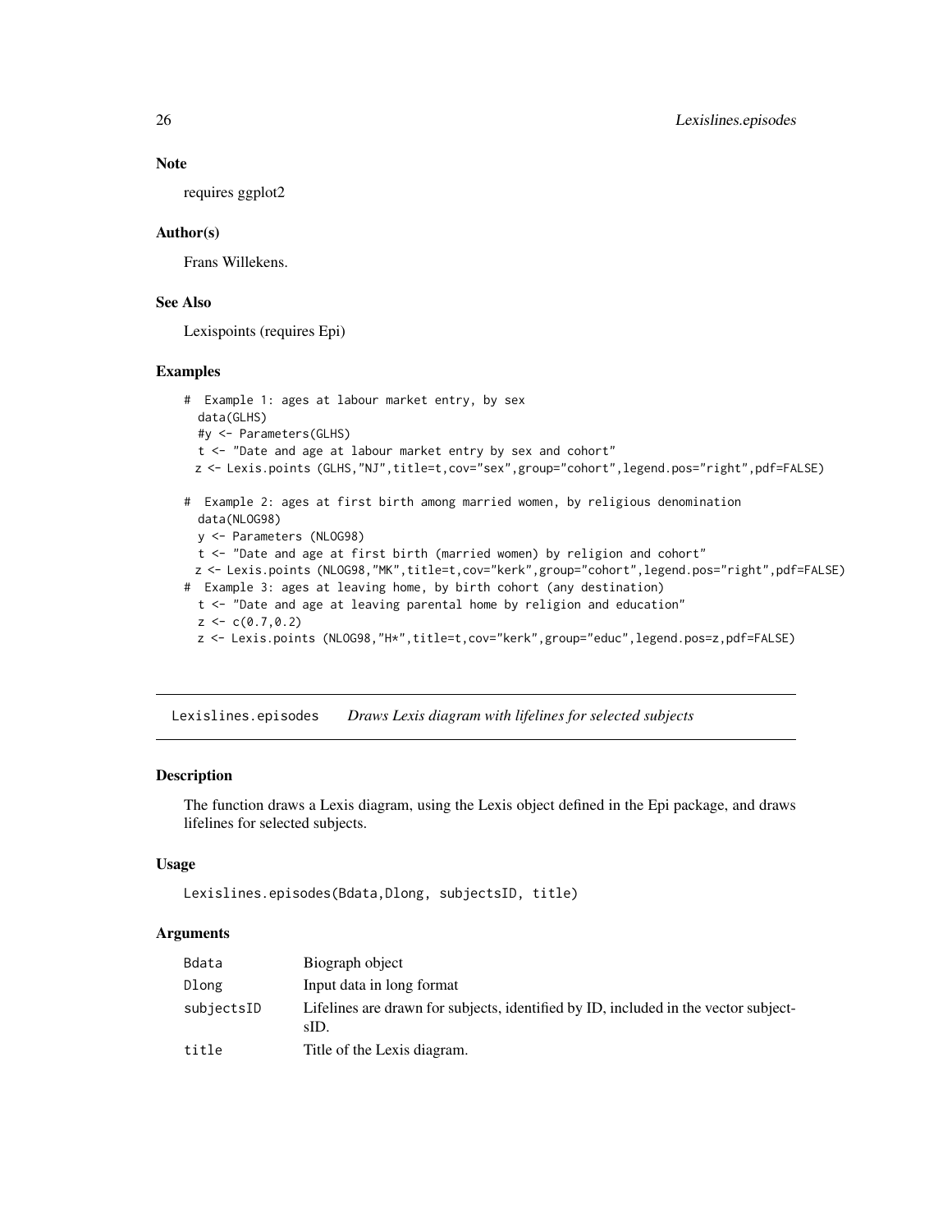### Note

requires ggplot2

### Author(s)

Frans Willekens.

### See Also

Lexispoints (requires Epi)

### Examples

```
#  Example 1: ages at labour market entry, by sex
  data(GLHS)
  #y <- Parameters(GLHS)
  t <- "Date and age at labour market entry by sex and cohort"
 z <- Lexis.points (GLHS,"NJ",title=t,cov="sex",group="cohort",legend.pos="right",pdf=FALSE)

#  Example 2: ages at first birth among married women, by religious denomination
  data(NLOG98)
  y <- Parameters (NLOG98)
  t <- "Date and age at first birth (married women) by religion and cohort"
 z <- Lexis.points (NLOG98,"MK",title=t,cov="kerk",group="cohort",legend.pos="right",pdf=FALSE)
#  Example 3: ages at leaving home, by birth cohort (any destination)
  t <- "Date and age at leaving parental home by religion and education"
  z <- c(0.7,0.2)
  z <- Lexis.points (NLOG98,"H*",title=t,cov="kerk",group="educ",legend.pos=z,pdf=FALSE)
```

---

## Lexislines.episodes    *Draws Lexis diagram with lifelines for selected subjects*

---

### Description

The function draws a Lexis diagram, using the Lexis object defined in the Epi package, and draws lifelines for selected subjects.

### Usage

```
Lexislines.episodes(Bdata,Dlong, subjectsID, title)
```

### Arguments

| | |
|---|---|
| Bdata | Biograph object |
| Dlong | Input data in long format |
| subjectsID | Lifelines are drawn for subjects, identified by ID, included in the vector subjectsID. |
| title | Title of the Lexis diagram. |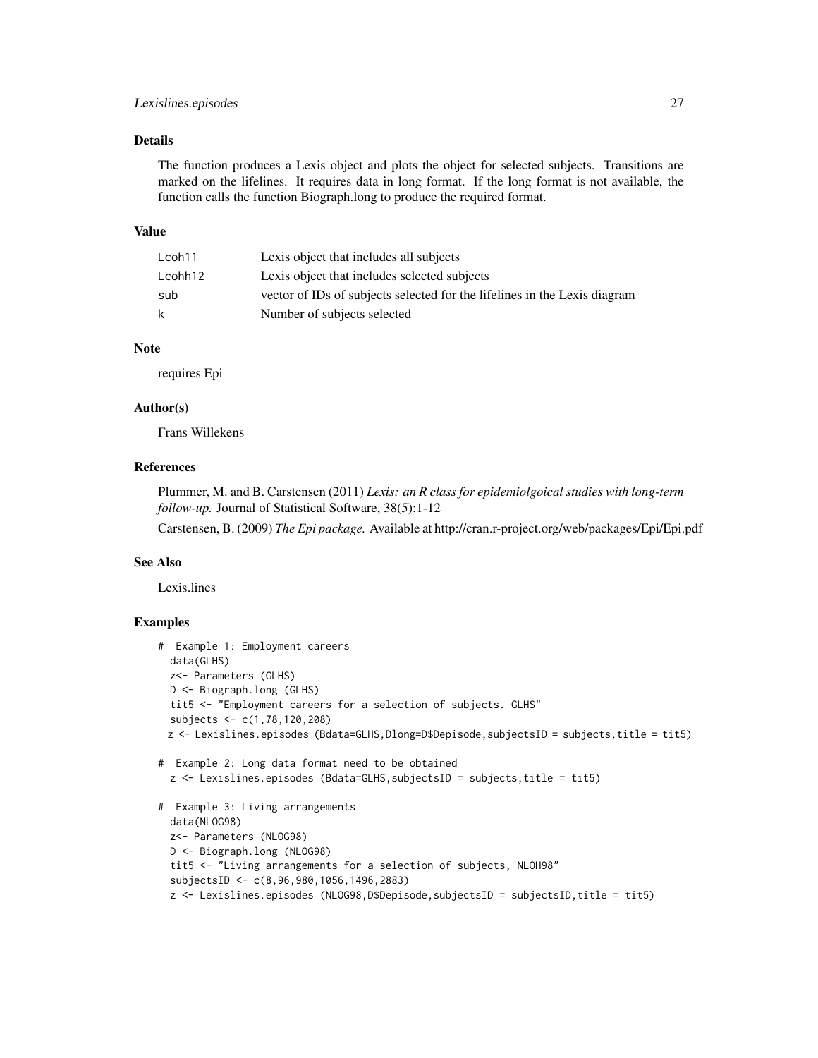## Details

The function produces a Lexis object and plots the object for selected subjects. Transitions are marked on the lifelines. It requires data in long format. If the long format is not available, the function calls the function Biograph.long to produce the required format.

## Value

| | |
|---|---|
| Lcoh11 | Lexis object that includes all subjects |
| Lcohh12 | Lexis object that includes selected subjects |
| sub | vector of IDs of subjects selected for the lifelines in the Lexis diagram |
| k | Number of subjects selected |

## Note

requires Epi

## Author(s)

Frans Willekens

## References

Plummer, M. and B. Carstensen (2011) *Lexis: an R class for epidemiolgoical studies with long-term follow-up.* Journal of Statistical Software, 38(5):1-12

Carstensen, B. (2009) *The Epi package.* Available at http://cran.r-project.org/web/packages/Epi/Epi.pdf

## See Also

Lexis.lines

## Examples

```
#  Example 1: Employment careers
  data(GLHS)
  z<- Parameters (GLHS)
  D <- Biograph.long (GLHS)
  tit5 <- "Employment careers for a selection of subjects. GLHS"
  subjects <- c(1,78,120,208)
 z <- Lexislines.episodes (Bdata=GLHS,Dlong=D$Depisode,subjectsID = subjects,title = tit5)

#  Example 2: Long data format need to be obtained
  z <- Lexislines.episodes (Bdata=GLHS,subjectsID = subjects,title = tit5)

#  Example 3: Living arrangements
  data(NLOG98)
  z<- Parameters (NLOG98)
  D <- Biograph.long (NLOG98)
  tit5 <- "Living arrangements for a selection of subjects, NLOH98"
  subjectsID <- c(8,96,980,1056,1496,2883)
  z <- Lexislines.episodes (NLOG98,D$Depisode,subjectsID = subjectsID,title = tit5)
```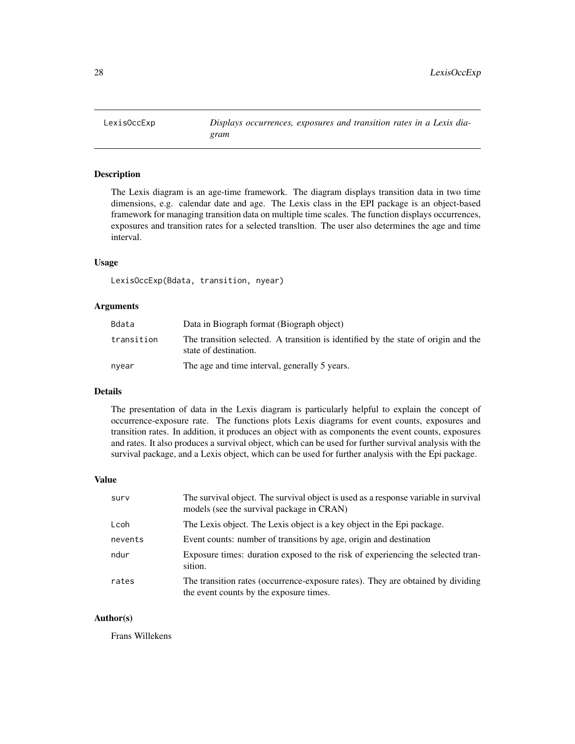# LexisOccExp

*Displays occurrences, exposures and transition rates in a Lexis diagram*

## Description

The Lexis diagram is an age-time framework. The diagram displays transition data in two time dimensions, e.g. calendar date and age. The Lexis class in the EPI package is an object-based framework for managing transition data on multiple time scales. The function displays occurrences, exposures and transition rates for a selected transltion. The user also determines the age and time interval.

## Usage

```
LexisOccExp(Bdata, transition, nyear)
```

## Arguments

| | |
|---|---|
| Bdata | Data in Biograph format (Biograph object) |
| transition | The transition selected. A transition is identified by the state of origin and the state of destination. |
| nyear | The age and time interval, generally 5 years. |

## Details

The presentation of data in the Lexis diagram is particularly helpful to explain the concept of occurrence-exposure rate. The functions plots Lexis diagrams for event counts, exposures and transition rates. In addition, it produces an object with as components the event counts, exposures and rates. It also produces a survival object, which can be used for further survival analysis with the survival package, and a Lexis object, which can be used for further analysis with the Epi package.

## Value

| | |
|---|---|
| surv | The survival object. The survival object is used as a response variable in survival models (see the survival package in CRAN) |
| Lcoh | The Lexis object. The Lexis object is a key object in the Epi package. |
| nevents | Event counts: number of transitions by age, origin and destination |
| ndur | Exposure times: duration exposed to the risk of experiencing the selected transition. |
| rates | The transition rates (occurrence-exposure rates). They are obtained by dividing the event counts by the exposure times. |

## Author(s)

Frans Willekens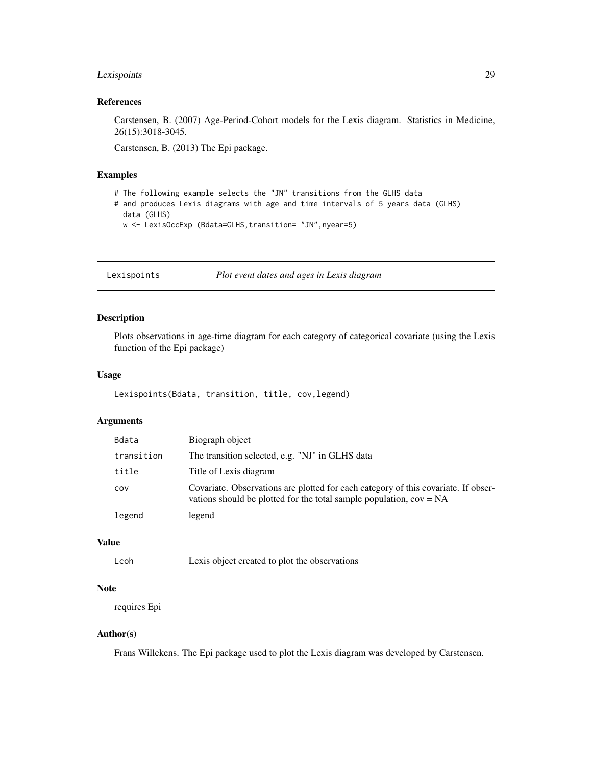## References

Carstensen, B. (2007) Age-Period-Cohort models for the Lexis diagram. Statistics in Medicine, 26(15):3018-3045.

Carstensen, B. (2013) The Epi package.

## Examples

```
# The following example selects the "JN" transitions from the GLHS data
# and produces Lexis diagrams with age and time intervals of 5 years data (GLHS)
  data (GLHS)
  w <- LexisOccExp (Bdata=GLHS,transition= "JN",nyear=5)
```

---

# Lexispoints — *Plot event dates and ages in Lexis diagram*

---

## Description

Plots observations in age-time diagram for each category of categorical covariate (using the Lexis function of the Epi package)

## Usage

```
Lexispoints(Bdata, transition, title, cov,legend)
```

## Arguments

| | |
|---|---|
| `Bdata` | Biograph object |
| `transition` | The transition selected, e.g. "NJ" in GLHS data |
| `title` | Title of Lexis diagram |
| `cov` | Covariate. Observations are plotted for each category of this covariate. If observations should be plotted for the total sample population, cov = NA |
| `legend` | legend |

## Value

| | |
|---|---|
| `Lcoh` | Lexis object created to plot the observations |

## Note

requires Epi

## Author(s)

Frans Willekens. The Epi package used to plot the Lexis diagram was developed by Carstensen.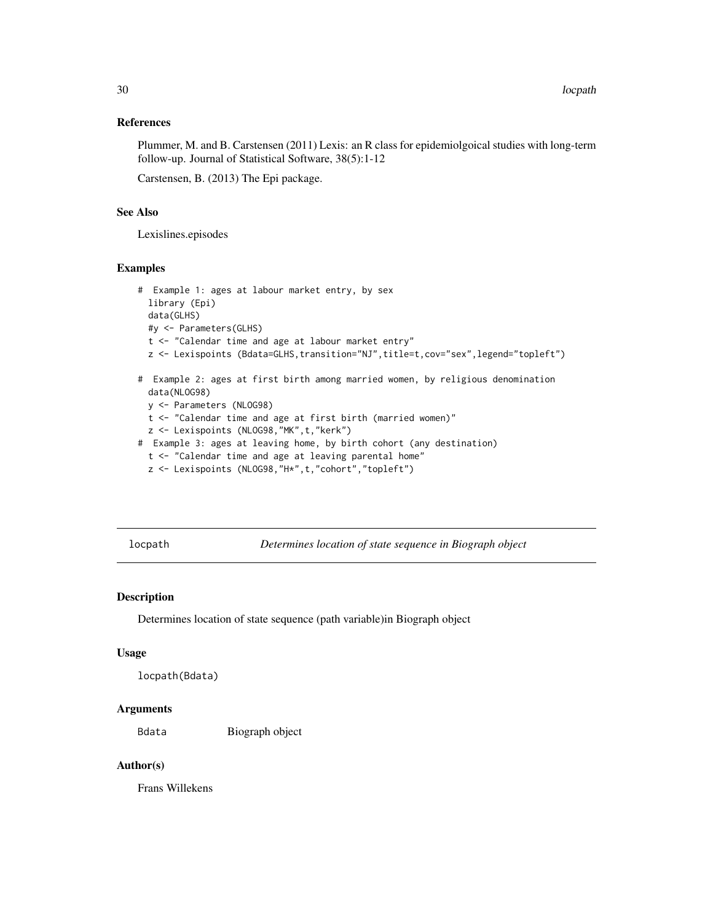### References

Plummer, M. and B. Carstensen (2011) Lexis: an R class for epidemiolgoical studies with long-term follow-up. Journal of Statistical Software, 38(5):1-12

Carstensen, B. (2013) The Epi package.

### See Also

Lexislines.episodes

### Examples

```
#  Example 1: ages at labour market entry, by sex
  library (Epi)
  data(GLHS)
  #y <- Parameters(GLHS)
  t <- "Calendar time and age at labour market entry"
  z <- Lexispoints (Bdata=GLHS,transition="NJ",title=t,cov="sex",legend="topleft")

#  Example 2: ages at first birth among married women, by religious denomination
  data(NLOG98)
  y <- Parameters (NLOG98)
  t <- "Calendar time and age at first birth (married women)"
  z <- Lexispoints (NLOG98,"MK",t,"kerk")
#  Example 3: ages at leaving home, by birth cohort (any destination)
  t <- "Calendar time and age at leaving parental home"
  z <- Lexispoints (NLOG98,"H*",t,"cohort","topleft")
```

---

## locpath — *Determines location of state sequence in Biograph object*

### Description

Determines location of state sequence (path variable)in Biograph object

### Usage

```
locpath(Bdata)
```

### Arguments

| | |
|---|---|
| Bdata | Biograph object |

### Author(s)

Frans Willekens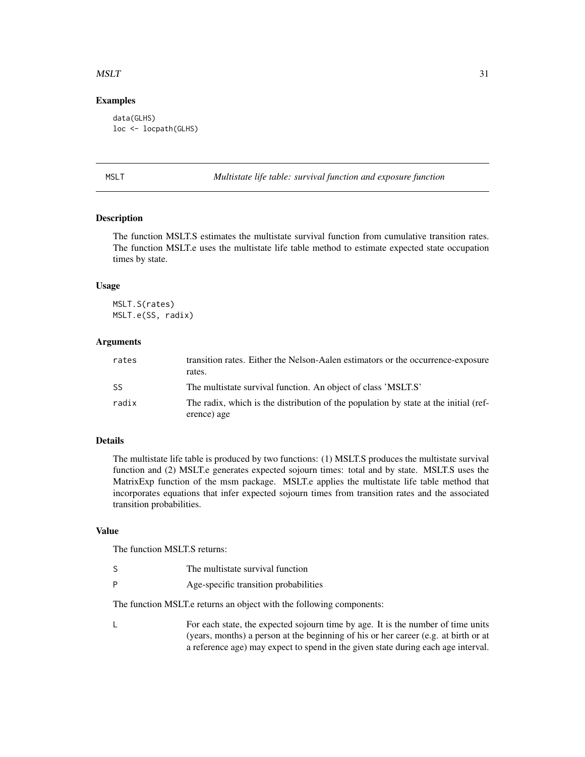## Examples

```
data(GLHS)
loc <- locpath(GLHS)
```

---

# MSLT — *Multistate life table: survival function and exposure function*

---

## Description

The function MSLT.S estimates the multistate survival function from cumulative transition rates. The function MSLT.e uses the multistate life table method to estimate expected state occupation times by state.

## Usage

```
MSLT.S(rates)
MSLT.e(SS, radix)
```

## Arguments

| | |
|---|---|
| rates | transition rates. Either the Nelson-Aalen estimators or the occurrence-exposure rates. |
| SS | The multistate survival function. An object of class 'MSLT.S' |
| radix | The radix, which is the distribution of the population by state at the initial (reference) age |

## Details

The multistate life table is produced by two functions: (1) MSLT.S produces the multistate survival function and (2) MSLT.e generates expected sojourn times: total and by state. MSLT.S uses the MatrixExp function of the msm package. MSLT.e applies the multistate life table method that incorporates equations that infer expected sojourn times from transition rates and the associated transition probabilities.

## Value

The function MSLT.S returns:

| | |
|---|---|
| S | The multistate survival function |
| P | Age-specific transition probabilities |

The function MSLT.e returns an object with the following components:

| | |
|---|---|
| L | For each state, the expected sojourn time by age. It is the number of time units (years, months) a person at the beginning of his or her career (e.g. at birth or at a reference age) may expect to spend in the given state during each age interval. |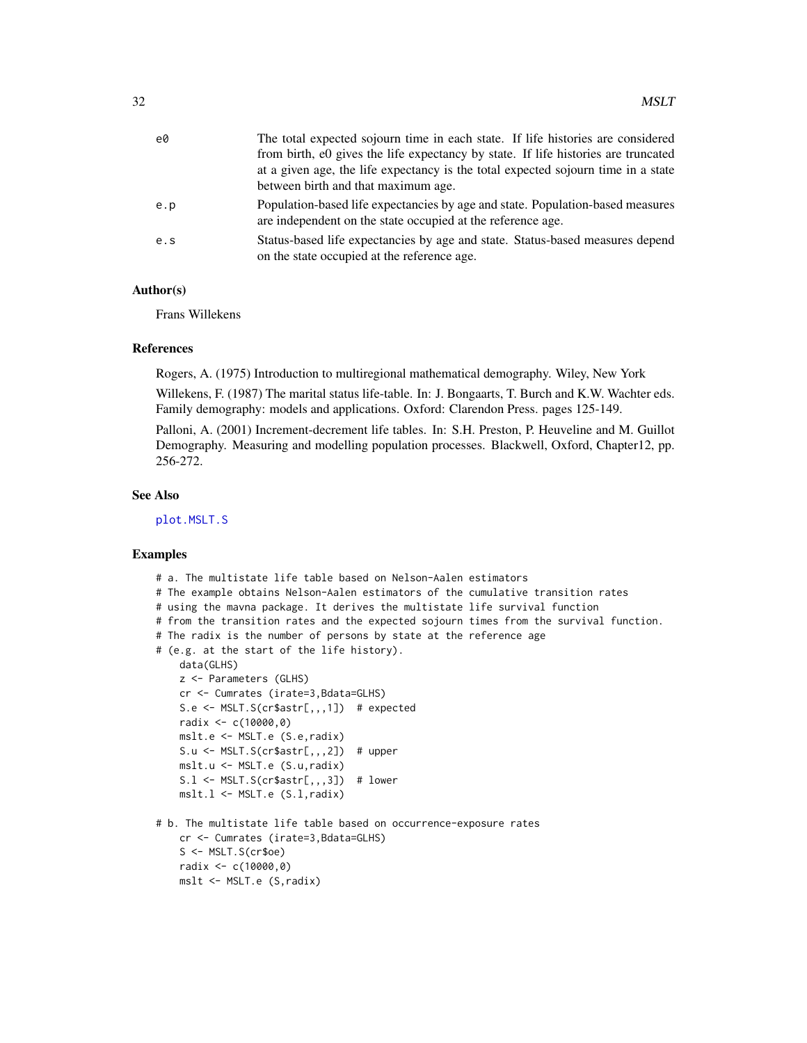| | |
|---|---|
| e0 | The total expected sojourn time in each state. If life histories are considered from birth, e0 gives the life expectancy by state. If life histories are truncated at a given age, the life expectancy is the total expected sojourn time in a state between birth and that maximum age. |
| e.p | Population-based life expectancies by age and state. Population-based measures are independent on the state occupied at the reference age. |
| e.s | Status-based life expectancies by age and state. Status-based measures depend on the state occupied at the reference age. |

### Author(s)

Frans Willekens

### References

Rogers, A. (1975) Introduction to multiregional mathematical demography. Wiley, New York

Willekens, F. (1987) The marital status life-table. In: J. Bongaarts, T. Burch and K.W. Wachter eds. Family demography: models and applications. Oxford: Clarendon Press. pages 125-149.

Palloni, A. (2001) Increment-decrement life tables. In: S.H. Preston, P. Heuveline and M. Guillot Demography. Measuring and modelling population processes. Blackwell, Oxford, Chapter12, pp. 256-272.

### See Also

plot.MSLT.S

### Examples

```
# a. The multistate life table based on Nelson-Aalen estimators
# The example obtains Nelson-Aalen estimators of the cumulative transition rates
# using the mavna package. It derives the multistate life survival function
# from the transition rates and the expected sojourn times from the survival function.
# The radix is the number of persons by state at the reference age
# (e.g. at the start of the life history).
    data(GLHS)
    z <- Parameters (GLHS)
    cr <- Cumrates (irate=3,Bdata=GLHS)
    S.e <- MSLT.S(cr$astr[,,,1])  # expected
    radix <- c(10000,0)
    mslt.e <- MSLT.e (S.e,radix)
    S.u <- MSLT.S(cr$astr[,,,2])  # upper
    mslt.u <- MSLT.e (S.u,radix)
    S.l <- MSLT.S(cr$astr[,,,3])  # lower
    mslt.l <- MSLT.e (S.l,radix)

# b. The multistate life table based on occurrence-exposure rates
    cr <- Cumrates (irate=3,Bdata=GLHS)
    S <- MSLT.S(cr$oe)
    radix <- c(10000,0)
    mslt <- MSLT.e (S,radix)
```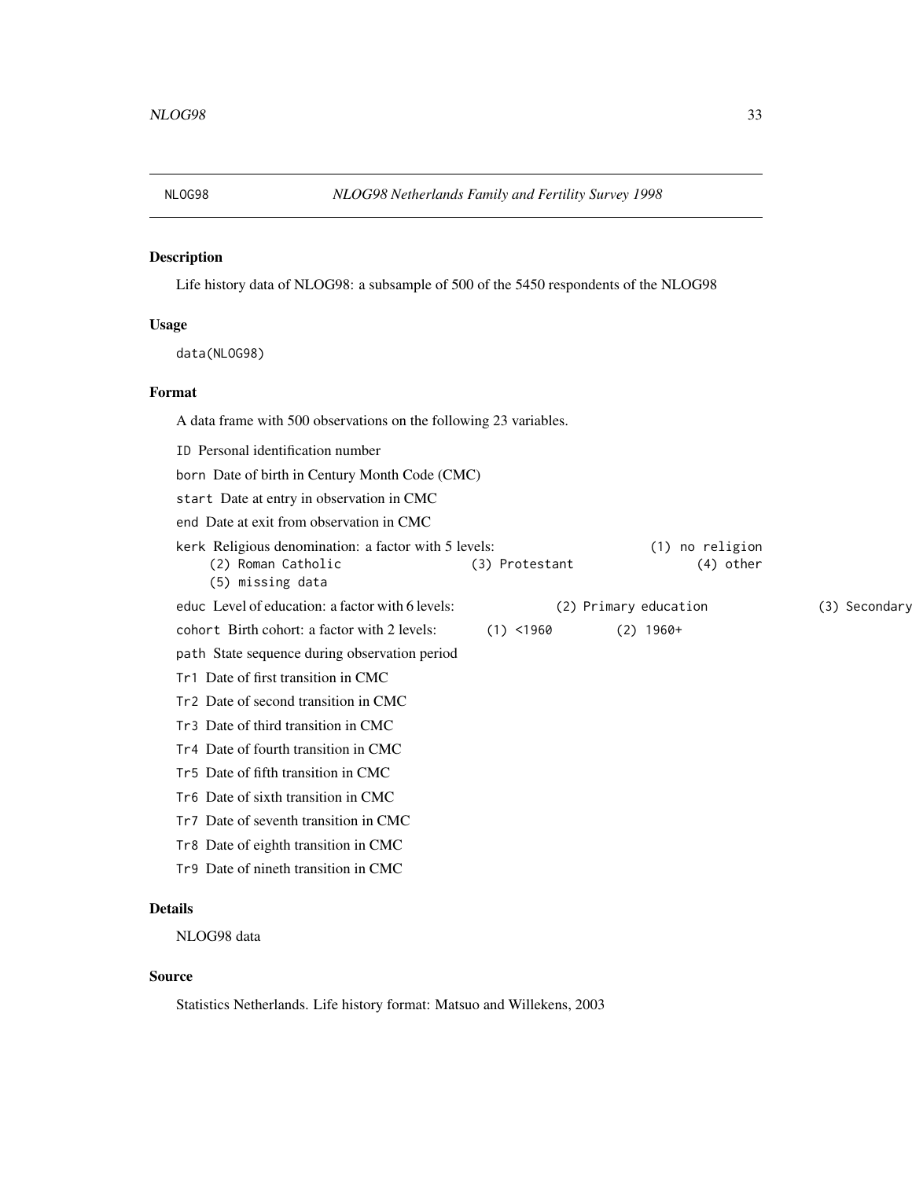NLOG98 *NLOG98 Netherlands Family and Fertility Survey 1998*

## Description

Life history data of NLOG98: a subsample of 500 of the 5450 respondents of the NLOG98

## Usage

```
data(NLOG98)
```

## Format

A data frame with 500 observations on the following 23 variables.

`ID` Personal identification number

`born` Date of birth in Century Month Code (CMC)

`start` Date at entry in observation in CMC

`end` Date at exit from observation in CMC

`kerk` Religious denomination: a factor with 5 levels: `(1) no religion` `(2) Roman Catholic` `(3) Protestant` `(4) other` `(5) missing data`

`educ` Level of education: a factor with 6 levels: `(2) Primary education` `(3) Secondary`

`cohort` Birth cohort: a factor with 2 levels: `(1) <1960` `(2) 1960+`

`path` State sequence during observation period

`Tr1` Date of first transition in CMC

`Tr2` Date of second transition in CMC

`Tr3` Date of third transition in CMC

`Tr4` Date of fourth transition in CMC

`Tr5` Date of fifth transition in CMC

`Tr6` Date of sixth transition in CMC

`Tr7` Date of seventh transition in CMC

`Tr8` Date of eighth transition in CMC

`Tr9` Date of nineth transition in CMC

## Details

NLOG98 data

## Source

Statistics Netherlands. Life history format: Matsuo and Willekens, 2003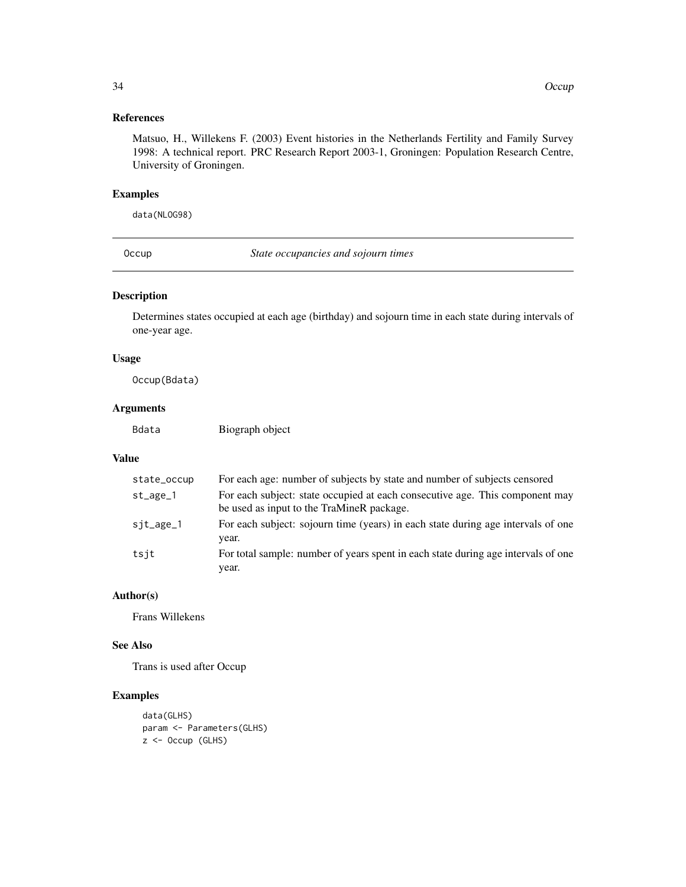## References

Matsuo, H., Willekens F. (2003) Event histories in the Netherlands Fertility and Family Survey 1998: A technical report. PRC Research Report 2003-1, Groningen: Population Research Centre, University of Groningen.

## Examples

```
data(NLOG98)
```

---

Occup *State occupancies and sojourn times*

---

## Description

Determines states occupied at each age (birthday) and sojourn time in each state during intervals of one-year age.

## Usage

```
Occup(Bdata)
```

## Arguments

| | |
|---|---|
| Bdata | Biograph object |

## Value

| | |
|---|---|
| state_occup | For each age: number of subjects by state and number of subjects censored |
| st_age_1 | For each subject: state occupied at each consecutive age. This component may be used as input to the TraMineR package. |
| sjt_age_1 | For each subject: sojourn time (years) in each state during age intervals of one year. |
| tsjt | For total sample: number of years spent in each state during age intervals of one year. |

## Author(s)

Frans Willekens

## See Also

Trans is used after Occup

## Examples

```
data(GLHS)
param <- Parameters(GLHS)
z <- Occup (GLHS)
```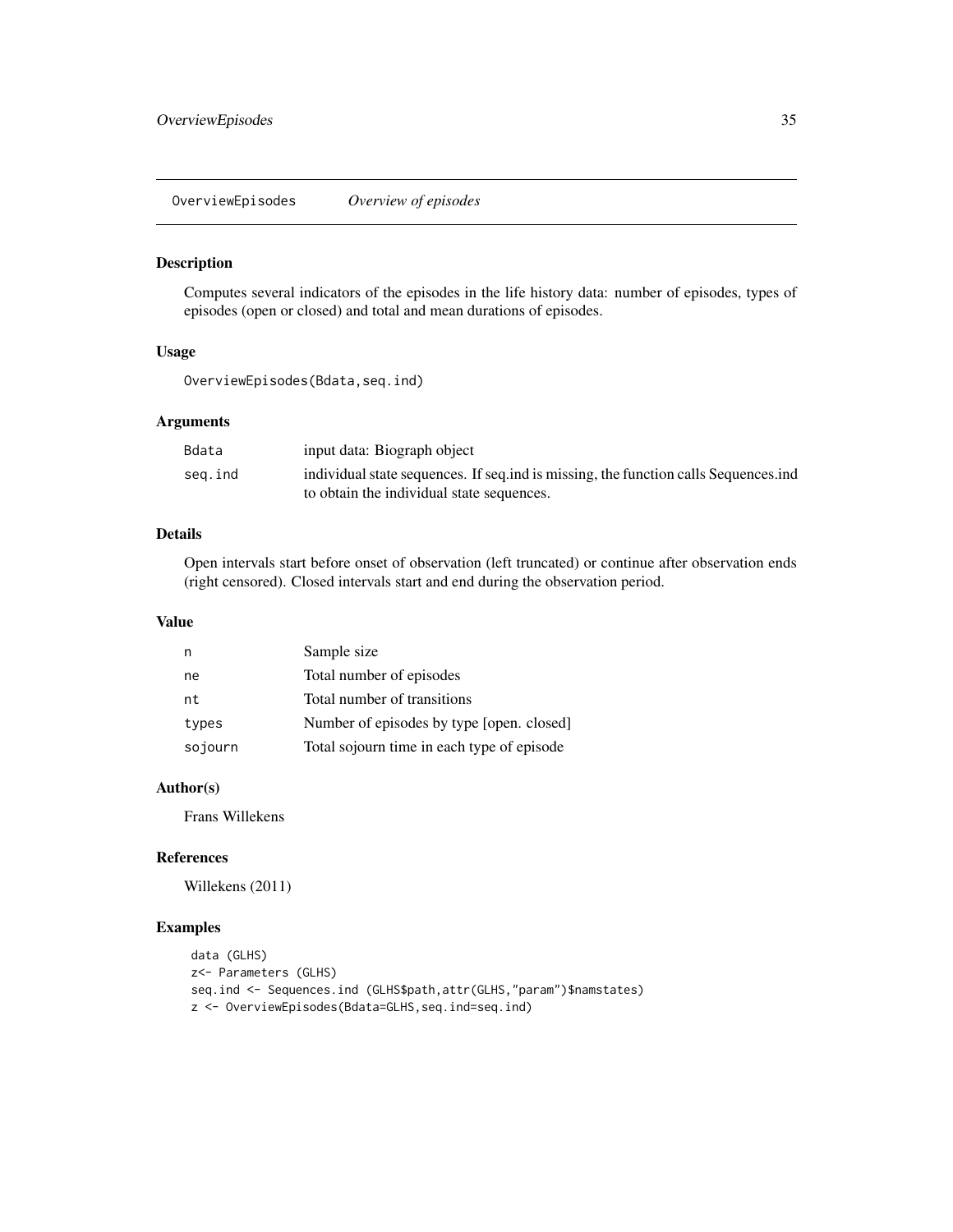## OverviewEpisodes *Overview of episodes*

### Description

Computes several indicators of the episodes in the life history data: number of episodes, types of episodes (open or closed) and total and mean durations of episodes.

### Usage

```
OverviewEpisodes(Bdata,seq.ind)
```

### Arguments

| | |
|---|---|
| `Bdata` | input data: Biograph object |
| `seq.ind` | individual state sequences. If seq.ind is missing, the function calls Sequences.ind to obtain the individual state sequences. |

### Details

Open intervals start before onset of observation (left truncated) or continue after observation ends (right censored). Closed intervals start and end during the observation period.

### Value

| | |
|---|---|
| `n` | Sample size |
| `ne` | Total number of episodes |
| `nt` | Total number of transitions |
| `types` | Number of episodes by type [open. closed] |
| `sojourn` | Total sojourn time in each type of episode |

### Author(s)

Frans Willekens

### References

Willekens (2011)

### Examples

```
data (GLHS)
z<- Parameters (GLHS)
seq.ind <- Sequences.ind (GLHS$path,attr(GLHS,"param")$namstates)
z <- OverviewEpisodes(Bdata=GLHS,seq.ind=seq.ind)
```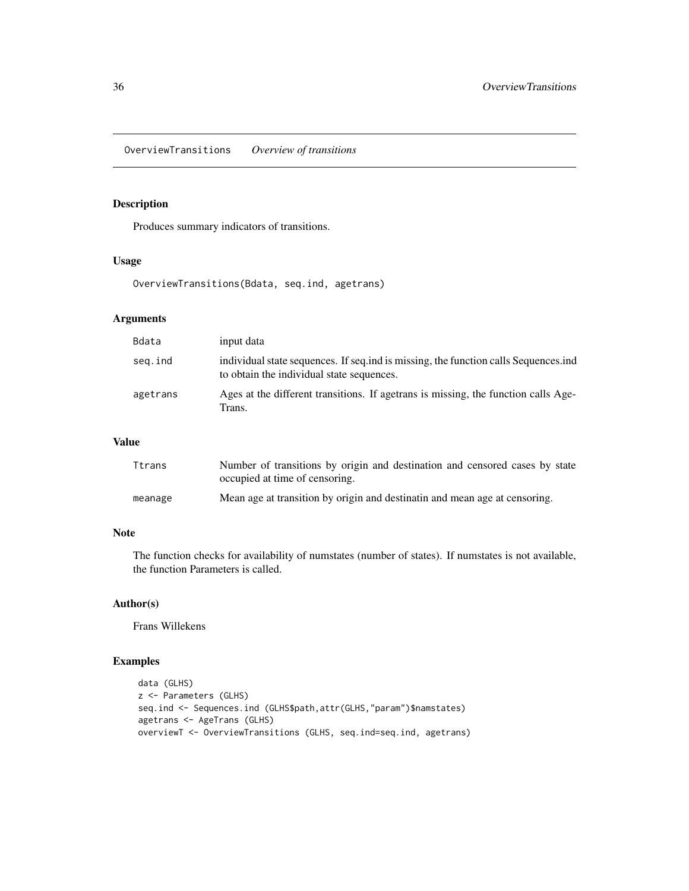# OverviewTransitions *Overview of transitions*

## Description

Produces summary indicators of transitions.

## Usage

```
OverviewTransitions(Bdata, seq.ind, agetrans)
```

## Arguments

| | |
|---|---|
| Bdata | input data |
| seq.ind | individual state sequences. If seq.ind is missing, the function calls Sequences.ind to obtain the individual state sequences. |
| agetrans | Ages at the different transitions. If agetrans is missing, the function calls AgeTrans. |

## Value

| | |
|---|---|
| Ttrans | Number of transitions by origin and destination and censored cases by state occupied at time of censoring. |
| meanage | Mean age at transition by origin and destinatin and mean age at censoring. |

## Note

The function checks for availability of numstates (number of states). If numstates is not available, the function Parameters is called.

## Author(s)

Frans Willekens

## Examples

```
data (GLHS)
z <- Parameters (GLHS)
seq.ind <- Sequences.ind (GLHS$path,attr(GLHS,"param")$namstates)
agetrans <- AgeTrans (GLHS)
overviewT <- OverviewTransitions (GLHS, seq.ind=seq.ind, agetrans)
```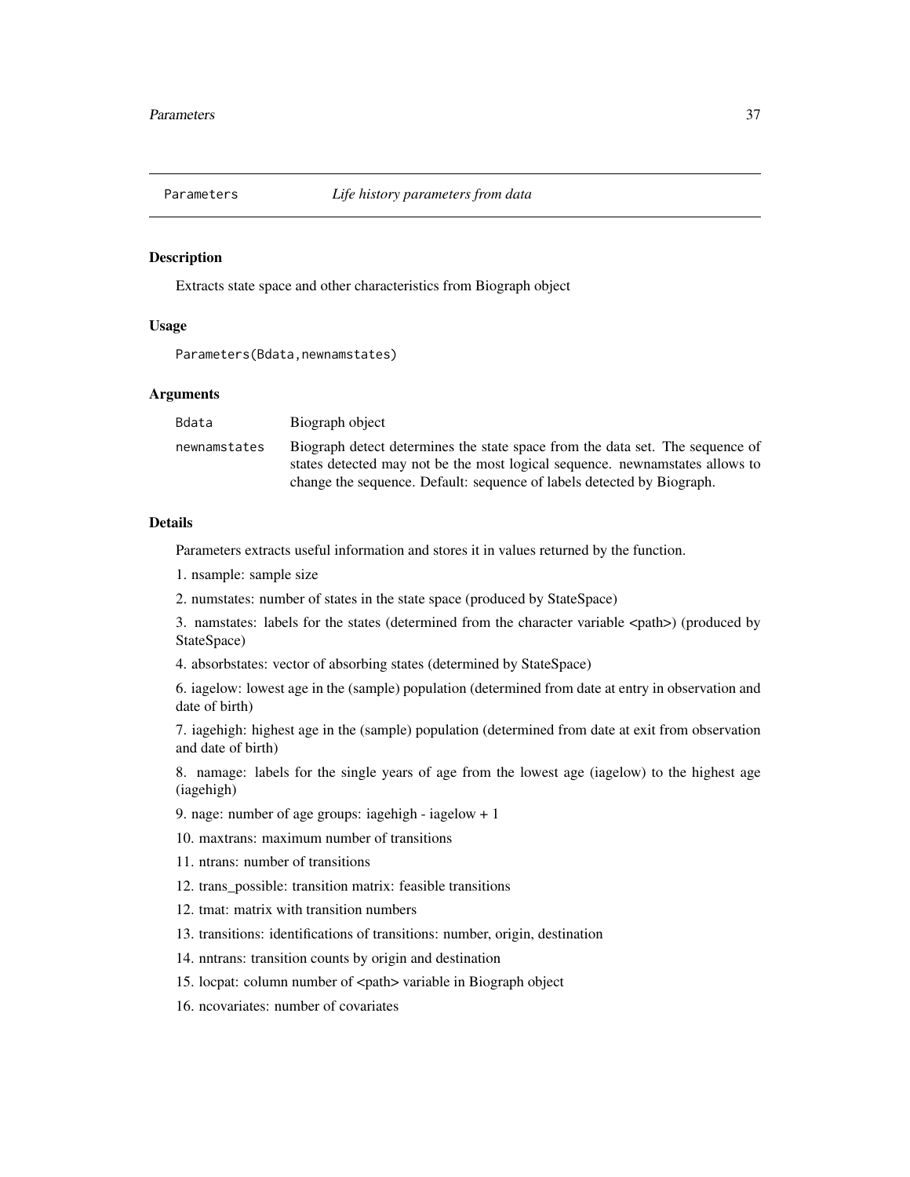# Parameters — *Life history parameters from data*

## Description

Extracts state space and other characteristics from Biograph object

## Usage

```
Parameters(Bdata,newnamstates)
```

## Arguments

| | |
|---|---|
| Bdata | Biograph object |
| newnamstates | Biograph detect determines the state space from the data set. The sequence of states detected may not be the most logical sequence. newnamstates allows to change the sequence. Default: sequence of labels detected by Biograph. |

## Details

Parameters extracts useful information and stores it in values returned by the function.

1. nsample: sample size

2. numstates: number of states in the state space (produced by StateSpace)

3. namstates: labels for the states (determined from the character variable <path>) (produced by StateSpace)

4. absorbstates: vector of absorbing states (determined by StateSpace)

6. iagelow: lowest age in the (sample) population (determined from date at entry in observation and date of birth)

7. iagehigh: highest age in the (sample) population (determined from date at exit from observation and date of birth)

8. namage: labels for the single years of age from the lowest age (iagelow) to the highest age (iagehigh)

9. nage: number of age groups: iagehigh - iagelow + 1

10. maxtrans: maximum number of transitions

11. ntrans: number of transitions

12. trans_possible: transition matrix: feasible transitions

12. tmat: matrix with transition numbers

13. transitions: identifications of transitions: number, origin, destination

14. nntrans: transition counts by origin and destination

15. locpat: column number of <path> variable in Biograph object

16. ncovariates: number of covariates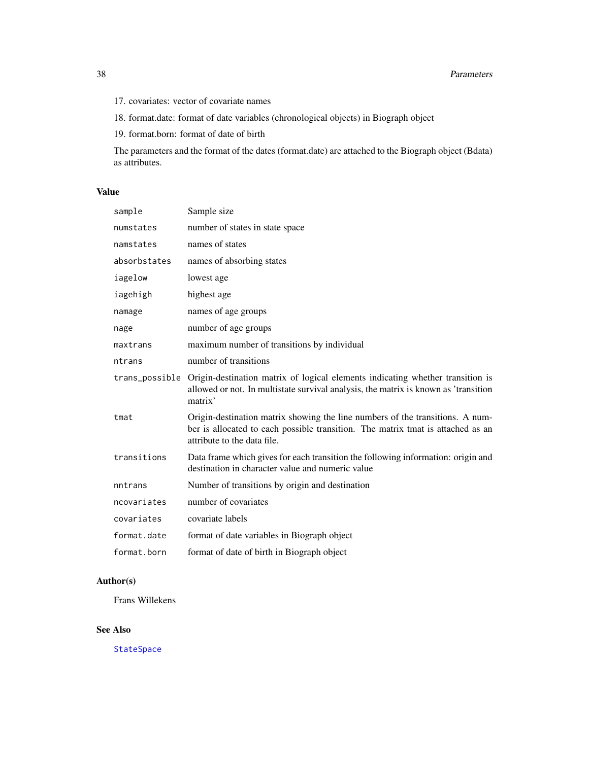17. covariates: vector of covariate names
18. format.date: format of date variables (chronological objects) in Biograph object
19. format.born: format of date of birth

The parameters and the format of the dates (format.date) are attached to the Biograph object (Bdata) as attributes.

### Value

| | |
|---|---|
| `sample` | Sample size |
| `numstates` | number of states in state space |
| `namstates` | names of states |
| `absorbstates` | names of absorbing states |
| `iagelow` | lowest age |
| `iagehigh` | highest age |
| `namage` | names of age groups |
| `nage` | number of age groups |
| `maxtrans` | maximum number of transitions by individual |
| `ntrans` | number of transitions |
| `trans_possible` | Origin-destination matrix of logical elements indicating whether transition is allowed or not. In multistate survival analysis, the matrix is known as 'transition matrix' |
| `tmat` | Origin-destination matrix showing the line numbers of the transitions. A number is allocated to each possible transition. The matrix tmat is attached as an attribute to the data file. |
| `transitions` | Data frame which gives for each transition the following information: origin and destination in character value and numeric value |
| `nntrans` | Number of transitions by origin and destination |
| `ncovariates` | number of covariates |
| `covariates` | covariate labels |
| `format.date` | format of date variables in Biograph object |
| `format.born` | format of date of birth in Biograph object |

### Author(s)

Frans Willekens

### See Also

`StateSpace`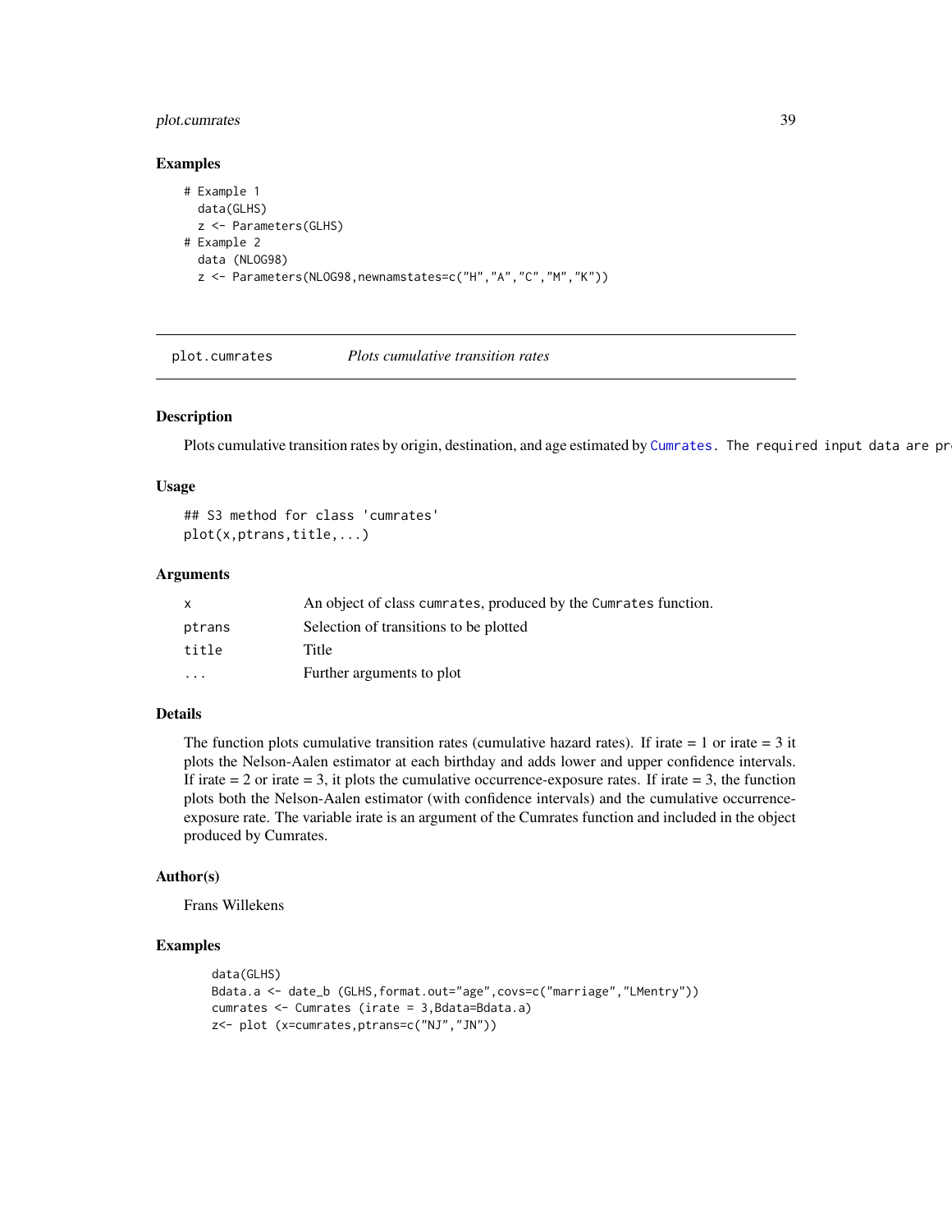### Examples

```
# Example 1
  data(GLHS)
  z <- Parameters(GLHS)
# Example 2
  data (NLOG98)
  z <- Parameters(NLOG98,newnamstates=c("H","A","C","M","K"))
```

---

## plot.cumrates    *Plots cumulative transition rates*

### Description

Plots cumulative transition rates by origin, destination, and age estimated by Cumrates. The required input data are pr

### Usage

```
## S3 method for class 'cumrates'
plot(x,ptrans,title,...)
```

### Arguments

| | |
|---|---|
| x | An object of class cumrates, produced by the Cumrates function. |
| ptrans | Selection of transitions to be plotted |
| title | Title |
| ... | Further arguments to plot |

### Details

The function plots cumulative transition rates (cumulative hazard rates). If irate = 1 or irate = 3 it plots the Nelson-Aalen estimator at each birthday and adds lower and upper confidence intervals. If irate = 2 or irate = 3, it plots the cumulative occurrence-exposure rates. If irate = 3, the function plots both the Nelson-Aalen estimator (with confidence intervals) and the cumulative occurrence-exposure rate. The variable irate is an argument of the Cumrates function and included in the object produced by Cumrates.

### Author(s)

Frans Willekens

### Examples

```
data(GLHS)
Bdata.a <- date_b (GLHS,format.out="age",covs=c("marriage","LMentry"))
cumrates <- Cumrates (irate = 3,Bdata=Bdata.a)
z<- plot (x=cumrates,ptrans=c("NJ","JN"))
```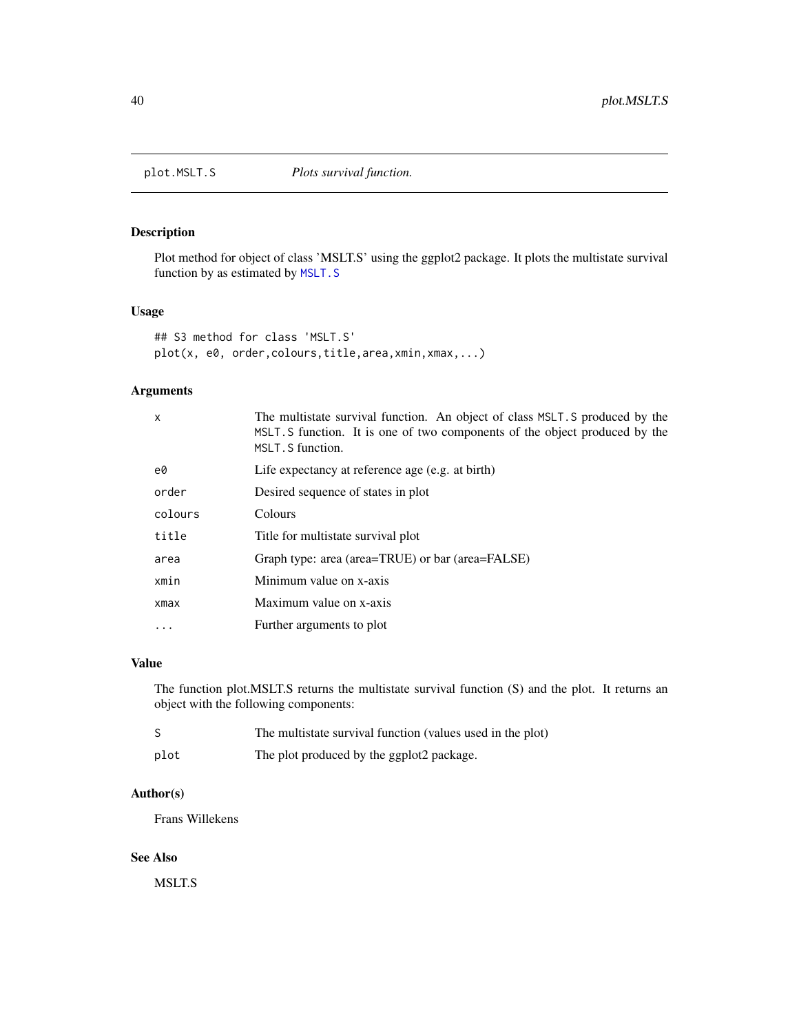# plot.MSLT.S    *Plots survival function.*

## Description

Plot method for object of class 'MSLT.S' using the ggplot2 package. It plots the multistate survival function by as estimated by `MSLT.S`

## Usage

```
## S3 method for class 'MSLT.S'
plot(x, e0, order,colours,title,area,xmin,xmax,...)
```

## Arguments

| | |
|---|---|
| `x` | The multistate survival function. An object of class `MSLT.S` produced by the `MSLT.S` function. It is one of two components of the object produced by the `MSLT.S` function. |
| `e0` | Life expectancy at reference age (e.g. at birth) |
| `order` | Desired sequence of states in plot |
| `colours` | Colours |
| `title` | Title for multistate survival plot |
| `area` | Graph type: area (area=TRUE) or bar (area=FALSE) |
| `xmin` | Minimum value on x-axis |
| `xmax` | Maximum value on x-axis |
| `...` | Further arguments to plot |

## Value

The function plot.MSLT.S returns the multistate survival function (S) and the plot. It returns an object with the following components:

| | |
|---|---|
| `S` | The multistate survival function (values used in the plot) |
| `plot` | The plot produced by the ggplot2 package. |

## Author(s)

Frans Willekens

## See Also

MSLT.S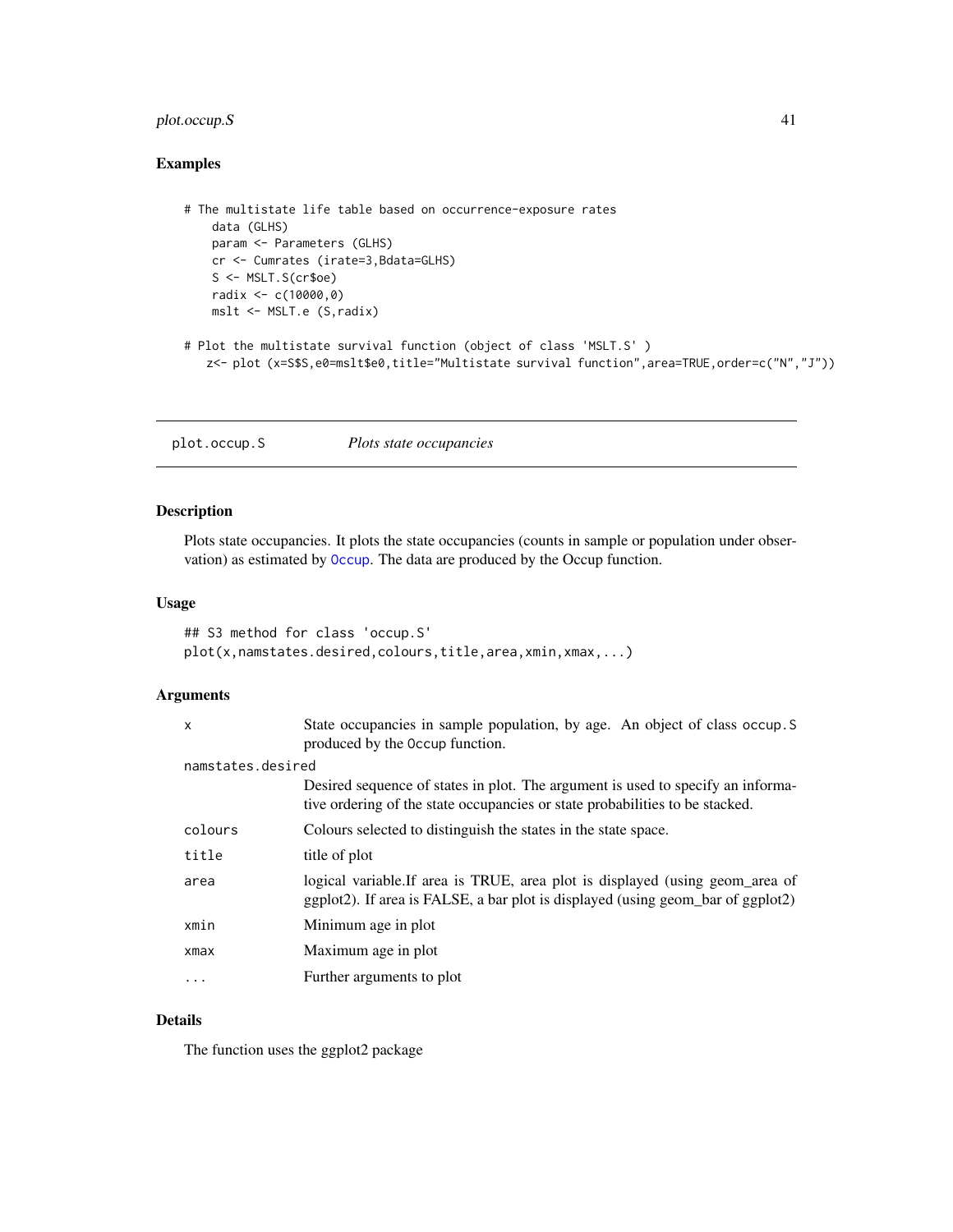## Examples

```
# The multistate life table based on occurrence-exposure rates
    data (GLHS)
    param <- Parameters (GLHS)
    cr <- Cumrates (irate=3,Bdata=GLHS)
    S <- MSLT.S(cr$oe)
    radix <- c(10000,0)
    mslt <- MSLT.e (S,radix)

# Plot the multistate survival function (object of class 'MSLT.S' )
   z<- plot (x=S$S,e0=mslt$e0,title="Multistate survival function",area=TRUE,order=c("N","J"))
```

---

# plot.occup.S    *Plots state occupancies*

---

## Description

Plots state occupancies. It plots the state occupancies (counts in sample or population under observation) as estimated by Occup. The data are produced by the Occup function.

## Usage

```
## S3 method for class 'occup.S'
plot(x,namstates.desired,colours,title,area,xmin,xmax,...)
```

## Arguments

| | |
|---|---|
| x | State occupancies in sample population, by age. An object of class occup.S produced by the Occup function. |
| namstates.desired | Desired sequence of states in plot. The argument is used to specify an informative ordering of the state occupancies or state probabilities to be stacked. |
| colours | Colours selected to distinguish the states in the state space. |
| title | title of plot |
| area | logical variable.If area is TRUE, area plot is displayed (using geom_area of ggplot2). If area is FALSE, a bar plot is displayed (using geom_bar of ggplot2) |
| xmin | Minimum age in plot |
| xmax | Maximum age in plot |
| ... | Further arguments to plot |

## Details

The function uses the ggplot2 package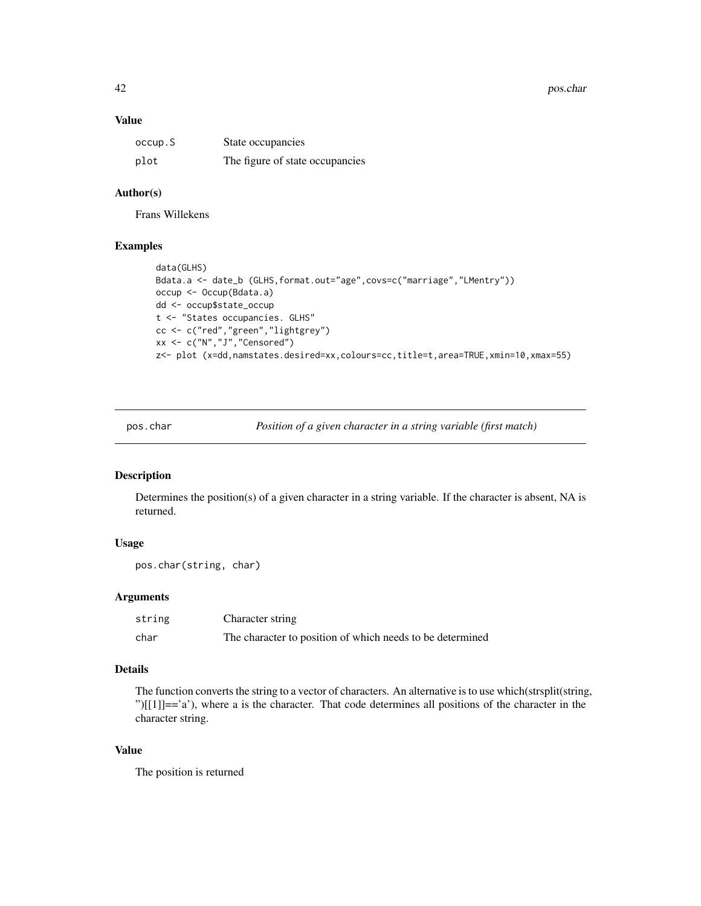## Value

| | |
|---|---|
| occup.S | State occupancies |
| plot | The figure of state occupancies |

## Author(s)

Frans Willekens

## Examples

```
data(GLHS)
Bdata.a <- date_b (GLHS,format.out="age",covs=c("marriage","LMentry"))
occup <- Occup(Bdata.a)
dd <- occup$state_occup
t <- "States occupancies. GLHS"
cc <- c("red","green","lightgrey")
xx <- c("N","J","Censored")
z<- plot (x=dd,namstates.desired=xx,colours=cc,title=t,area=TRUE,xmin=10,xmax=55)
```

---

# pos.char — *Position of a given character in a string variable (first match)*

---

## Description

Determines the position(s) of a given character in a string variable. If the character is absent, NA is returned.

## Usage

```
pos.char(string, char)
```

## Arguments

| | |
|---|---|
| string | Character string |
| char | The character to position of which needs to be determined |

## Details

The function converts the string to a vector of characters. An alternative is to use which(strsplit(string, '')[[1]]=='a'), where a is the character. That code determines all positions of the character in the character string.

## Value

The position is returned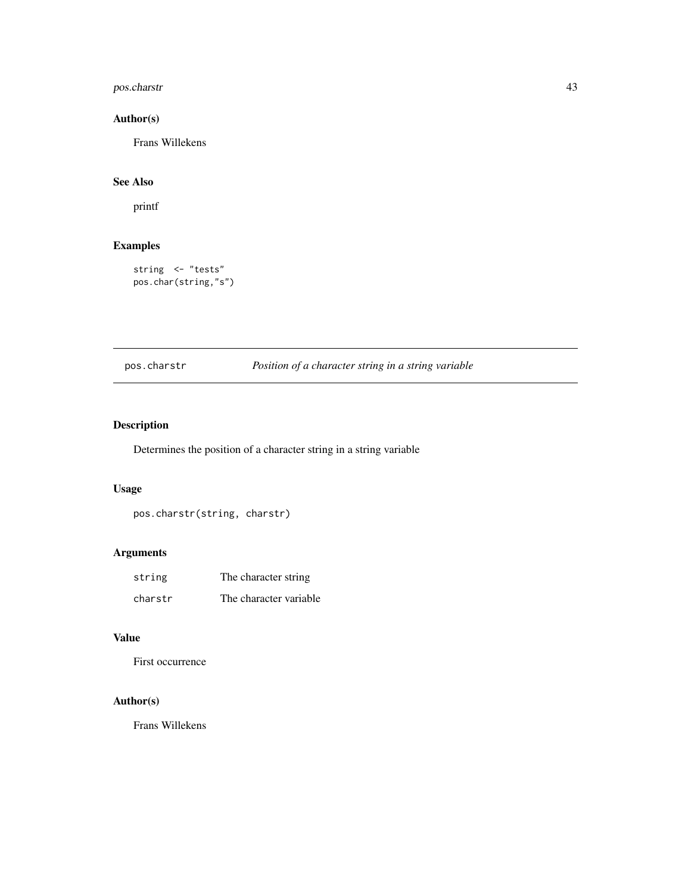## Author(s)

Frans Willekens

## See Also

printf

## Examples

```
string  <- "tests"
pos.char(string,"s")
```

---

# pos.charstr — *Position of a character string in a string variable*

## Description

Determines the position of a character string in a string variable

## Usage

```
pos.charstr(string, charstr)
```

## Arguments

| | |
|---|---|
| string | The character string |
| charstr | The character variable |

## Value

First occurrence

## Author(s)

Frans Willekens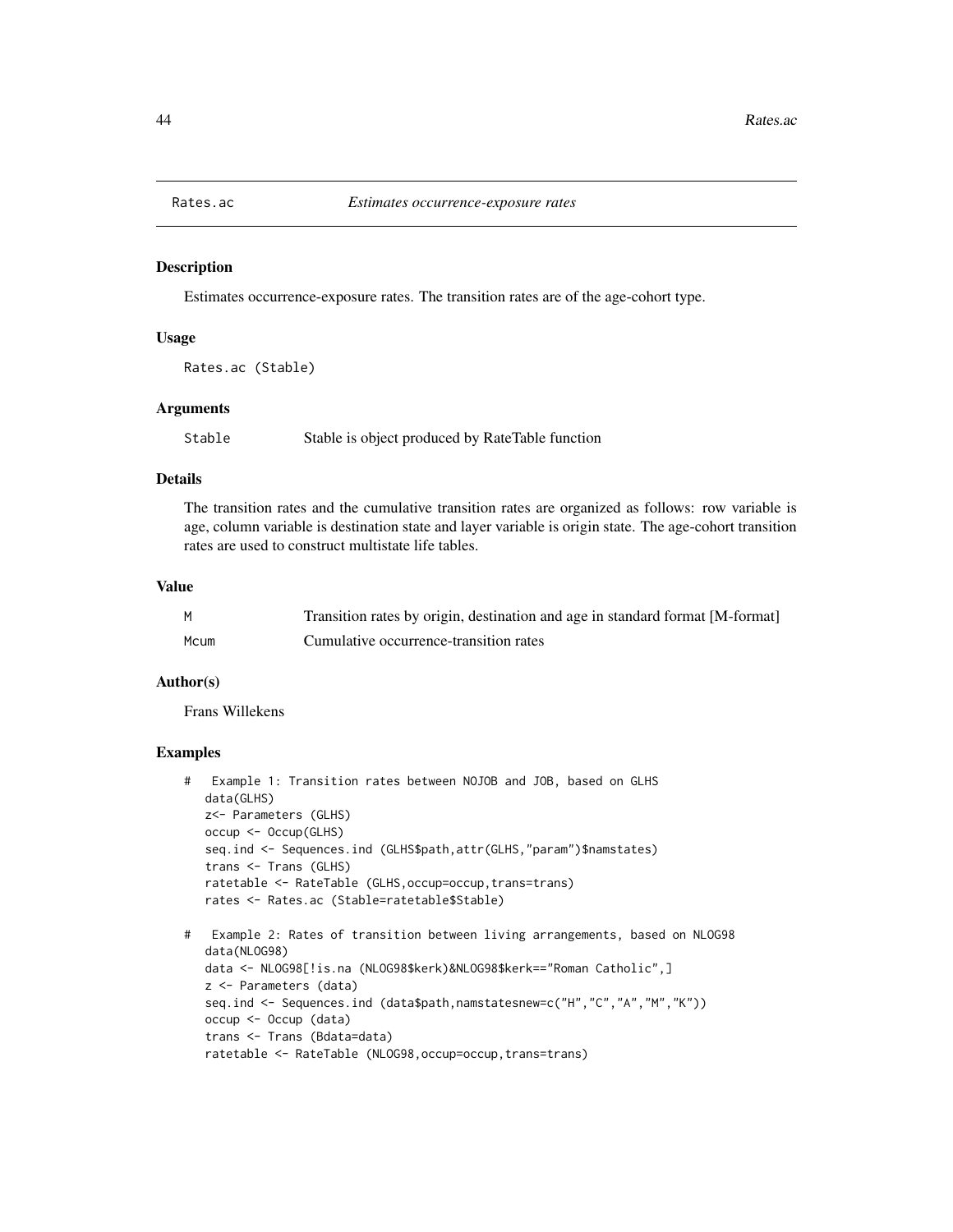## Rates.ac — *Estimates occurrence-exposure rates*

### Description

Estimates occurrence-exposure rates. The transition rates are of the age-cohort type.

### Usage

```
Rates.ac (Stable)
```

### Arguments

| | |
|---|---|
| Stable | Stable is object produced by RateTable function |

### Details

The transition rates and the cumulative transition rates are organized as follows: row variable is age, column variable is destination state and layer variable is origin state. The age-cohort transition rates are used to construct multistate life tables.

### Value

| | |
|---|---|
| M | Transition rates by origin, destination and age in standard format [M-format] |
| Mcum | Cumulative occurrence-transition rates |

### Author(s)

Frans Willekens

### Examples

```
#   Example 1: Transition rates between NOJOB and JOB, based on GLHS
    data(GLHS)
    z<- Parameters (GLHS)
    occup <- Occup(GLHS)
    seq.ind <- Sequences.ind (GLHS$path,attr(GLHS,"param")$namstates)
    trans <- Trans (GLHS)
    ratetable <- RateTable (GLHS,occup=occup,trans=trans)
    rates <- Rates.ac (Stable=ratetable$Stable)

#   Example 2: Rates of transition between living arrangements, based on NLOG98
    data(NLOG98)
    data <- NLOG98[!is.na (NLOG98$kerk)&NLOG98$kerk=="Roman Catholic",]
    z <- Parameters (data)
    seq.ind <- Sequences.ind (data$path,namstatesnew=c("H","C","A","M","K"))
    occup <- Occup (data)
    trans <- Trans (Bdata=data)
    ratetable <- RateTable (NLOG98,occup=occup,trans=trans)
```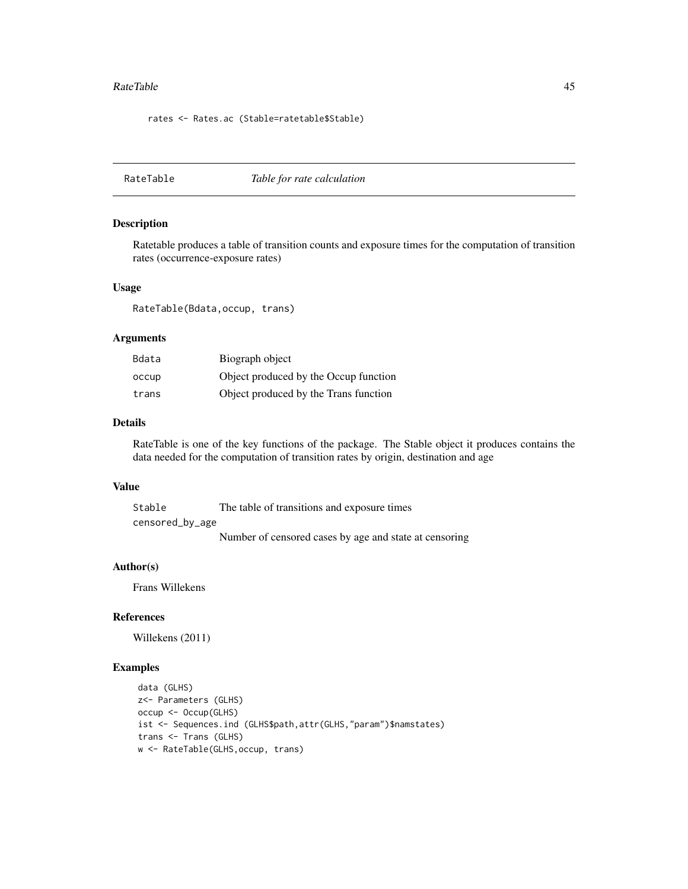```
rates <- Rates.ac (Stable=ratetable$Stable)
```

## RateTable *Table for rate calculation*

### Description

Ratetable produces a table of transition counts and exposure times for the computation of transition rates (occurrence-exposure rates)

### Usage

```
RateTable(Bdata,occup, trans)
```

### Arguments

| | |
|---|---|
| Bdata | Biograph object |
| occup | Object produced by the Occup function |
| trans | Object produced by the Trans function |

### Details

RateTable is one of the key functions of the package. The Stable object it produces contains the data needed for the computation of transition rates by origin, destination and age

### Value

| | |
|---|---|
| Stable | The table of transitions and exposure times |
| censored_by_age | Number of censored cases by age and state at censoring |

### Author(s)

Frans Willekens

### References

Willekens (2011)

### Examples

```
data (GLHS)
z<- Parameters (GLHS)
occup <- Occup(GLHS)
ist <- Sequences.ind (GLHS$path,attr(GLHS,"param")$namstates)
trans <- Trans (GLHS)
w <- RateTable(GLHS,occup, trans)
```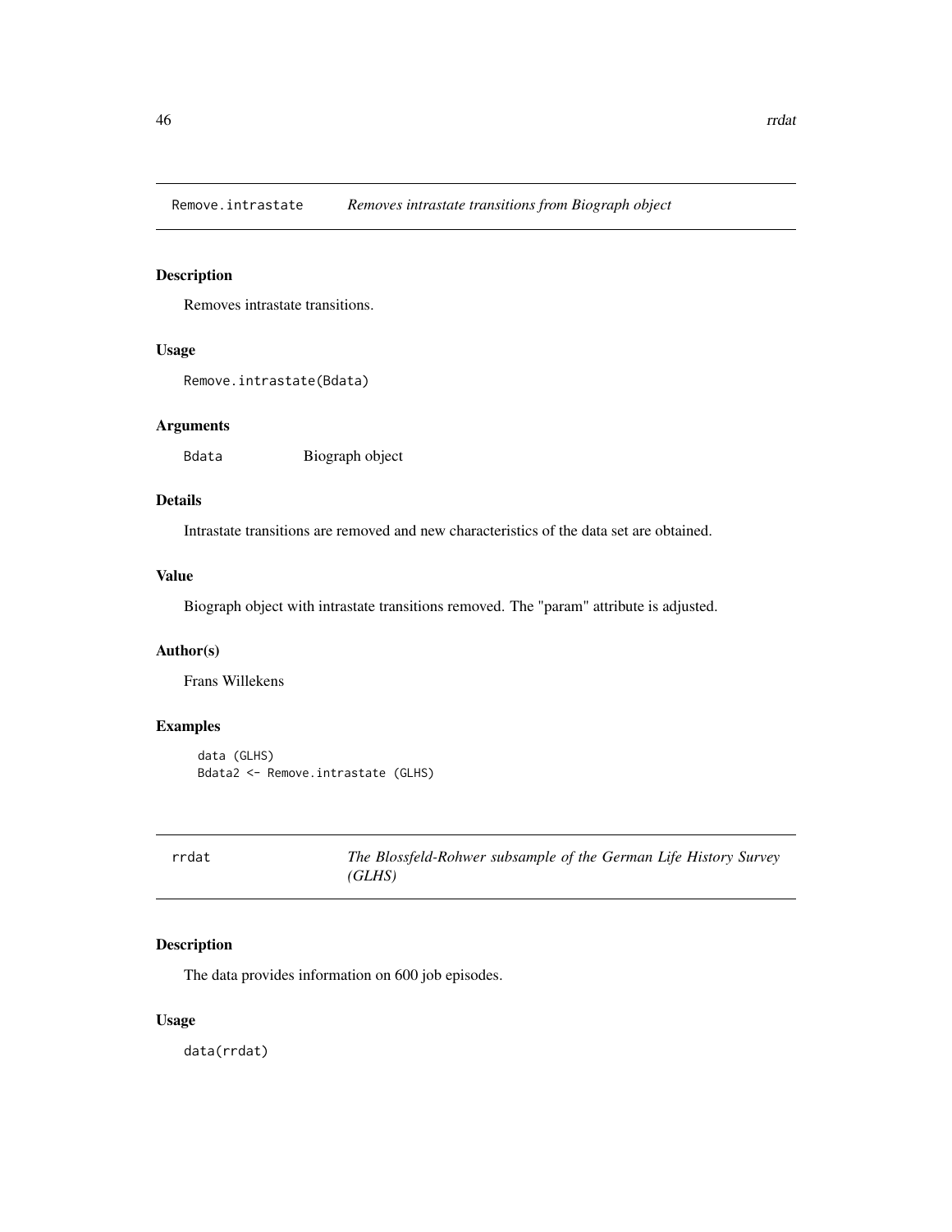## Remove.intrastate *Removes intrastate transitions from Biograph object*

### Description

Removes intrastate transitions.

### Usage

```
Remove.intrastate(Bdata)
```

### Arguments

| | |
|---|---|
| Bdata | Biograph object |

### Details

Intrastate transitions are removed and new characteristics of the data set are obtained.

### Value

Biograph object with intrastate transitions removed. The "param" attribute is adjusted.

### Author(s)

Frans Willekens

### Examples

```
data (GLHS)
Bdata2 <- Remove.intrastate (GLHS)
```

## rrdat *The Blossfeld-Rohwer subsample of the German Life History Survey (GLHS)*

### Description

The data provides information on 600 job episodes.

### Usage

```
data(rrdat)
```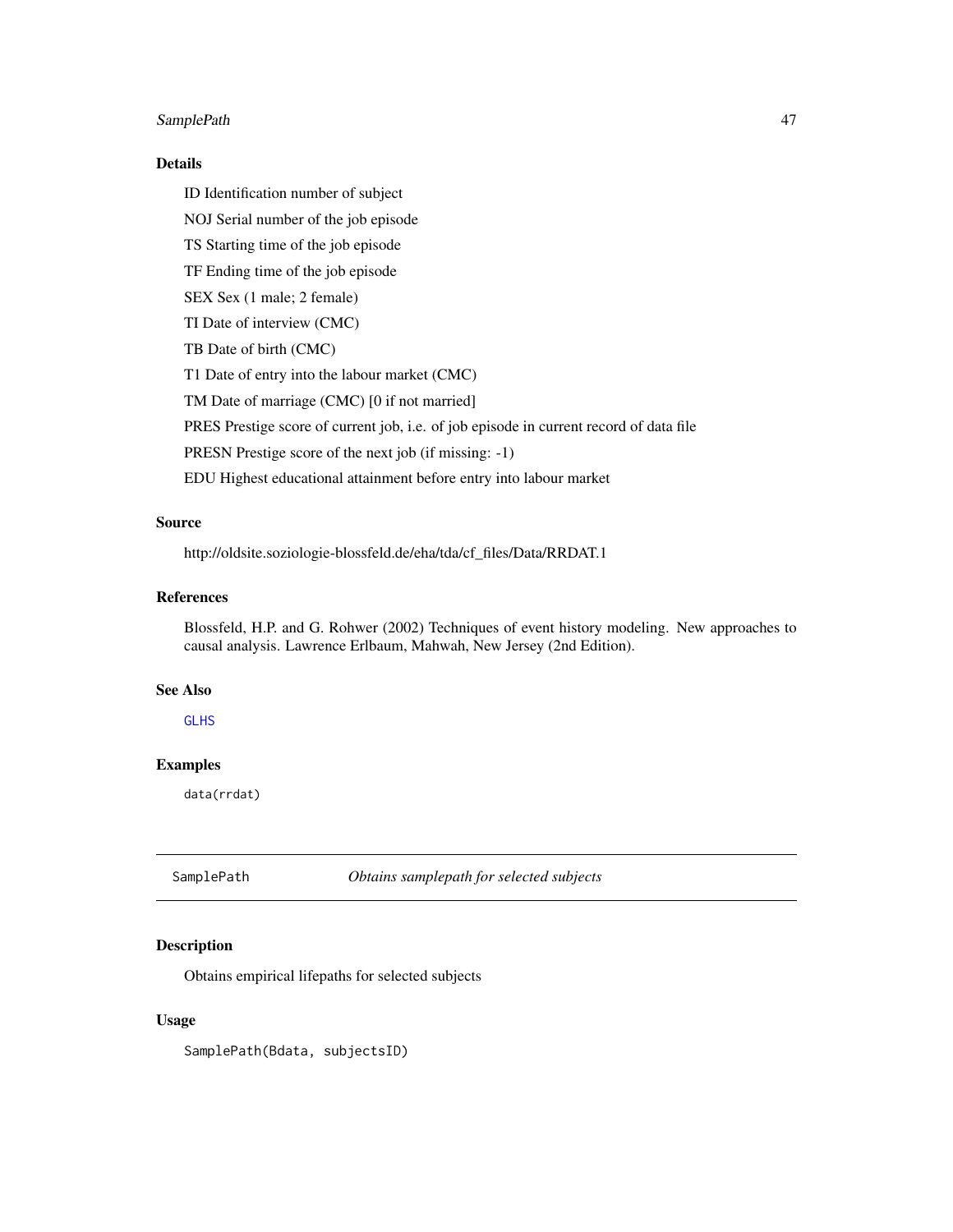### Details

ID Identification number of subject

NOJ Serial number of the job episode

TS Starting time of the job episode

TF Ending time of the job episode

SEX Sex (1 male; 2 female)

TI Date of interview (CMC)

TB Date of birth (CMC)

T1 Date of entry into the labour market (CMC)

TM Date of marriage (CMC) [0 if not married]

PRES Prestige score of current job, i.e. of job episode in current record of data file

PRESN Prestige score of the next job (if missing: -1)

EDU Highest educational attainment before entry into labour market

### Source

http://oldsite.soziologie-blossfeld.de/eha/tda/cf_files/Data/RRDAT.1

### References

Blossfeld, H.P. and G. Rohwer (2002) Techniques of event history modeling. New approaches to causal analysis. Lawrence Erlbaum, Mahwah, New Jersey (2nd Edition).

### See Also

GLHS

### Examples

```
data(rrdat)
```

---

## SamplePath *Obtains samplepath for selected subjects*

### Description

Obtains empirical lifepaths for selected subjects

### Usage

```
SamplePath(Bdata, subjectsID)
```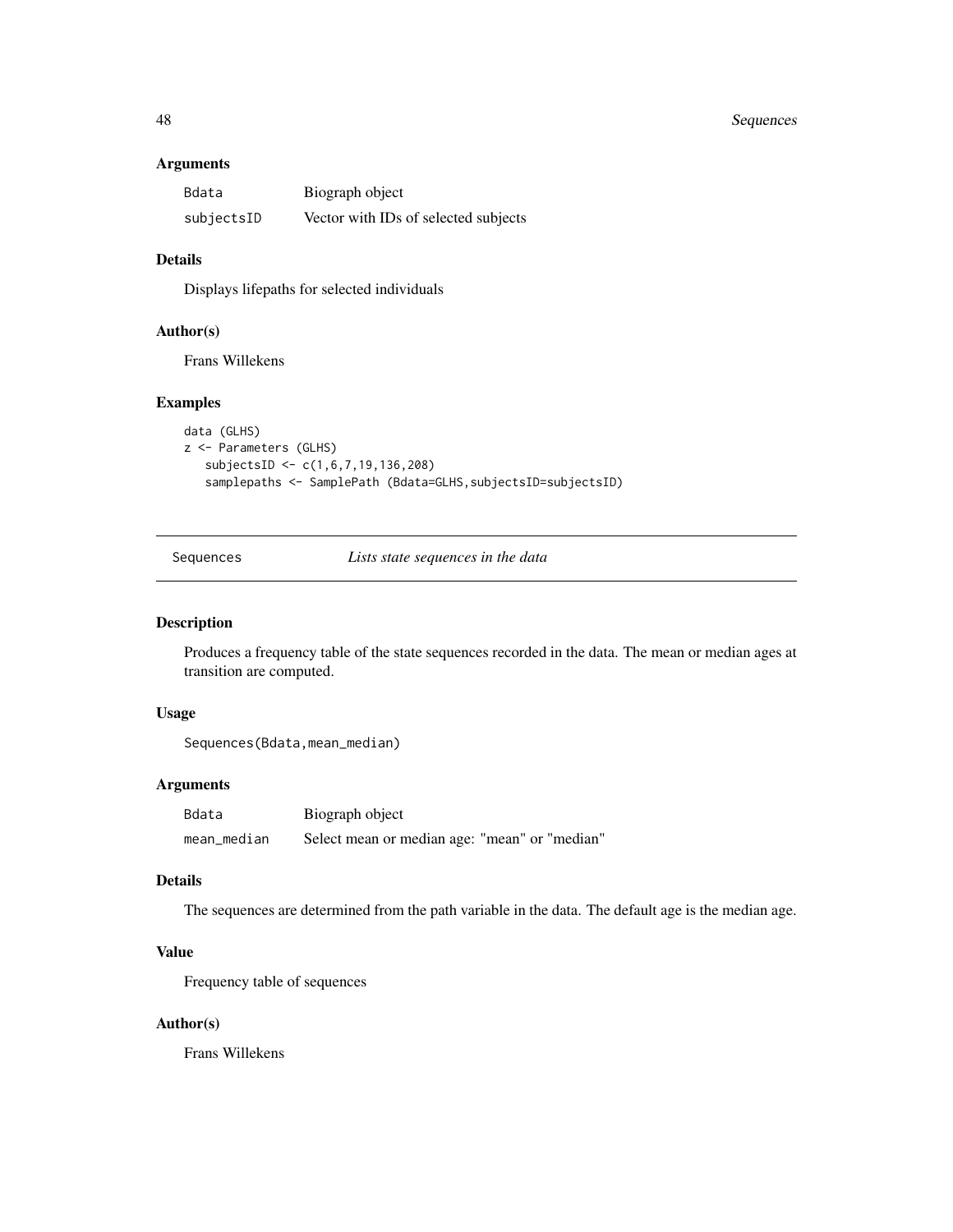### Arguments

| | |
|---|---|
| Bdata | Biograph object |
| subjectsID | Vector with IDs of selected subjects |

### Details

Displays lifepaths for selected individuals

### Author(s)

Frans Willekens

### Examples

```
data (GLHS)
z <- Parameters (GLHS)
   subjectsID <- c(1,6,7,19,136,208)
   samplepaths <- SamplePath (Bdata=GLHS,subjectsID=subjectsID)
```

---

## Sequences *Lists state sequences in the data*

---

### Description

Produces a frequency table of the state sequences recorded in the data. The mean or median ages at transition are computed.

### Usage

```
Sequences(Bdata,mean_median)
```

### Arguments

| | |
|---|---|
| Bdata | Biograph object |
| mean_median | Select mean or median age: "mean" or "median" |

### Details

The sequences are determined from the path variable in the data. The default age is the median age.

### Value

Frequency table of sequences

### Author(s)

Frans Willekens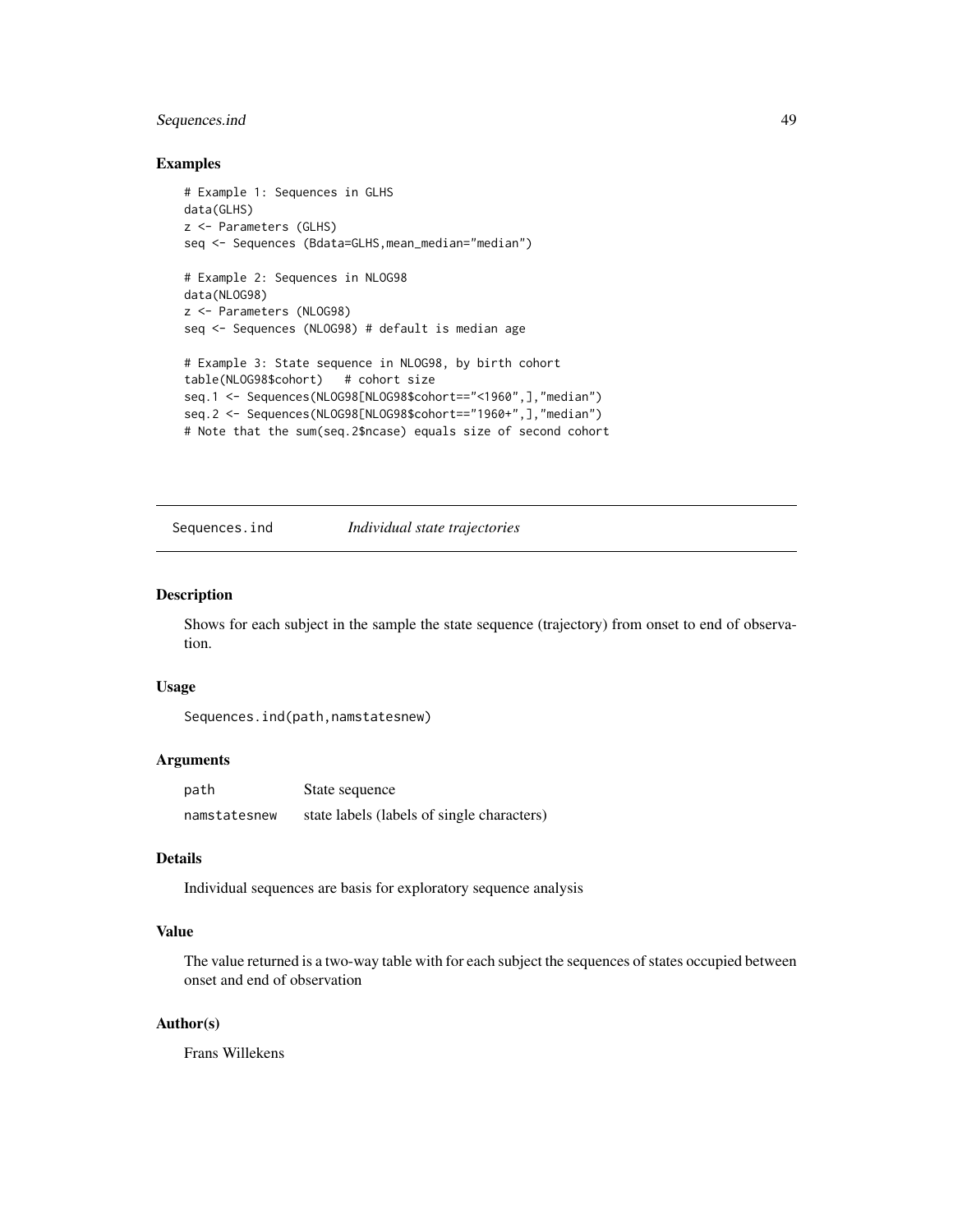## Examples

```
# Example 1: Sequences in GLHS
data(GLHS)
z <- Parameters (GLHS)
seq <- Sequences (Bdata=GLHS,mean_median="median")

# Example 2: Sequences in NLOG98
data(NLOG98)
z <- Parameters (NLOG98)
seq <- Sequences (NLOG98) # default is median age

# Example 3: State sequence in NLOG98, by birth cohort
table(NLOG98$cohort)   # cohort size
seq.1 <- Sequences(NLOG98[NLOG98$cohort=="<1960",],"median")
seq.2 <- Sequences(NLOG98[NLOG98$cohort=="1960+",],"median")
# Note that the sum(seq.2$ncase) equals size of second cohort
```

---

# Sequences.ind *Individual state trajectories*

---

## Description

Shows for each subject in the sample the state sequence (trajectory) from onset to end of observation.

## Usage

```
Sequences.ind(path,namstatesnew)
```

## Arguments

| | |
|---|---|
| path | State sequence |
| namstatesnew | state labels (labels of single characters) |

## Details

Individual sequences are basis for exploratory sequence analysis

## Value

The value returned is a two-way table with for each subject the sequences of states occupied between onset and end of observation

## Author(s)

Frans Willekens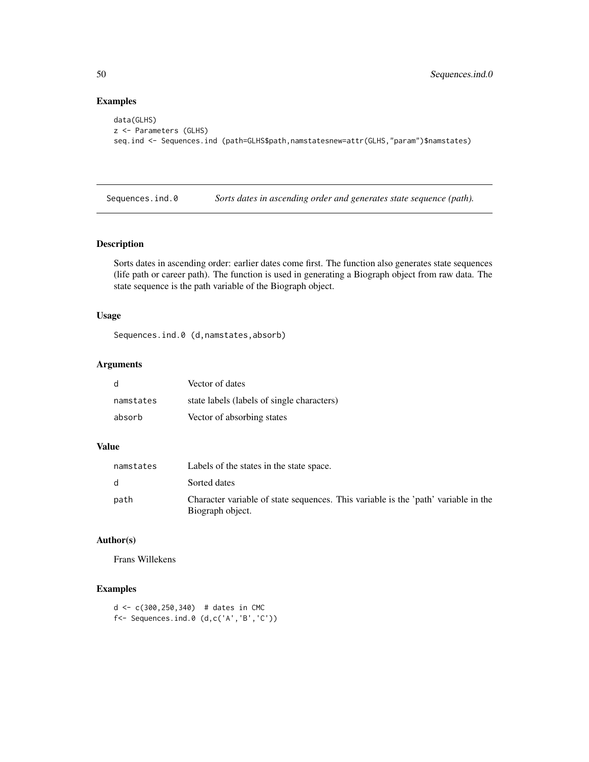## Examples

```
data(GLHS)
z <- Parameters (GLHS)
seq.ind <- Sequences.ind (path=GLHS$path,namstatesnew=attr(GLHS,"param")$namstates)
```

---

# Sequences.ind.0 — *Sorts dates in ascending order and generates state sequence (path).*

## Description

Sorts dates in ascending order: earlier dates come first. The function also generates state sequences (life path or career path). The function is used in generating a Biograph object from raw data. The state sequence is the path variable of the Biograph object.

## Usage

```
Sequences.ind.0 (d,namstates,absorb)
```

## Arguments

| | |
|---|---|
| d | Vector of dates |
| namstates | state labels (labels of single characters) |
| absorb | Vector of absorbing states |

## Value

| | |
|---|---|
| namstates | Labels of the states in the state space. |
| d | Sorted dates |
| path | Character variable of state sequences. This variable is the 'path' variable in the Biograph object. |

## Author(s)

Frans Willekens

## Examples

```
d <- c(300,250,340)  # dates in CMC
f<- Sequences.ind.0 (d,c('A','B','C'))
```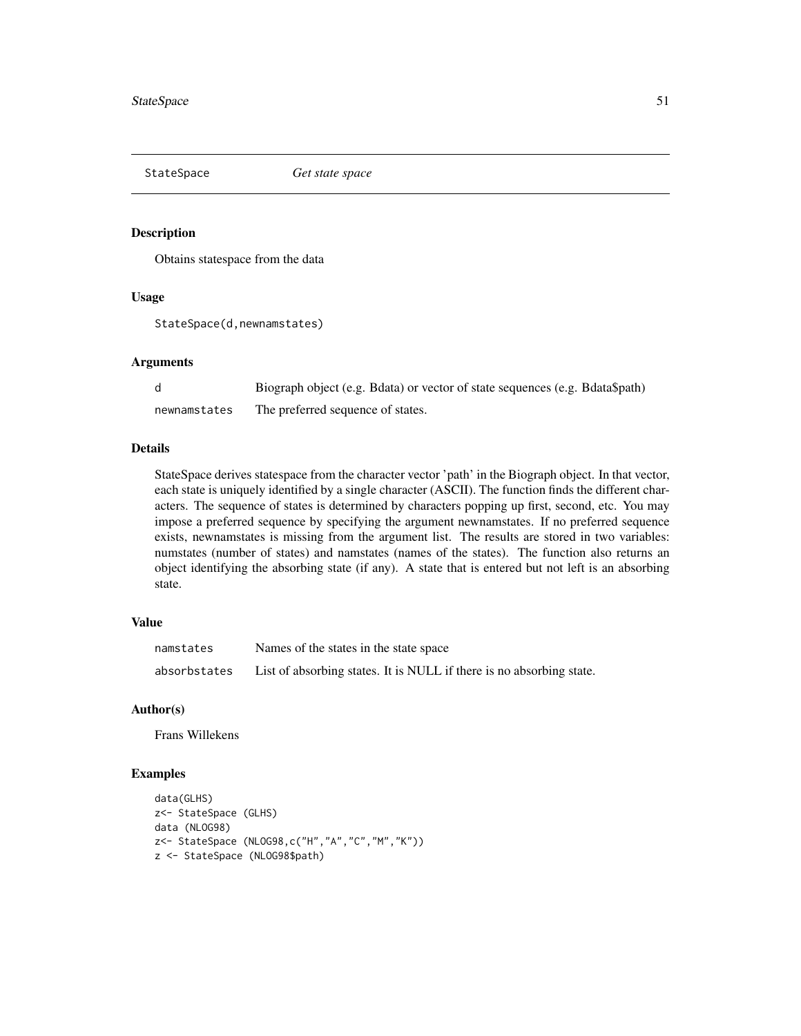## StateSpace *Get state space*

### Description

Obtains statespace from the data

### Usage

```
StateSpace(d,newnamstates)
```

### Arguments

| | |
|---|---|
| d | Biograph object (e.g. Bdata) or vector of state sequences (e.g. Bdata$path) |
| newnamstates | The preferred sequence of states. |

### Details

StateSpace derives statespace from the character vector 'path' in the Biograph object. In that vector, each state is uniquely identified by a single character (ASCII). The function finds the different characters. The sequence of states is determined by characters popping up first, second, etc. You may impose a preferred sequence by specifying the argument newnamstates. If no preferred sequence exists, newnamstates is missing from the argument list. The results are stored in two variables: numstates (number of states) and namstates (names of the states). The function also returns an object identifying the absorbing state (if any). A state that is entered but not left is an absorbing state.

### Value

| | |
|---|---|
| namstates | Names of the states in the state space |
| absorbstates | List of absorbing states. It is NULL if there is no absorbing state. |

### Author(s)

Frans Willekens

### Examples

```
data(GLHS)
z<- StateSpace (GLHS)
data (NLOG98)
z<- StateSpace (NLOG98,c("H","A","C","M","K"))
z <- StateSpace (NLOG98$path)
```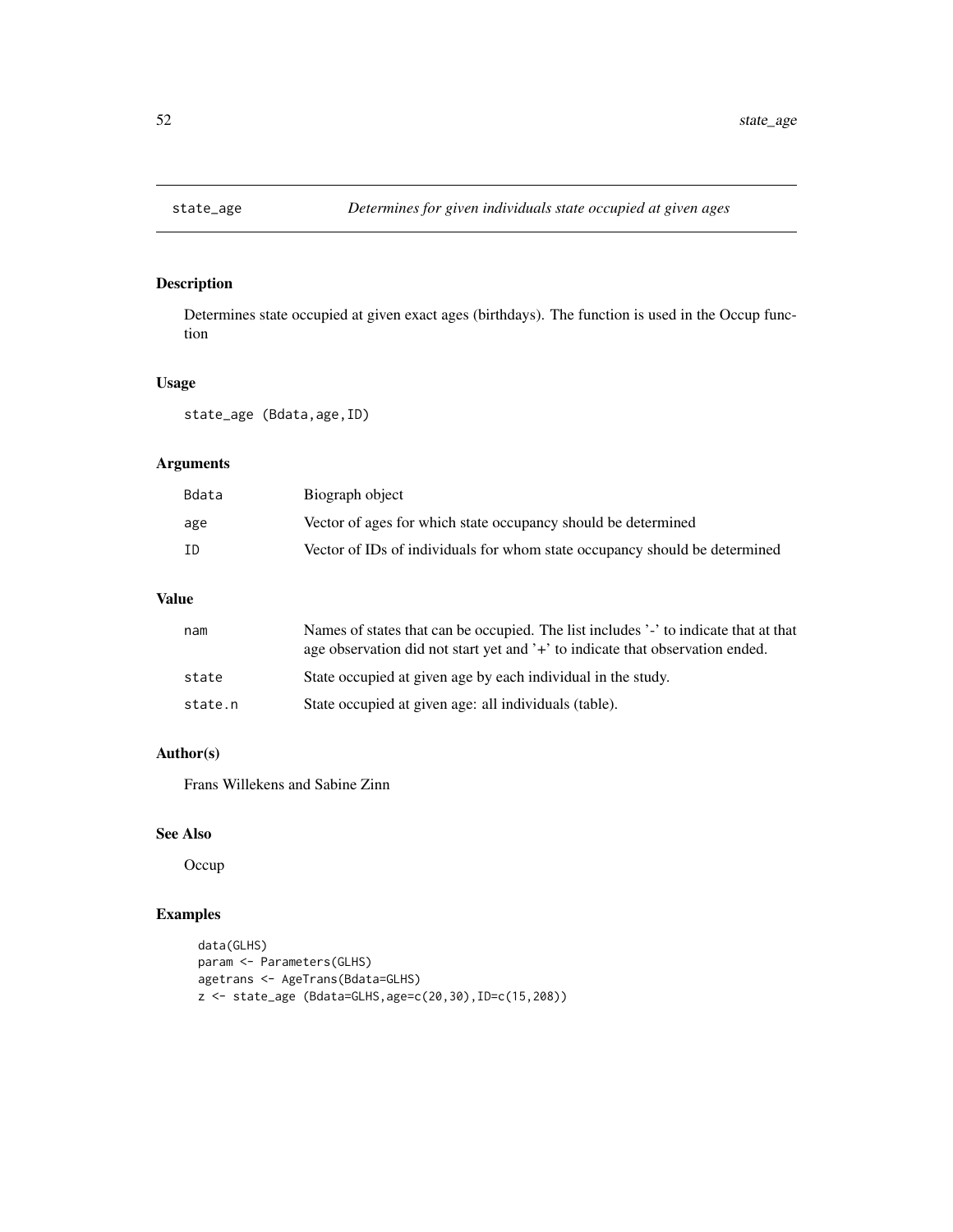## state_age    *Determines for given individuals state occupied at given ages*

### Description

Determines state occupied at given exact ages (birthdays). The function is used in the Occup function

### Usage

```
state_age (Bdata,age,ID)
```

### Arguments

| | |
|---|---|
| Bdata | Biograph object |
| age | Vector of ages for which state occupancy should be determined |
| ID | Vector of IDs of individuals for whom state occupancy should be determined |

### Value

| | |
|---|---|
| nam | Names of states that can be occupied. The list includes '-' to indicate that at that age observation did not start yet and '+' to indicate that observation ended. |
| state | State occupied at given age by each individual in the study. |
| state.n | State occupied at given age: all individuals (table). |

### Author(s)

Frans Willekens and Sabine Zinn

### See Also

Occup

### Examples

```
data(GLHS)
param <- Parameters(GLHS)
agetrans <- AgeTrans(Bdata=GLHS)
z <- state_age (Bdata=GLHS,age=c(20,30),ID=c(15,208))
```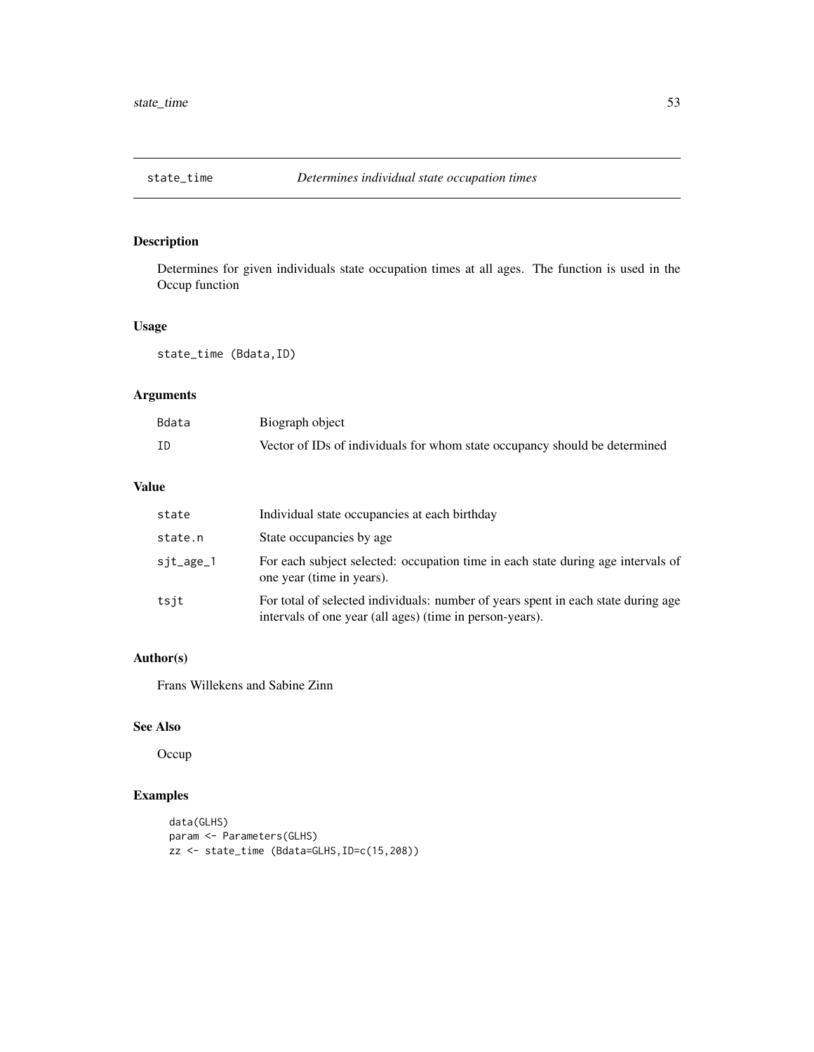# state_time *Determines individual state occupation times*

## Description

Determines for given individuals state occupation times at all ages. The function is used in the Occup function

## Usage

```
state_time (Bdata,ID)
```

## Arguments

| | |
|---|---|
| Bdata | Biograph object |
| ID | Vector of IDs of individuals for whom state occupancy should be determined |

## Value

| | |
|---|---|
| state | Individual state occupancies at each birthday |
| state.n | State occupancies by age |
| sjt_age_1 | For each subject selected: occupation time in each state during age intervals of one year (time in years). |
| tsjt | For total of selected individuals: number of years spent in each state during age intervals of one year (all ages) (time in person-years). |

## Author(s)

Frans Willekens and Sabine Zinn

## See Also

Occup

## Examples

```
data(GLHS)
param <- Parameters(GLHS)
zz <- state_time (Bdata=GLHS,ID=c(15,208))
```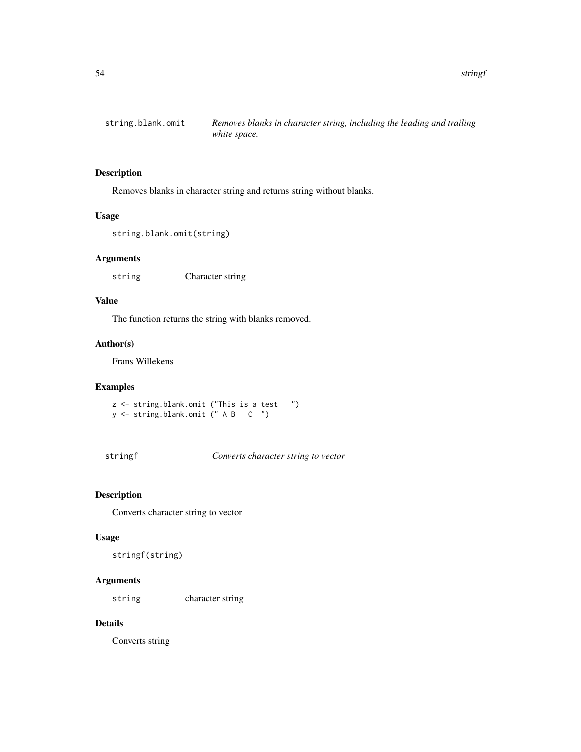## string.blank.omit — *Removes blanks in character string, including the leading and trailing white space.*

### Description

Removes blanks in character string and returns string without blanks.

### Usage

```
string.blank.omit(string)
```

### Arguments

| | |
|---|---|
| `string` | Character string |

### Value

The function returns the string with blanks removed.

### Author(s)

Frans Willekens

### Examples

```
z <- string.blank.omit ("This is a test   ")
y <- string.blank.omit (" A B   C  ")
```

## stringf — *Converts character string to vector*

### Description

Converts character string to vector

### Usage

```
stringf(string)
```

### Arguments

| | |
|---|---|
| `string` | character string |

### Details

Converts string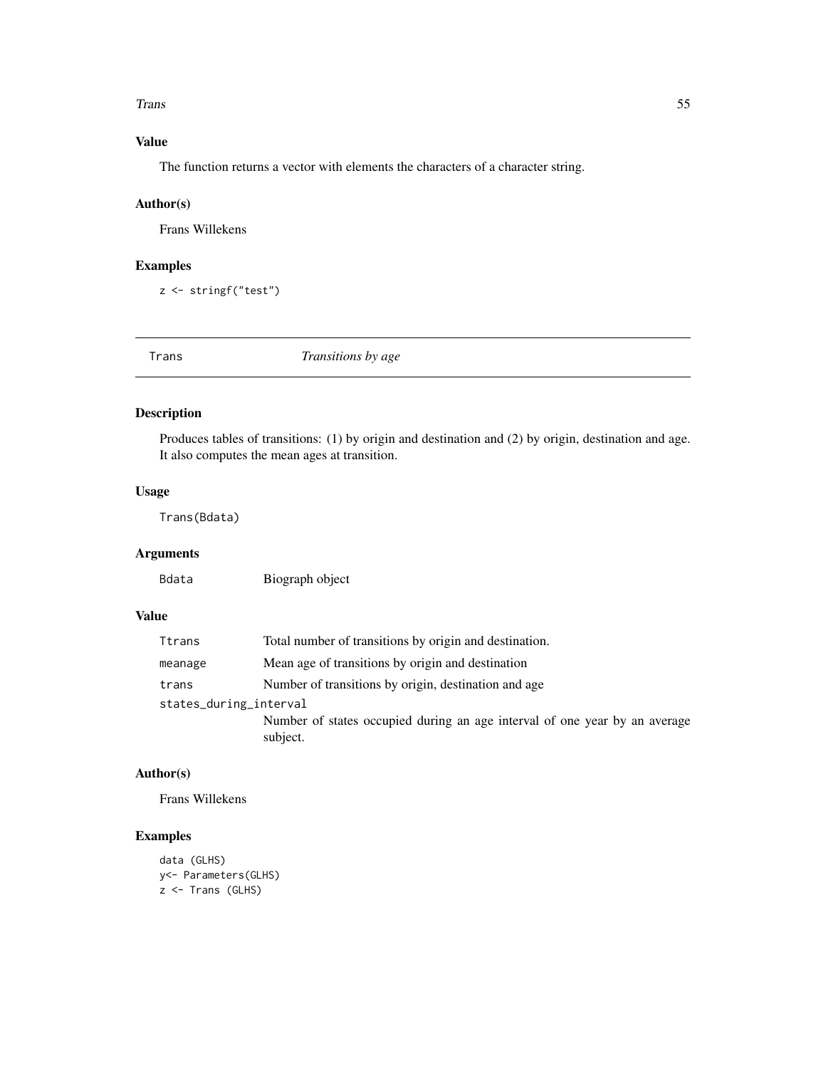### Value

The function returns a vector with elements the characters of a character string.

### Author(s)

Frans Willekens

### Examples

```
z <- stringf("test")
```

---

## Trans — *Transitions by age*

### Description

Produces tables of transitions: (1) by origin and destination and (2) by origin, destination and age. It also computes the mean ages at transition.

### Usage

```
Trans(Bdata)
```

### Arguments

| | |
|---|---|
| `Bdata` | Biograph object |

### Value

| | |
|---|---|
| `Ttrans` | Total number of transitions by origin and destination. |
| `meanage` | Mean age of transitions by origin and destination |
| `trans` | Number of transitions by origin, destination and age |
| `states_during_interval` | Number of states occupied during an age interval of one year by an average subject. |

### Author(s)

Frans Willekens

### Examples

```
data (GLHS)
y<- Parameters(GLHS)
z <- Trans (GLHS)
```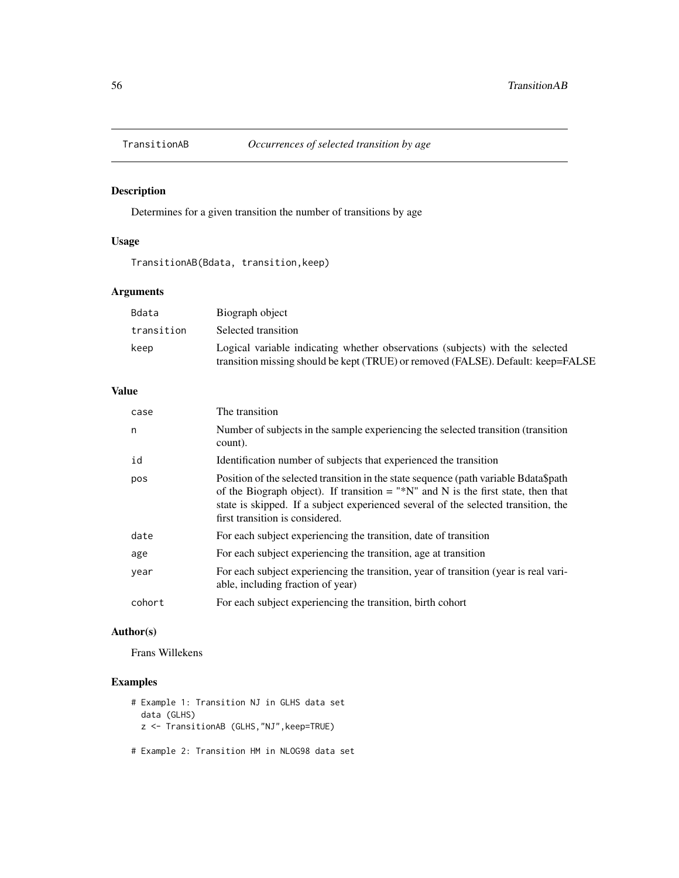# TransitionAB — *Occurrences of selected transition by age*

## Description

Determines for a given transition the number of transitions by age

## Usage

```
TransitionAB(Bdata, transition,keep)
```

## Arguments

| | |
|---|---|
| `Bdata` | Biograph object |
| `transition` | Selected transition |
| `keep` | Logical variable indicating whether observations (subjects) with the selected transition missing should be kept (TRUE) or removed (FALSE). Default: keep=FALSE |

## Value

| | |
|---|---|
| `case` | The transition |
| `n` | Number of subjects in the sample experiencing the selected transition (transition count). |
| `id` | Identification number of subjects that experienced the transition |
| `pos` | Position of the selected transition in the state sequence (path variable Bdata$path of the Biograph object). If transition = "*N" and N is the first state, then that state is skipped. If a subject experienced several of the selected transition, the first transition is considered. |
| `date` | For each subject experiencing the transition, date of transition |
| `age` | For each subject experiencing the transition, age at transition |
| `year` | For each subject experiencing the transition, year of transition (year is real variable, including fraction of year) |
| `cohort` | For each subject experiencing the transition, birth cohort |

## Author(s)

Frans Willekens

## Examples

```
# Example 1: Transition NJ in GLHS data set
  data (GLHS)
  z <- TransitionAB (GLHS,"NJ",keep=TRUE)

# Example 2: Transition HM in NLOG98 data set
```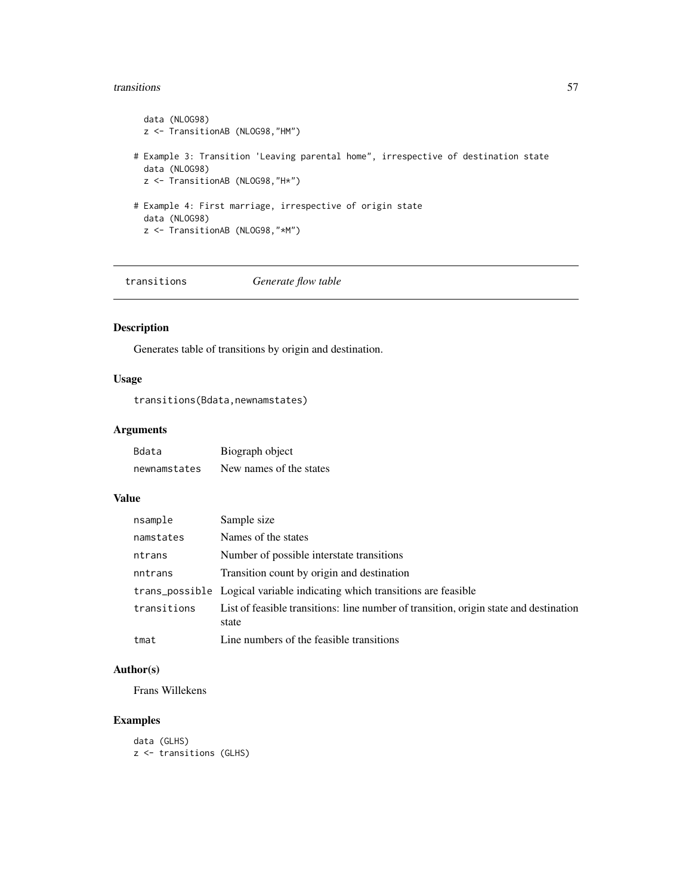```
  data (NLOG98)
  z <- TransitionAB (NLOG98,"HM")

# Example 3: Transition 'Leaving parental home", irrespective of destination state
  data (NLOG98)
  z <- TransitionAB (NLOG98,"H*")

# Example 4: First marriage, irrespective of origin state
  data (NLOG98)
  z <- TransitionAB (NLOG98,"*M")
```

---

## transitions — *Generate flow table*

### Description

Generates table of transitions by origin and destination.

### Usage

```
transitions(Bdata,newnamstates)
```

### Arguments

| | |
|---|---|
| `Bdata` | Biograph object |
| `newnamstates` | New names of the states |

### Value

| | |
|---|---|
| `nsample` | Sample size |
| `namstates` | Names of the states |
| `ntrans` | Number of possible interstate transitions |
| `nntrans` | Transition count by origin and destination |
| `trans_possible` | Logical variable indicating which transitions are feasible |
| `transitions` | List of feasible transitions: line number of transition, origin state and destination state |
| `tmat` | Line numbers of the feasible transitions |

### Author(s)

Frans Willekens

### Examples

```
data (GLHS)
z <- transitions (GLHS)
```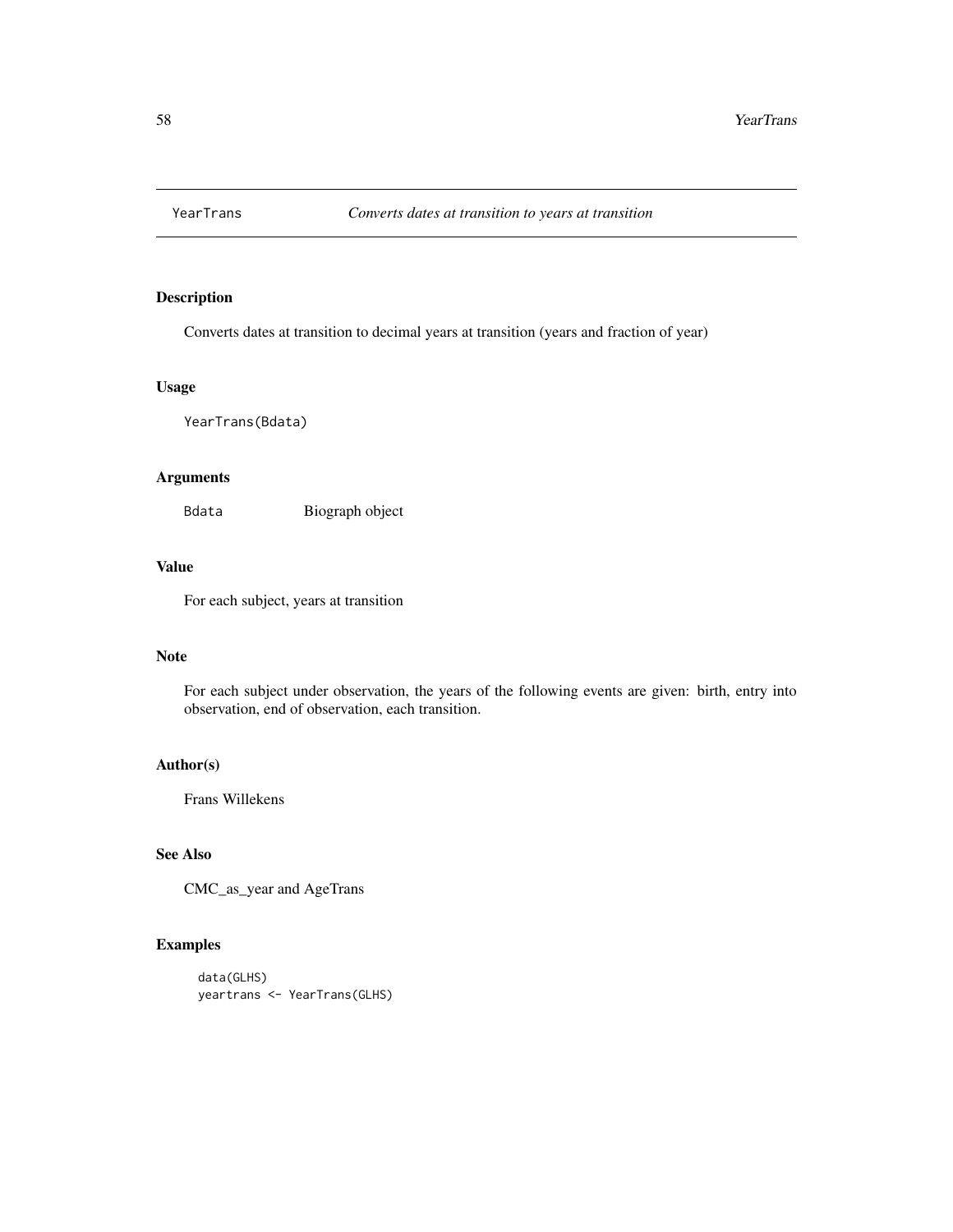YearTrans *Converts dates at transition to years at transition*

## Description

Converts dates at transition to decimal years at transition (years and fraction of year)

## Usage

```
YearTrans(Bdata)
```

## Arguments

| | |
|---|---|
| Bdata | Biograph object |

## Value

For each subject, years at transition

## Note

For each subject under observation, the years of the following events are given: birth, entry into observation, end of observation, each transition.

## Author(s)

Frans Willekens

## See Also

CMC_as_year and AgeTrans

## Examples

```
data(GLHS)
yeartrans <- YearTrans(GLHS)
```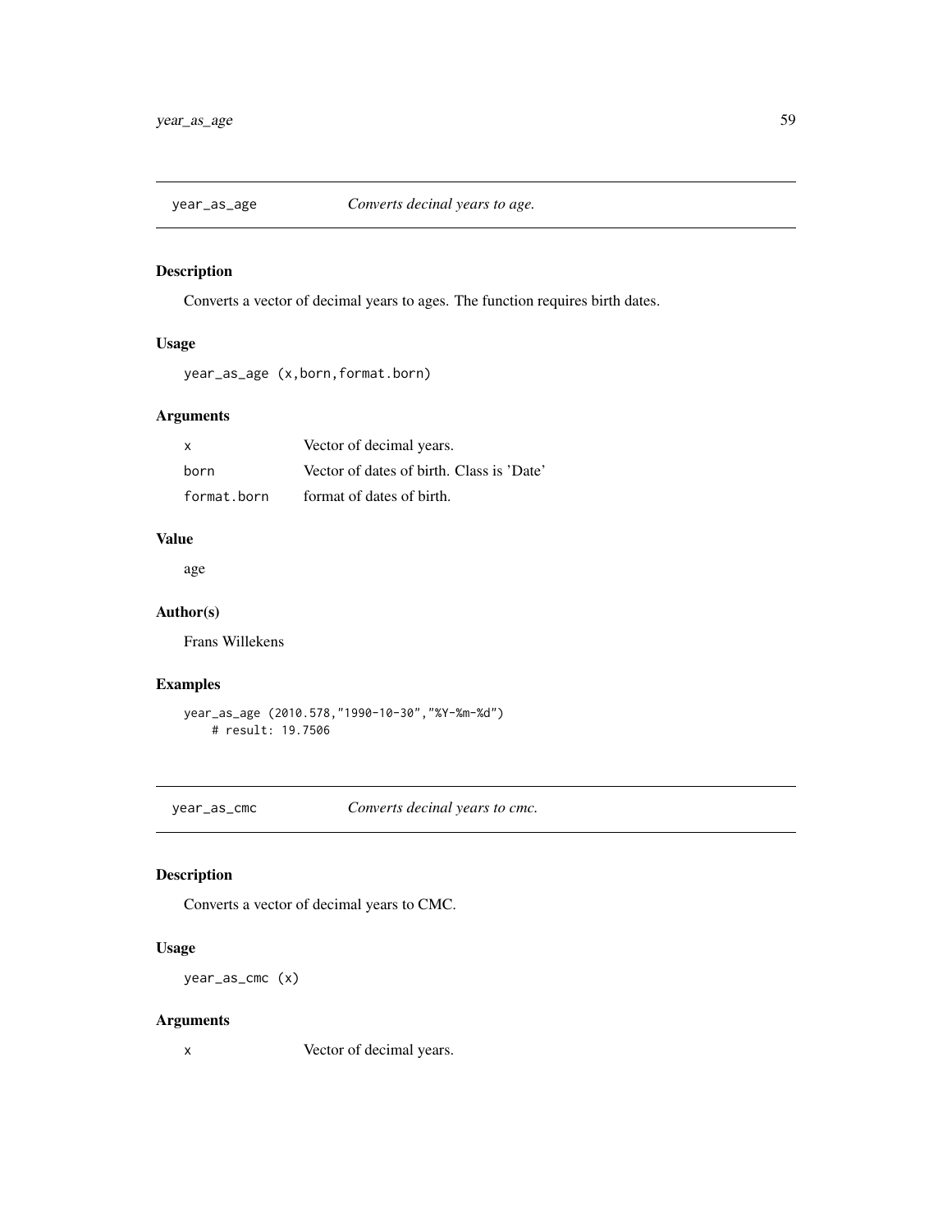## year_as_age *Converts decinal years to age.*

### Description

Converts a vector of decimal years to ages. The function requires birth dates.

### Usage

```
year_as_age (x,born,format.born)
```

### Arguments

| | |
|---|---|
| x | Vector of decimal years. |
| born | Vector of dates of birth. Class is 'Date' |
| format.born | format of dates of birth. |

### Value

age

### Author(s)

Frans Willekens

### Examples

```
year_as_age (2010.578,"1990-10-30","%Y-%m-%d")
    # result: 19.7506
```

## year_as_cmc *Converts decinal years to cmc.*

### Description

Converts a vector of decimal years to CMC.

### Usage

```
year_as_cmc (x)
```

### Arguments

| | |
|---|---|
| x | Vector of decimal years. |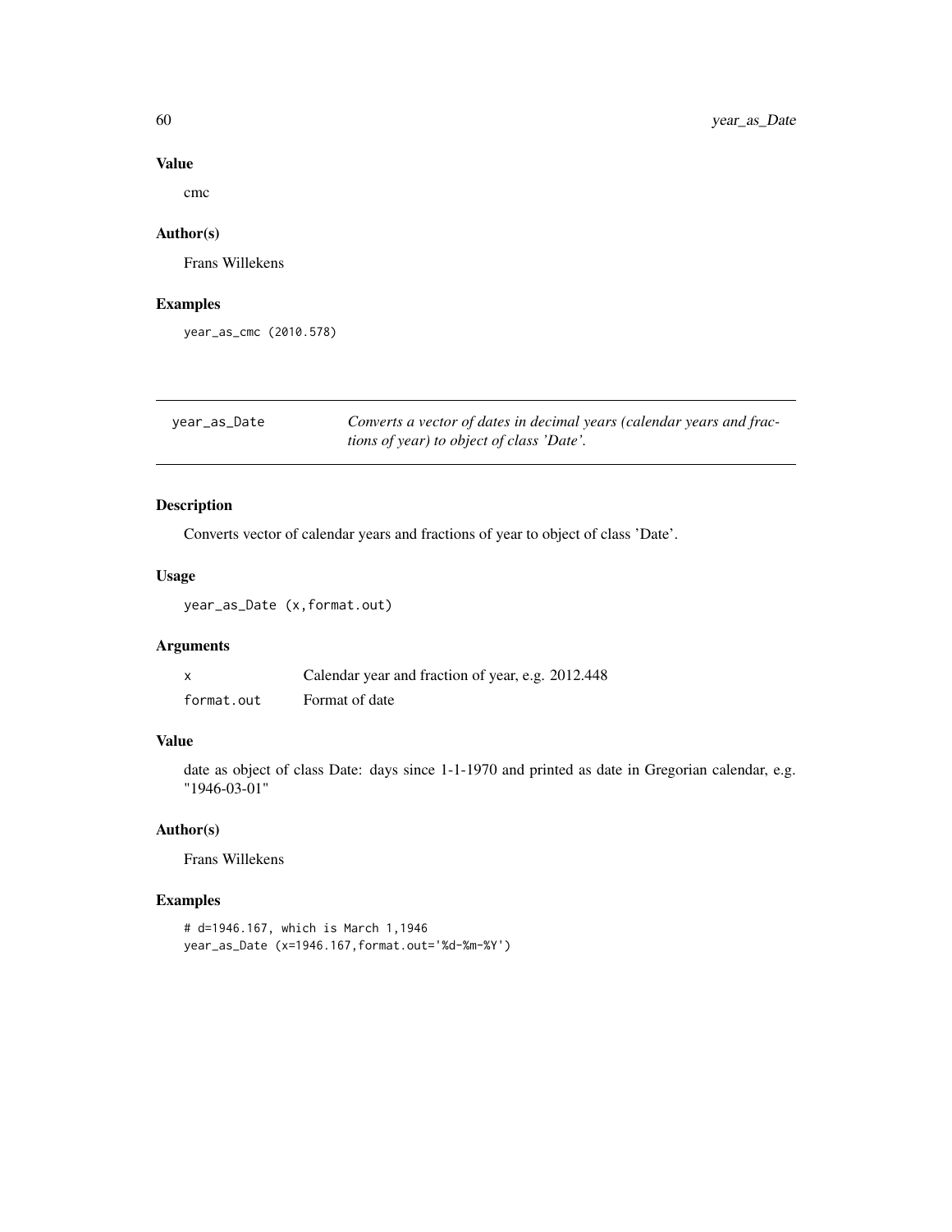### Value

cmc

### Author(s)

Frans Willekens

### Examples

```
year_as_cmc (2010.578)
```

---

## year_as_Date

*Converts a vector of dates in decimal years (calendar years and fractions of year) to object of class 'Date'.*

---

### Description

Converts vector of calendar years and fractions of year to object of class 'Date'.

### Usage

```
year_as_Date (x,format.out)
```

### Arguments

| | |
|---|---|
| `x` | Calendar year and fraction of year, e.g. 2012.448 |
| `format.out` | Format of date |

### Value

date as object of class Date: days since 1-1-1970 and printed as date in Gregorian calendar, e.g. "1946-03-01"

### Author(s)

Frans Willekens

### Examples

```
# d=1946.167, which is March 1,1946
year_as_Date (x=1946.167,format.out='%d-%m-%Y')
```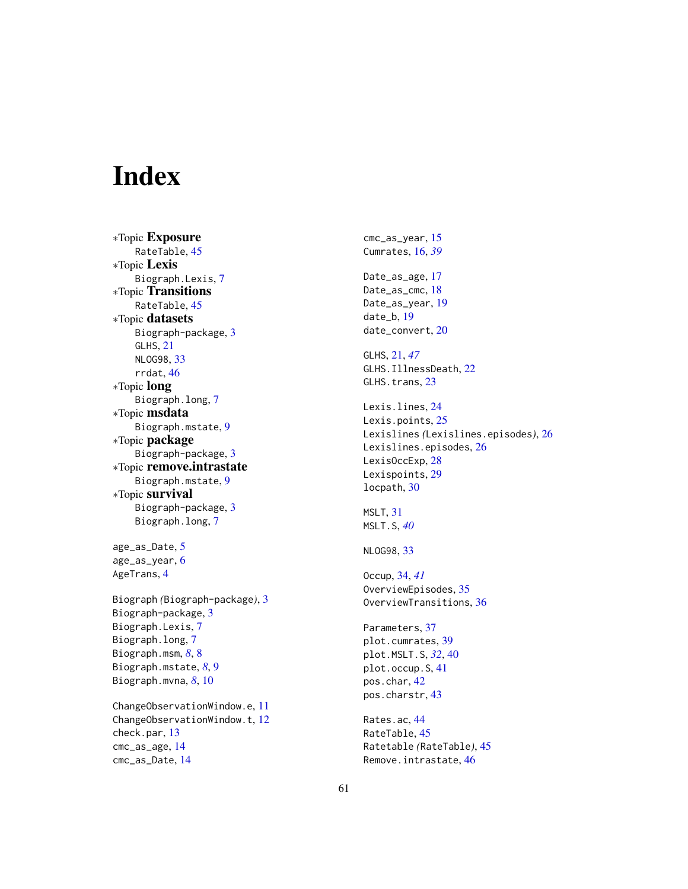# Index

*Topic **Exposure**
- RateTable, 45

*Topic **Lexis**
- Biograph.Lexis, 7

*Topic **Transitions**
- RateTable, 45

*Topic **datasets**
- Biograph-package, 3
- GLHS, 21
- NLOG98, 33
- rrdat, 46

*Topic **long**
- Biograph.long, 7

*Topic **msdata**
- Biograph.mstate, 9

*Topic **package**
- Biograph-package, 3

*Topic **remove.intrastate**
- Biograph.mstate, 9

*Topic **survival**
- Biograph-package, 3
- Biograph.long, 7

age_as_Date, 5
age_as_year, 6
AgeTrans, 4

Biograph *(*Biograph-package*)*, 3
Biograph-package, 3
Biograph.Lexis, 7
Biograph.long, 7
Biograph.msm, *8*, 8
Biograph.mstate, *8*, 9
Biograph.mvna, *8*, 10

ChangeObservationWindow.e, 11
ChangeObservationWindow.t, 12
check.par, 13
cmc_as_age, 14
cmc_as_Date, 14
cmc_as_year, 15
Cumrates, 16, *39*

Date_as_age, 17
Date_as_cmc, 18
Date_as_year, 19
date_b, 19
date_convert, 20

GLHS, 21, *47*
GLHS.IllnessDeath, 22
GLHS.trans, 23

Lexis.lines, 24
Lexis.points, 25
Lexislines *(*Lexislines.episodes*)*, 26
Lexislines.episodes, 26
LexisOccExp, 28
Lexispoints, 29
locpath, 30

MSLT, 31
MSLT.S, *40*

NLOG98, 33

Occup, 34, *41*
OverviewEpisodes, 35
OverviewTransitions, 36

Parameters, 37
plot.cumrates, 39
plot.MSLT.S, *32*, 40
plot.occup.S, 41
pos.char, 42
pos.charstr, 43

Rates.ac, 44
RateTable, 45
Ratetable *(*RateTable*)*, 45
Remove.intrastate, 46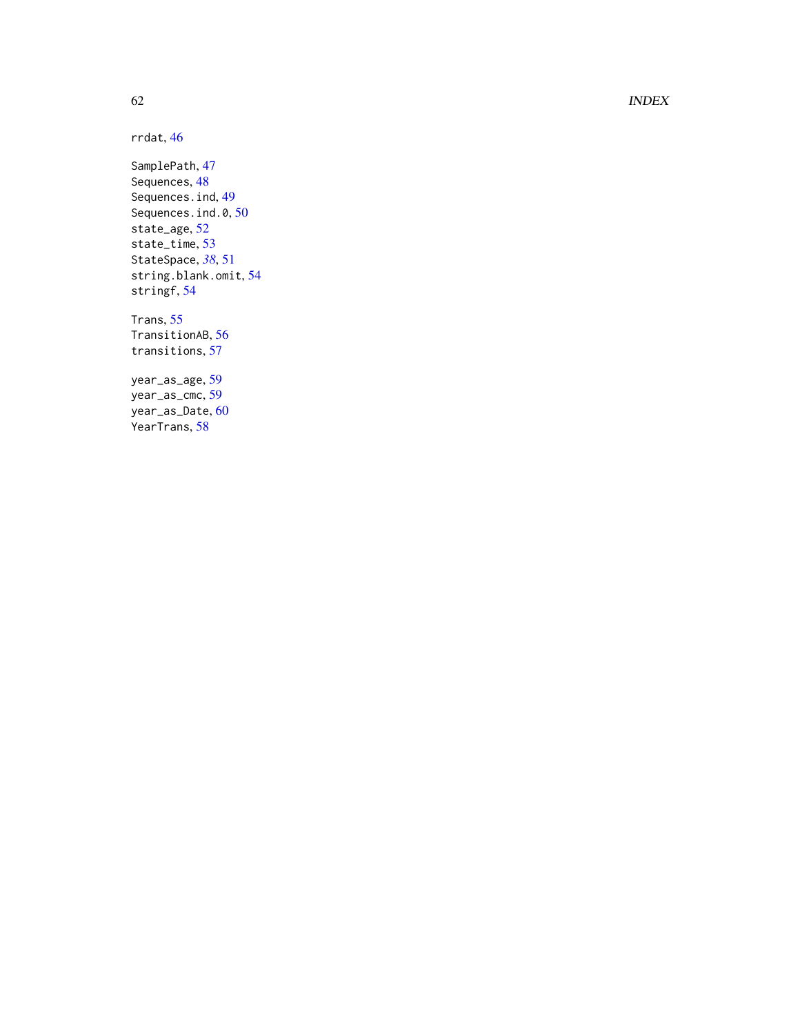rrdat, 46

SamplePath, 47
Sequences, 48
Sequences.ind, 49
Sequences.ind.0, 50
state_age, 52
state_time, 53
StateSpace, *38*, 51
string.blank.omit, 54
stringf, 54

Trans, 55
TransitionAB, 56
transitions, 57

year_as_age, 59
year_as_cmc, 59
year_as_Date, 60
YearTrans, 58